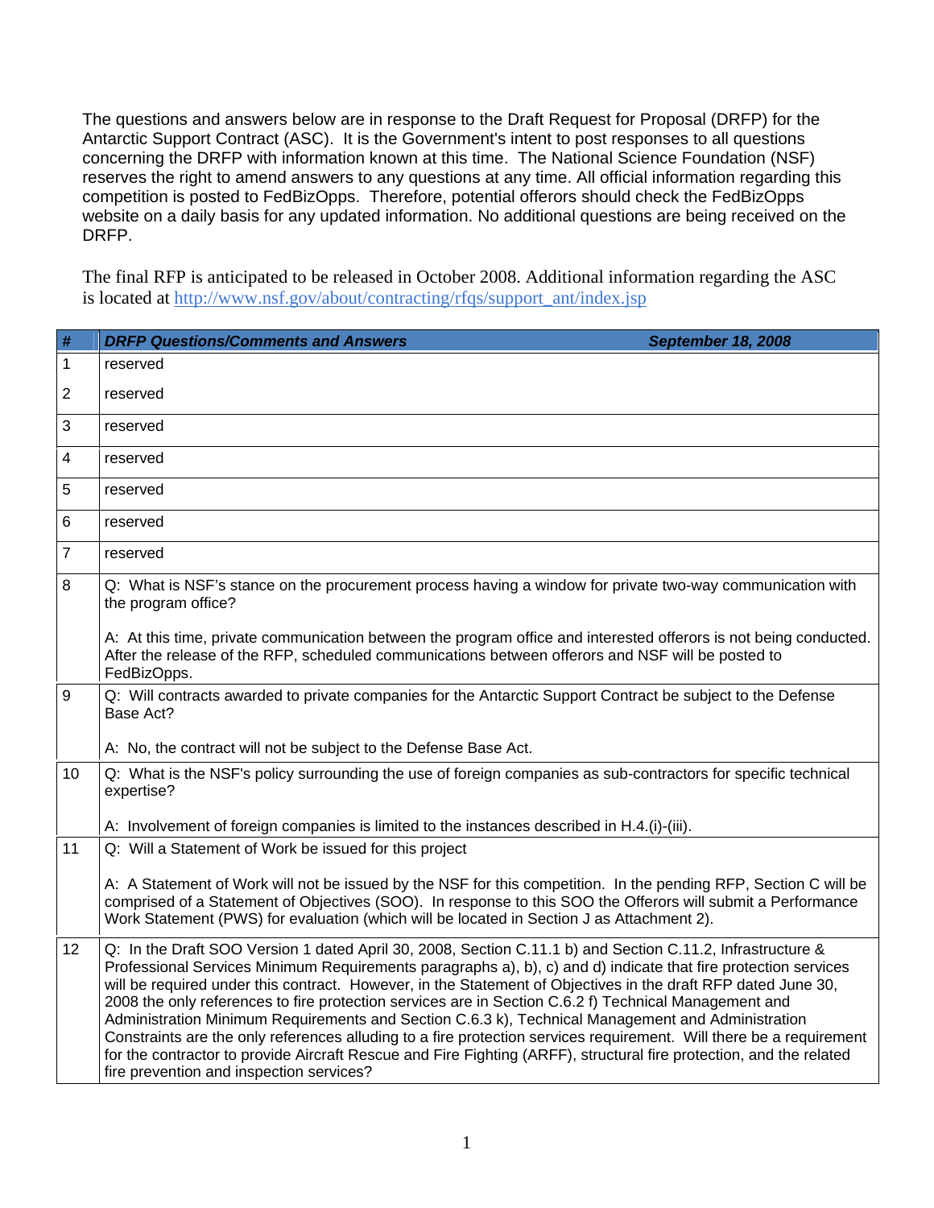The questions and answers below are in response to the Draft Request for Proposal (DRFP) for the Antarctic Support Contract (ASC). It is the Government's intent to post responses to all questions concerning the DRFP with information known at this time. The National Science Foundation (NSF) reserves the right to amend answers to any questions at any time. All official information regarding this competition is posted to FedBizOpps. Therefore, potential offerors should check the FedBizOpps website on a daily basis for any updated information. No additional questions are being received on the DRFP.

The final RFP is anticipated to be released in October 2008. Additional information regarding the ASC is located at [http://www.nsf.gov/about/contracting/rfqs/support_ant/index.jsp](http://www.nsf.gov/about/contracting/rfqs/support_ant/index.jsp)

| # | ***DRFP Questions/Comments and Answers*** ***September 18, 2008*** |
|---|---|
| 1 | reserved |
| 2 | reserved |
| 3 | reserved |
| 4 | reserved |
| 5 | reserved |
| 6 | reserved |
| 7 | reserved |
| 8 | Q: What is NSF's stance on the procurement process having a window for private two-way communication with the program office?<br><br>A: At this time, private communication between the program office and interested offerors is not being conducted. After the release of the RFP, scheduled communications between offerors and NSF will be posted to FedBizOpps. |
| 9 | Q: Will contracts awarded to private companies for the Antarctic Support Contract be subject to the Defense Base Act?<br><br>A: No, the contract will not be subject to the Defense Base Act. |
| 10 | Q: What is the NSF's policy surrounding the use of foreign companies as sub-contractors for specific technical expertise?<br><br>A: Involvement of foreign companies is limited to the instances described in H.4.(i)-(iii). |
| 11 | Q: Will a Statement of Work be issued for this project<br><br>A: A Statement of Work will not be issued by the NSF for this competition. In the pending RFP, Section C will be comprised of a Statement of Objectives (SOO). In response to this SOO the Offerors will submit a Performance Work Statement (PWS) for evaluation (which will be located in Section J as Attachment 2). |
| 12 | Q: In the Draft SOO Version 1 dated April 30, 2008, Section C.11.1 b) and Section C.11.2, Infrastructure & Professional Services Minimum Requirements paragraphs a), b), c) and d) indicate that fire protection services will be required under this contract. However, in the Statement of Objectives in the draft RFP dated June 30, 2008 the only references to fire protection services are in Section C.6.2 f) Technical Management and Administration Minimum Requirements and Section C.6.3 k), Technical Management and Administration Constraints are the only references alluding to a fire protection services requirement. Will there be a requirement for the contractor to provide Aircraft Rescue and Fire Fighting (ARFF), structural fire protection, and the related fire prevention and inspection services? |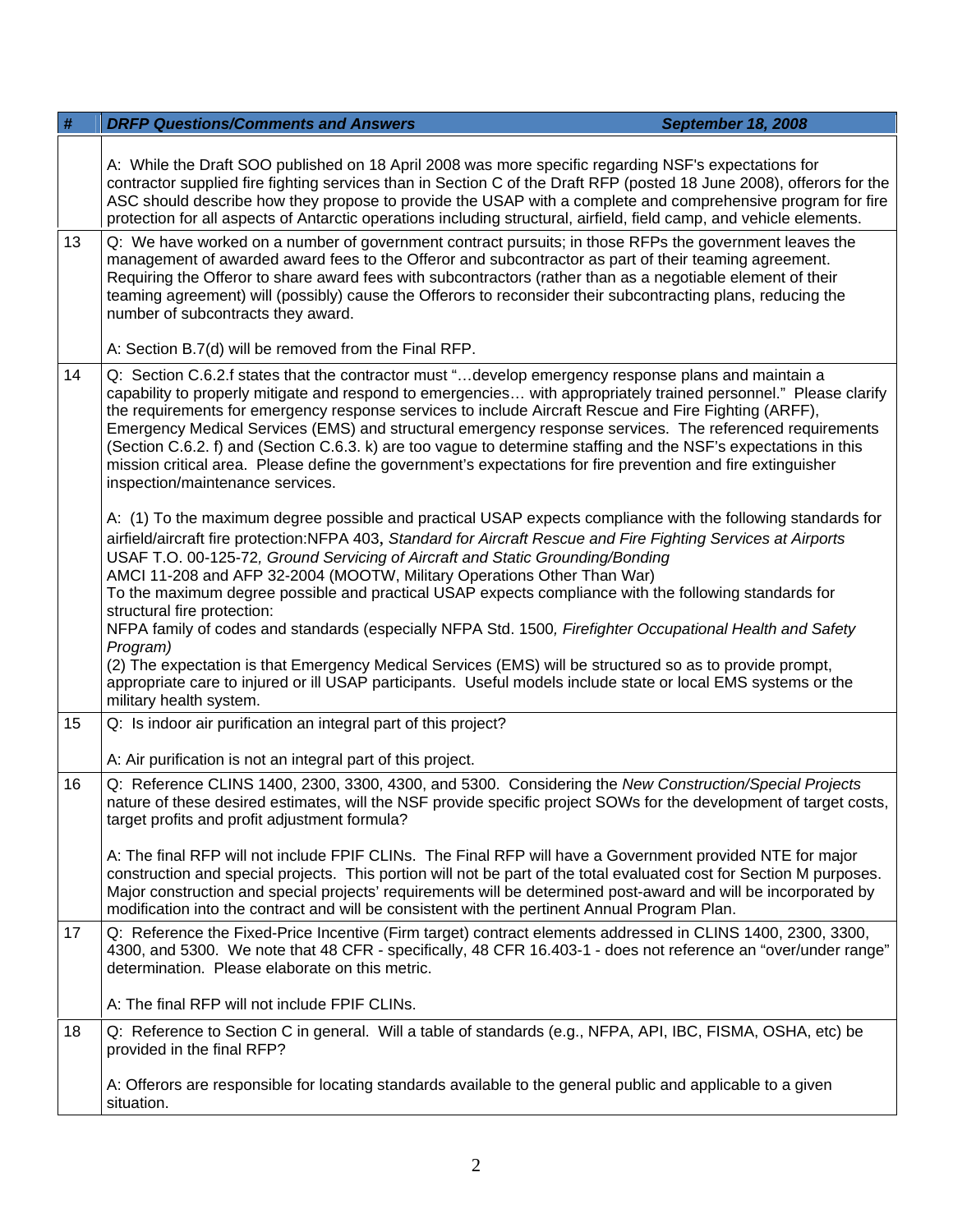| # | DRFP Questions/Comments and Answers September 18, 2008 |
|---|---|
| | A: While the Draft SOO published on 18 April 2008 was more specific regarding NSF's expectations for contractor supplied fire fighting services than in Section C of the Draft RFP (posted 18 June 2008), offerors for the ASC should describe how they propose to provide the USAP with a complete and comprehensive program for fire protection for all aspects of Antarctic operations including structural, airfield, field camp, and vehicle elements. |
| 13 | Q: We have worked on a number of government contract pursuits; in those RFPs the government leaves the management of awarded award fees to the Offeror and subcontractor as part of their teaming agreement. Requiring the Offeror to share award fees with subcontractors (rather than as a negotiable element of their teaming agreement) will (possibly) cause the Offerors to reconsider their subcontracting plans, reducing the number of subcontracts they award.<br><br>A: Section B.7(d) will be removed from the Final RFP. |
| 14 | Q: Section C.6.2.f states that the contractor must "…develop emergency response plans and maintain a capability to properly mitigate and respond to emergencies… with appropriately trained personnel." Please clarify the requirements for emergency response services to include Aircraft Rescue and Fire Fighting (ARFF), Emergency Medical Services (EMS) and structural emergency response services. The referenced requirements (Section C.6.2. f) and (Section C.6.3. k) are too vague to determine staffing and the NSF's expectations in this mission critical area. Please define the government's expectations for fire prevention and fire extinguisher inspection/maintenance services.<br><br>A: (1) To the maximum degree possible and practical USAP expects compliance with the following standards for airfield/aircraft fire protection:NFPA 403**,** *Standard for Aircraft Rescue and Fire Fighting Services at Airports*<br>USAF T.O. 00-125-72*, Ground Servicing of Aircraft and Static Grounding/Bonding*<br>AMCI 11-208 and AFP 32-2004 (MOOTW, Military Operations Other Than War)<br>To the maximum degree possible and practical USAP expects compliance with the following standards for structural fire protection:<br>NFPA family of codes and standards (especially NFPA Std. 1500*, Firefighter Occupational Health and Safety Program)*<br>(2) The expectation is that Emergency Medical Services (EMS) will be structured so as to provide prompt, appropriate care to injured or ill USAP participants. Useful models include state or local EMS systems or the military health system. |
| 15 | Q: Is indoor air purification an integral part of this project?<br><br>A: Air purification is not an integral part of this project. |
| 16 | Q: Reference CLINS 1400, 2300, 3300, 4300, and 5300. Considering the *New Construction/Special Projects* nature of these desired estimates, will the NSF provide specific project SOWs for the development of target costs, target profits and profit adjustment formula?<br><br>A: The final RFP will not include FPIF CLINs. The Final RFP will have a Government provided NTE for major construction and special projects. This portion will not be part of the total evaluated cost for Section M purposes. Major construction and special projects' requirements will be determined post-award and will be incorporated by modification into the contract and will be consistent with the pertinent Annual Program Plan. |
| 17 | Q: Reference the Fixed-Price Incentive (Firm target) contract elements addressed in CLINS 1400, 2300, 3300, 4300, and 5300. We note that 48 CFR - specifically, 48 CFR 16.403-1 - does not reference an "over/under range" determination. Please elaborate on this metric.<br><br>A: The final RFP will not include FPIF CLINs. |
| 18 | Q: Reference to Section C in general. Will a table of standards (e.g., NFPA, API, IBC, FISMA, OSHA, etc) be provided in the final RFP?<br><br>A: Offerors are responsible for locating standards available to the general public and applicable to a given situation. |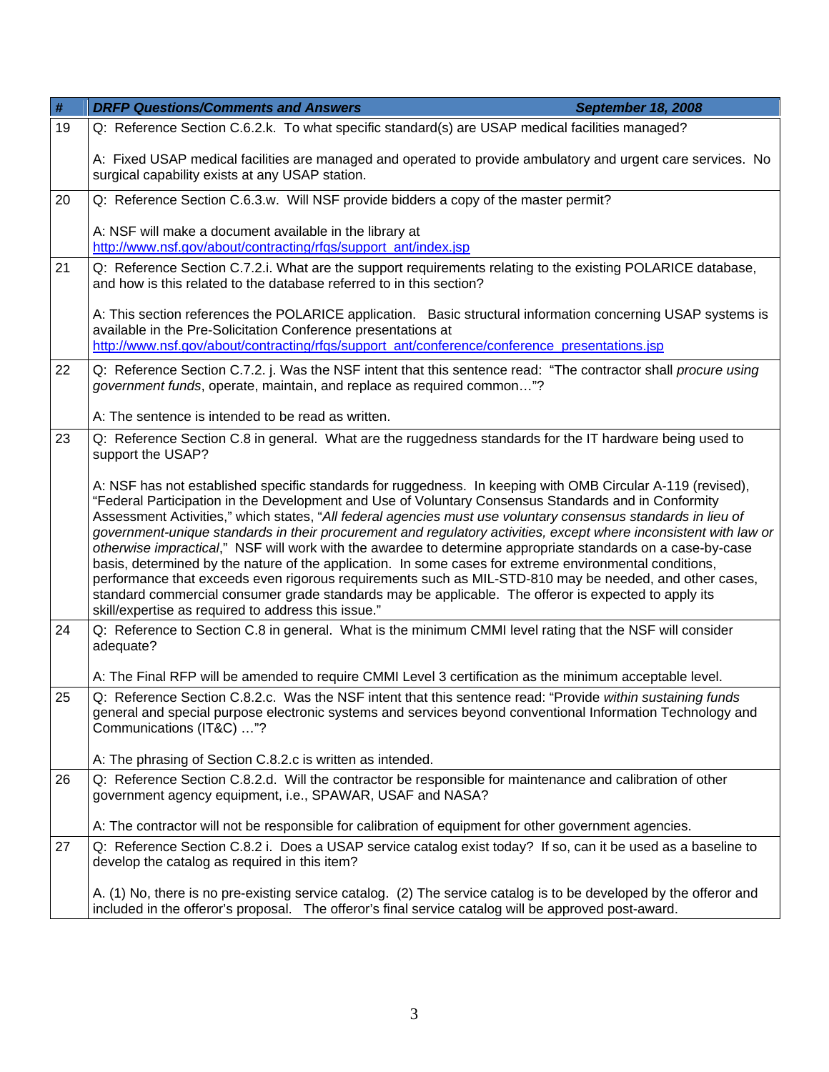| # | DRFP Questions/Comments and Answers September 18, 2008 |
|---|---|
| 19 | Q: Reference Section C.6.2.k. To what specific standard(s) are USAP medical facilities managed?<br><br>A: Fixed USAP medical facilities are managed and operated to provide ambulatory and urgent care services. No surgical capability exists at any USAP station. |
| 20 | Q: Reference Section C.6.3.w. Will NSF provide bidders a copy of the master permit?<br><br>A: NSF will make a document available in the library at http://www.nsf.gov/about/contracting/rfqs/support_ant/index.jsp |
| 21 | Q: Reference Section C.7.2.i. What are the support requirements relating to the existing POLARICE database, and how is this related to the database referred to in this section?<br><br>A: This section references the POLARICE application. Basic structural information concerning USAP systems is available in the Pre-Solicitation Conference presentations at http://www.nsf.gov/about/contracting/rfqs/support_ant/conference/conference_presentations.jsp |
| 22 | Q: Reference Section C.7.2. j. Was the NSF intent that this sentence read: "The contractor shall *procure using government funds*, operate, maintain, and replace as required common…"?<br><br>A: The sentence is intended to be read as written. |
| 23 | Q: Reference Section C.8 in general. What are the ruggedness standards for the IT hardware being used to support the USAP?<br><br>A: NSF has not established specific standards for ruggedness. In keeping with OMB Circular A-119 (revised), "Federal Participation in the Development and Use of Voluntary Consensus Standards and in Conformity Assessment Activities," which states, "*All federal agencies must use voluntary consensus standards in lieu of government-unique standards in their procurement and regulatory activities, except where inconsistent with law or otherwise impractical*," NSF will work with the awardee to determine appropriate standards on a case-by-case basis, determined by the nature of the application. In some cases for extreme environmental conditions, performance that exceeds even rigorous requirements such as MIL-STD-810 may be needed, and other cases, standard commercial consumer grade standards may be applicable. The offeror is expected to apply its skill/expertise as required to address this issue." |
| 24 | Q: Reference to Section C.8 in general. What is the minimum CMMI level rating that the NSF will consider adequate?<br><br>A: The Final RFP will be amended to require CMMI Level 3 certification as the minimum acceptable level. |
| 25 | Q: Reference Section C.8.2.c. Was the NSF intent that this sentence read: "Provide *within sustaining funds* general and special purpose electronic systems and services beyond conventional Information Technology and Communications (IT&C) …"?<br><br>A: The phrasing of Section C.8.2.c is written as intended. |
| 26 | Q: Reference Section C.8.2.d. Will the contractor be responsible for maintenance and calibration of other government agency equipment, i.e., SPAWAR, USAF and NASA?<br><br>A: The contractor will not be responsible for calibration of equipment for other government agencies. |
| 27 | Q: Reference Section C.8.2 i. Does a USAP service catalog exist today? If so, can it be used as a baseline to develop the catalog as required in this item?<br><br>A. (1) No, there is no pre-existing service catalog. (2) The service catalog is to be developed by the offeror and included in the offeror's proposal. The offeror's final service catalog will be approved post-award. |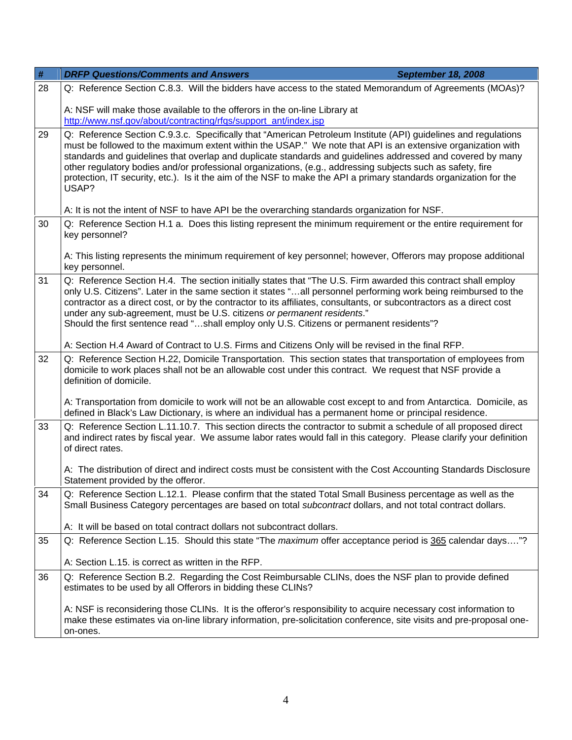| # | *DRFP Questions/Comments and Answers September 18, 2008* |
|---|---|
| 28 | Q: Reference Section C.8.3. Will the bidders have access to the stated Memorandum of Agreements (MOAs)?<br><br>A: NSF will make those available to the offerors in the on-line Library at http://www.nsf.gov/about/contracting/rfqs/support_ant/index.jsp |
| 29 | Q: Reference Section C.9.3.c. Specifically that "American Petroleum Institute (API) guidelines and regulations must be followed to the maximum extent within the USAP." We note that API is an extensive organization with standards and guidelines that overlap and duplicate standards and guidelines addressed and covered by many other regulatory bodies and/or professional organizations, (e.g., addressing subjects such as safety, fire protection, IT security, etc.). Is it the aim of the NSF to make the API a primary standards organization for the USAP?<br><br>A: It is not the intent of NSF to have API be the overarching standards organization for NSF. |
| 30 | Q: Reference Section H.1 a. Does this listing represent the minimum requirement or the entire requirement for key personnel?<br><br>A: This listing represents the minimum requirement of key personnel; however, Offerors may propose additional key personnel. |
| 31 | Q: Reference Section H.4. The section initially states that "The U.S. Firm awarded this contract shall employ only U.S. Citizens". Later in the same section it states "…all personnel performing work being reimbursed to the contractor as a direct cost, or by the contractor to its affiliates, consultants, or subcontractors as a direct cost under any sub-agreement, must be U.S. citizens *or permanent residents*."<br>Should the first sentence read "…shall employ only U.S. Citizens or permanent residents"?<br><br>A: Section H.4 Award of Contract to U.S. Firms and Citizens Only will be revised in the final RFP. |
| 32 | Q: Reference Section H.22, Domicile Transportation. This section states that transportation of employees from domicile to work places shall not be an allowable cost under this contract. We request that NSF provide a definition of domicile.<br><br>A: Transportation from domicile to work will not be an allowable cost except to and from Antarctica. Domicile, as defined in Black's Law Dictionary, is where an individual has a permanent home or principal residence. |
| 33 | Q: Reference Section L.11.10.7. This section directs the contractor to submit a schedule of all proposed direct and indirect rates by fiscal year. We assume labor rates would fall in this category. Please clarify your definition of direct rates.<br><br>A: The distribution of direct and indirect costs must be consistent with the Cost Accounting Standards Disclosure Statement provided by the offeror. |
| 34 | Q: Reference Section L.12.1. Please confirm that the stated Total Small Business percentage as well as the Small Business Category percentages are based on total *subcontract* dollars, and not total contract dollars.<br><br>A: It will be based on total contract dollars not subcontract dollars. |
| 35 | Q: Reference Section L.15. Should this state "The *maximum* offer acceptance period is 365 calendar days…."?<br><br>A: Section L.15. is correct as written in the RFP. |
| 36 | Q: Reference Section B.2. Regarding the Cost Reimbursable CLINs, does the NSF plan to provide defined estimates to be used by all Offerors in bidding these CLINs?<br><br>A: NSF is reconsidering those CLINs. It is the offeror's responsibility to acquire necessary cost information to make these estimates via on-line library information, pre-solicitation conference, site visits and pre-proposal one-on-ones. |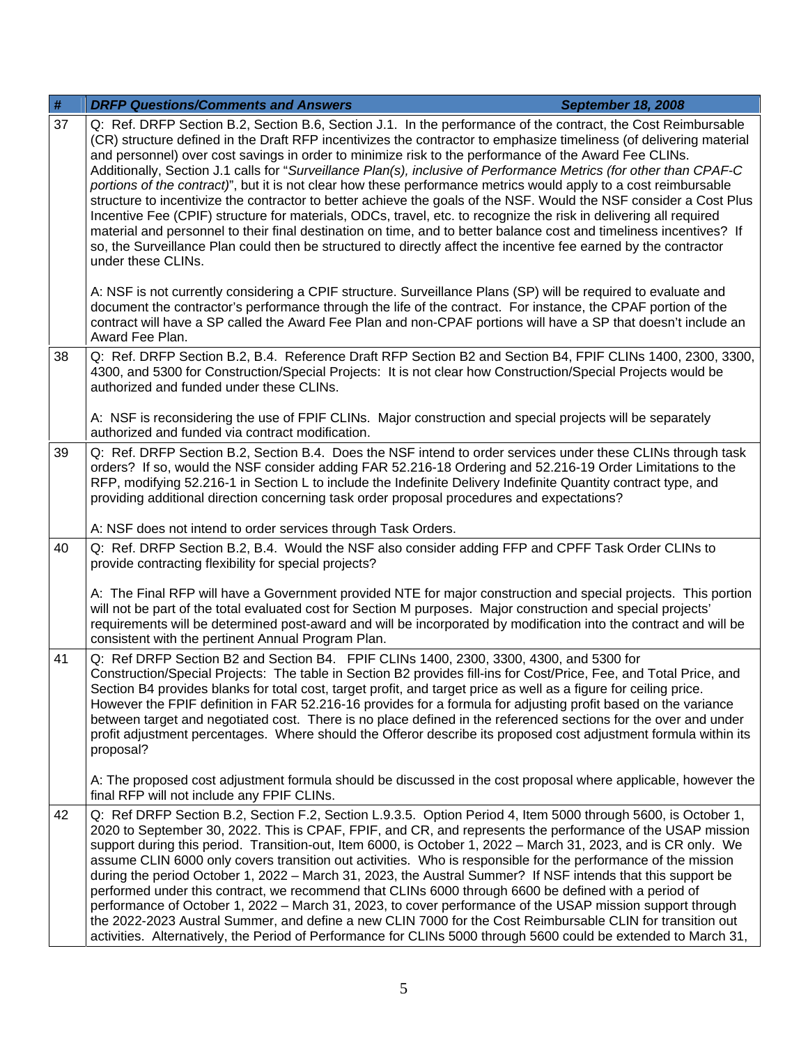| # | DRFP Questions/Comments and Answers September 18, 2008 |
|---|---|
| 37 | Q: Ref. DRFP Section B.2, Section B.6, Section J.1. In the performance of the contract, the Cost Reimbursable (CR) structure defined in the Draft RFP incentivizes the contractor to emphasize timeliness (of delivering material and personnel) over cost savings in order to minimize risk to the performance of the Award Fee CLINs. Additionally, Section J.1 calls for "*Surveillance Plan(s), inclusive of Performance Metrics (for other than CPAF-C portions of the contract)*", but it is not clear how these performance metrics would apply to a cost reimbursable structure to incentivize the contractor to better achieve the goals of the NSF. Would the NSF consider a Cost Plus Incentive Fee (CPIF) structure for materials, ODCs, travel, etc. to recognize the risk in delivering all required material and personnel to their final destination on time, and to better balance cost and timeliness incentives? If so, the Surveillance Plan could then be structured to directly affect the incentive fee earned by the contractor under these CLINs.<br><br>A: NSF is not currently considering a CPIF structure. Surveillance Plans (SP) will be required to evaluate and document the contractor's performance through the life of the contract. For instance, the CPAF portion of the contract will have a SP called the Award Fee Plan and non-CPAF portions will have a SP that doesn't include an Award Fee Plan. |
| 38 | Q: Ref. DRFP Section B.2, B.4. Reference Draft RFP Section B2 and Section B4, FPIF CLINs 1400, 2300, 3300, 4300, and 5300 for Construction/Special Projects: It is not clear how Construction/Special Projects would be authorized and funded under these CLINs.<br><br>A: NSF is reconsidering the use of FPIF CLINs. Major construction and special projects will be separately authorized and funded via contract modification. |
| 39 | Q: Ref. DRFP Section B.2, Section B.4. Does the NSF intend to order services under these CLINs through task orders? If so, would the NSF consider adding FAR 52.216-18 Ordering and 52.216-19 Order Limitations to the RFP, modifying 52.216-1 in Section L to include the Indefinite Delivery Indefinite Quantity contract type, and providing additional direction concerning task order proposal procedures and expectations?<br><br>A: NSF does not intend to order services through Task Orders. |
| 40 | Q: Ref. DRFP Section B.2, B.4. Would the NSF also consider adding FFP and CPFF Task Order CLINs to provide contracting flexibility for special projects?<br><br>A: The Final RFP will have a Government provided NTE for major construction and special projects. This portion will not be part of the total evaluated cost for Section M purposes. Major construction and special projects' requirements will be determined post-award and will be incorporated by modification into the contract and will be consistent with the pertinent Annual Program Plan. |
| 41 | Q: Ref DRFP Section B2 and Section B4. FPIF CLINs 1400, 2300, 3300, 4300, and 5300 for Construction/Special Projects: The table in Section B2 provides fill-ins for Cost/Price, Fee, and Total Price, and Section B4 provides blanks for total cost, target profit, and target price as well as a figure for ceiling price. However the FPIF definition in FAR 52.216-16 provides for a formula for adjusting profit based on the variance between target and negotiated cost. There is no place defined in the referenced sections for the over and under profit adjustment percentages. Where should the Offeror describe its proposed cost adjustment formula within its proposal?<br><br>A: The proposed cost adjustment formula should be discussed in the cost proposal where applicable, however the final RFP will not include any FPIF CLINs. |
| 42 | Q: Ref DRFP Section B.2, Section F.2, Section L.9.3.5. Option Period 4, Item 5000 through 5600, is October 1, 2020 to September 30, 2022. This is CPAF, FPIF, and CR, and represents the performance of the USAP mission support during this period. Transition-out, Item 6000, is October 1, 2022 – March 31, 2023, and is CR only. We assume CLIN 6000 only covers transition out activities. Who is responsible for the performance of the mission during the period October 1, 2022 – March 31, 2023, the Austral Summer? If NSF intends that this support be performed under this contract, we recommend that CLINs 6000 through 6600 be defined with a period of performance of October 1, 2022 – March 31, 2023, to cover performance of the USAP mission support through the 2022-2023 Austral Summer, and define a new CLIN 7000 for the Cost Reimbursable CLIN for transition out activities. Alternatively, the Period of Performance for CLINs 5000 through 5600 could be extended to March 31, |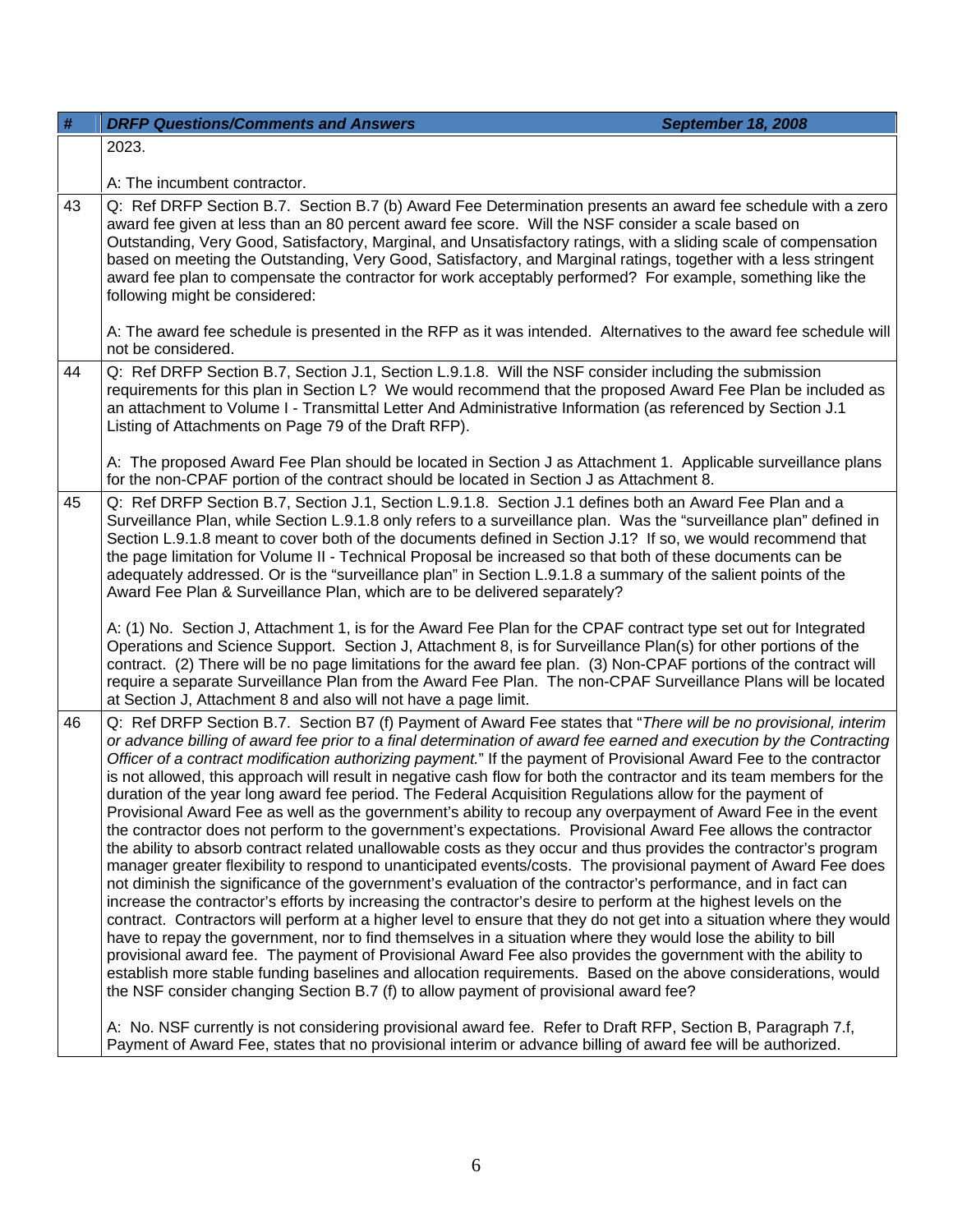| # | DRFP Questions/Comments and Answers September 18, 2008 |
|---|---|
| | 2023.<br><br>A: The incumbent contractor. |
| 43 | Q: Ref DRFP Section B.7. Section B.7 (b) Award Fee Determination presents an award fee schedule with a zero award fee given at less than an 80 percent award fee score. Will the NSF consider a scale based on Outstanding, Very Good, Satisfactory, Marginal, and Unsatisfactory ratings, with a sliding scale of compensation based on meeting the Outstanding, Very Good, Satisfactory, and Marginal ratings, together with a less stringent award fee plan to compensate the contractor for work acceptably performed? For example, something like the following might be considered:<br><br>A: The award fee schedule is presented in the RFP as it was intended. Alternatives to the award fee schedule will not be considered. |
| 44 | Q: Ref DRFP Section B.7, Section J.1, Section L.9.1.8. Will the NSF consider including the submission requirements for this plan in Section L? We would recommend that the proposed Award Fee Plan be included as an attachment to Volume I - Transmittal Letter And Administrative Information (as referenced by Section J.1 Listing of Attachments on Page 79 of the Draft RFP).<br><br>A: The proposed Award Fee Plan should be located in Section J as Attachment 1. Applicable surveillance plans for the non-CPAF portion of the contract should be located in Section J as Attachment 8. |
| 45 | Q: Ref DRFP Section B.7, Section J.1, Section L.9.1.8. Section J.1 defines both an Award Fee Plan and a Surveillance Plan, while Section L.9.1.8 only refers to a surveillance plan. Was the "surveillance plan" defined in Section L.9.1.8 meant to cover both of the documents defined in Section J.1? If so, we would recommend that the page limitation for Volume II - Technical Proposal be increased so that both of these documents can be adequately addressed. Or is the "surveillance plan" in Section L.9.1.8 a summary of the salient points of the Award Fee Plan & Surveillance Plan, which are to be delivered separately?<br><br>A: (1) No. Section J, Attachment 1, is for the Award Fee Plan for the CPAF contract type set out for Integrated Operations and Science Support. Section J, Attachment 8, is for Surveillance Plan(s) for other portions of the contract. (2) There will be no page limitations for the award fee plan. (3) Non-CPAF portions of the contract will require a separate Surveillance Plan from the Award Fee Plan. The non-CPAF Surveillance Plans will be located at Section J, Attachment 8 and also will not have a page limit. |
| 46 | Q: Ref DRFP Section B.7. Section B7 (f) Payment of Award Fee states that "*There will be no provisional, interim or advance billing of award fee prior to a final determination of award fee earned and execution by the Contracting Officer of a contract modification authorizing payment.*" If the payment of Provisional Award Fee to the contractor is not allowed, this approach will result in negative cash flow for both the contractor and its team members for the duration of the year long award fee period. The Federal Acquisition Regulations allow for the payment of Provisional Award Fee as well as the government's ability to recoup any overpayment of Award Fee in the event the contractor does not perform to the government's expectations. Provisional Award Fee allows the contractor the ability to absorb contract related unallowable costs as they occur and thus provides the contractor's program manager greater flexibility to respond to unanticipated events/costs. The provisional payment of Award Fee does not diminish the significance of the government's evaluation of the contractor's performance, and in fact can increase the contractor's efforts by increasing the contractor's desire to perform at the highest levels on the contract. Contractors will perform at a higher level to ensure that they do not get into a situation where they would have to repay the government, nor to find themselves in a situation where they would lose the ability to bill provisional award fee. The payment of Provisional Award Fee also provides the government with the ability to establish more stable funding baselines and allocation requirements. Based on the above considerations, would the NSF consider changing Section B.7 (f) to allow payment of provisional award fee?<br><br>A: No. NSF currently is not considering provisional award fee. Refer to Draft RFP, Section B, Paragraph 7.f, Payment of Award Fee, states that no provisional interim or advance billing of award fee will be authorized. |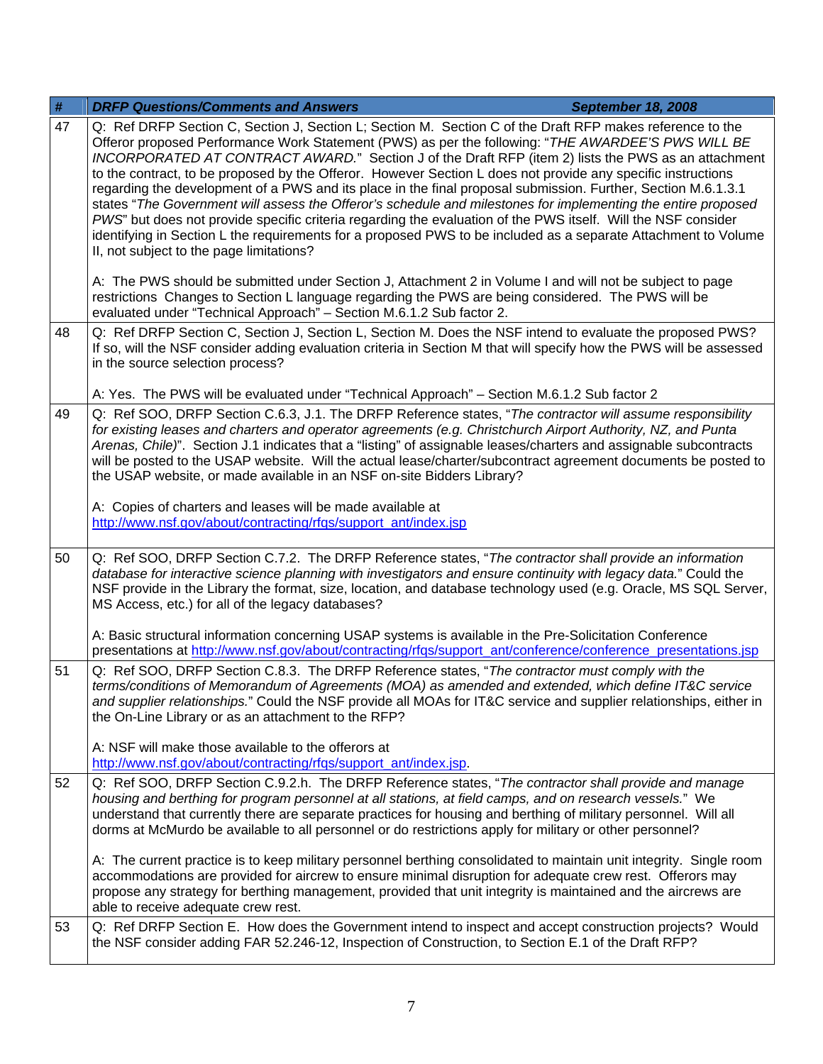| # | DRFP Questions/Comments and Answers September 18, 2008 |
|---|---|
| 47 | Q: Ref DRFP Section C, Section J, Section L; Section M. Section C of the Draft RFP makes reference to the Offeror proposed Performance Work Statement (PWS) as per the following: "*THE AWARDEE'S PWS WILL BE INCORPORATED AT CONTRACT AWARD.*" Section J of the Draft RFP (item 2) lists the PWS as an attachment to the contract, to be proposed by the Offeror. However Section L does not provide any specific instructions regarding the development of a PWS and its place in the final proposal submission. Further, Section M.6.1.3.1 states "*The Government will assess the Offeror's schedule and milestones for implementing the entire proposed PWS*" but does not provide specific criteria regarding the evaluation of the PWS itself. Will the NSF consider identifying in Section L the requirements for a proposed PWS to be included as a separate Attachment to Volume II, not subject to the page limitations?<br><br>A: The PWS should be submitted under Section J, Attachment 2 in Volume I and will not be subject to page restrictions Changes to Section L language regarding the PWS are being considered. The PWS will be evaluated under "Technical Approach" – Section M.6.1.2 Sub factor 2. |
| 48 | Q: Ref DRFP Section C, Section J, Section L, Section M. Does the NSF intend to evaluate the proposed PWS? If so, will the NSF consider adding evaluation criteria in Section M that will specify how the PWS will be assessed in the source selection process?<br><br>A: Yes. The PWS will be evaluated under "Technical Approach" – Section M.6.1.2 Sub factor 2 |
| 49 | Q: Ref SOO, DRFP Section C.6.3, J.1. The DRFP Reference states, "*The contractor will assume responsibility for existing leases and charters and operator agreements (e.g. Christchurch Airport Authority, NZ, and Punta Arenas, Chile)*". Section J.1 indicates that a "listing" of assignable leases/charters and assignable subcontracts will be posted to the USAP website. Will the actual lease/charter/subcontract agreement documents be posted to the USAP website, or made available in an NSF on-site Bidders Library?<br><br>A: Copies of charters and leases will be made available at http://www.nsf.gov/about/contracting/rfqs/support_ant/index.jsp |
| 50 | Q: Ref SOO, DRFP Section C.7.2. The DRFP Reference states, "*The contractor shall provide an information database for interactive science planning with investigators and ensure continuity with legacy data.*" Could the NSF provide in the Library the format, size, location, and database technology used (e.g. Oracle, MS SQL Server, MS Access, etc.) for all of the legacy databases?<br><br>A: Basic structural information concerning USAP systems is available in the Pre-Solicitation Conference presentations at http://www.nsf.gov/about/contracting/rfqs/support_ant/conference/conference_presentations.jsp |
| 51 | Q: Ref SOO, DRFP Section C.8.3. The DRFP Reference states, "*The contractor must comply with the terms/conditions of Memorandum of Agreements (MOA) as amended and extended, which define IT&C service and supplier relationships.*" Could the NSF provide all MOAs for IT&C service and supplier relationships, either in the On-Line Library or as an attachment to the RFP?<br><br>A: NSF will make those available to the offerors at http://www.nsf.gov/about/contracting/rfqs/support_ant/index.jsp. |
| 52 | Q: Ref SOO, DRFP Section C.9.2.h. The DRFP Reference states, "*The contractor shall provide and manage housing and berthing for program personnel at all stations, at field camps, and on research vessels.*" We understand that currently there are separate practices for housing and berthing of military personnel. Will all dorms at McMurdo be available to all personnel or do restrictions apply for military or other personnel?<br><br>A: The current practice is to keep military personnel berthing consolidated to maintain unit integrity. Single room accommodations are provided for aircrew to ensure minimal disruption for adequate crew rest. Offerors may propose any strategy for berthing management, provided that unit integrity is maintained and the aircrews are able to receive adequate crew rest. |
| 53 | Q: Ref DRFP Section E. How does the Government intend to inspect and accept construction projects? Would the NSF consider adding FAR 52.246-12, Inspection of Construction, to Section E.1 of the Draft RFP? |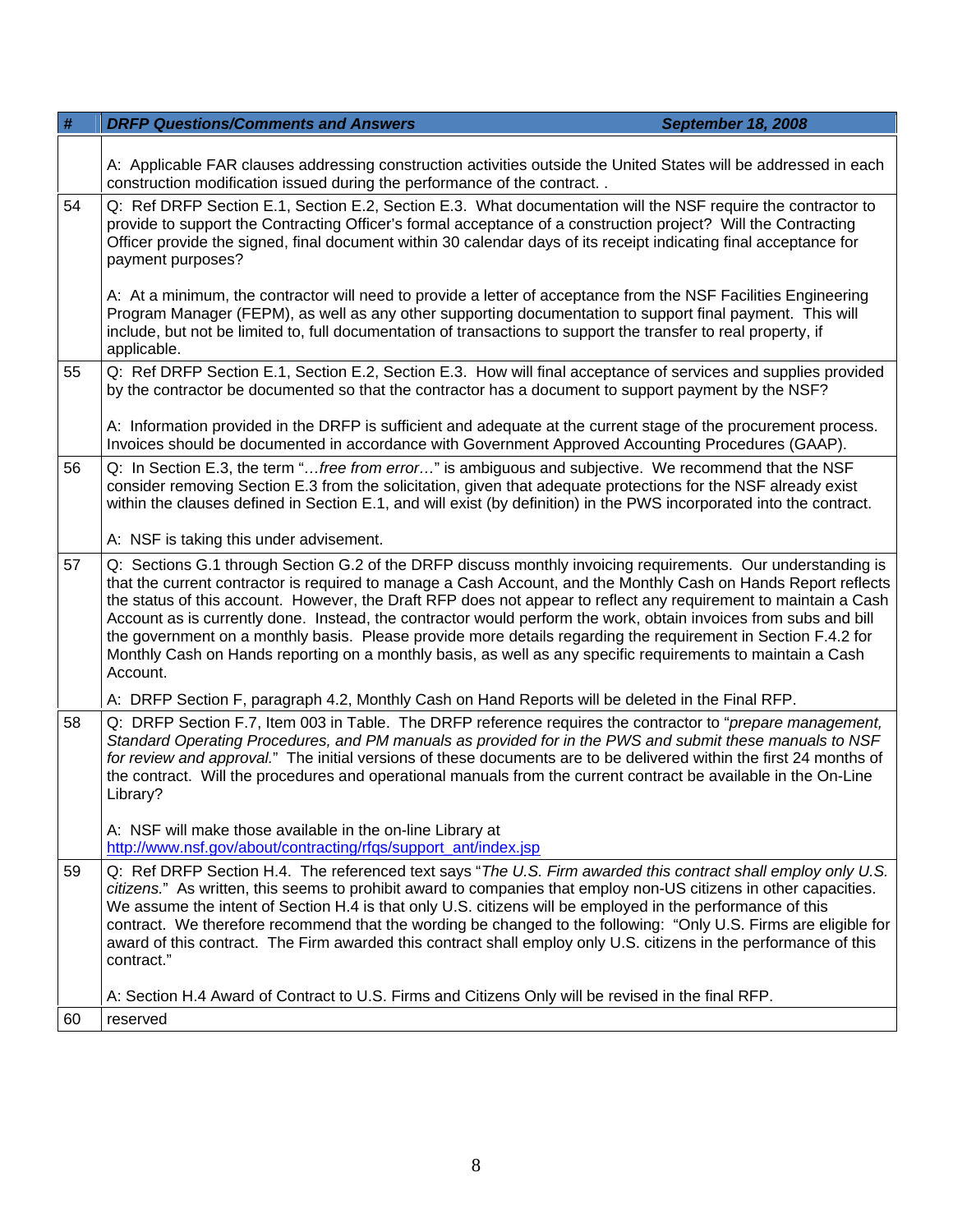| # | DRFP Questions/Comments and Answers September 18, 2008 |
|---|---|
| | A: Applicable FAR clauses addressing construction activities outside the United States will be addressed in each construction modification issued during the performance of the contract. . |
| 54 | Q: Ref DRFP Section E.1, Section E.2, Section E.3. What documentation will the NSF require the contractor to provide to support the Contracting Officer's formal acceptance of a construction project? Will the Contracting Officer provide the signed, final document within 30 calendar days of its receipt indicating final acceptance for payment purposes?<br><br>A: At a minimum, the contractor will need to provide a letter of acceptance from the NSF Facilities Engineering Program Manager (FEPM), as well as any other supporting documentation to support final payment. This will include, but not be limited to, full documentation of transactions to support the transfer to real property, if applicable. |
| 55 | Q: Ref DRFP Section E.1, Section E.2, Section E.3. How will final acceptance of services and supplies provided by the contractor be documented so that the contractor has a document to support payment by the NSF?<br><br>A: Information provided in the DRFP is sufficient and adequate at the current stage of the procurement process. Invoices should be documented in accordance with Government Approved Accounting Procedures (GAAP). |
| 56 | Q: In Section E.3, the term "*…free from error…*" is ambiguous and subjective. We recommend that the NSF consider removing Section E.3 from the solicitation, given that adequate protections for the NSF already exist within the clauses defined in Section E.1, and will exist (by definition) in the PWS incorporated into the contract.<br><br>A: NSF is taking this under advisement. |
| 57 | Q: Sections G.1 through Section G.2 of the DRFP discuss monthly invoicing requirements. Our understanding is that the current contractor is required to manage a Cash Account, and the Monthly Cash on Hands Report reflects the status of this account. However, the Draft RFP does not appear to reflect any requirement to maintain a Cash Account as is currently done. Instead, the contractor would perform the work, obtain invoices from subs and bill the government on a monthly basis. Please provide more details regarding the requirement in Section F.4.2 for Monthly Cash on Hands reporting on a monthly basis, as well as any specific requirements to maintain a Cash Account.<br><br>A: DRFP Section F, paragraph 4.2, Monthly Cash on Hand Reports will be deleted in the Final RFP. |
| 58 | Q: DRFP Section F.7, Item 003 in Table. The DRFP reference requires the contractor to "*prepare management, Standard Operating Procedures, and PM manuals as provided for in the PWS and submit these manuals to NSF for review and approval.*" The initial versions of these documents are to be delivered within the first 24 months of the contract. Will the procedures and operational manuals from the current contract be available in the On-Line Library?<br><br>A: NSF will make those available in the on-line Library at http://www.nsf.gov/about/contracting/rfqs/support_ant/index.jsp |
| 59 | Q: Ref DRFP Section H.4. The referenced text says "*The U.S. Firm awarded this contract shall employ only U.S. citizens.*" As written, this seems to prohibit award to companies that employ non-US citizens in other capacities. We assume the intent of Section H.4 is that only U.S. citizens will be employed in the performance of this contract. We therefore recommend that the wording be changed to the following: "Only U.S. Firms are eligible for award of this contract. The Firm awarded this contract shall employ only U.S. citizens in the performance of this contract."<br><br>A: Section H.4 Award of Contract to U.S. Firms and Citizens Only will be revised in the final RFP. |
| 60 | reserved |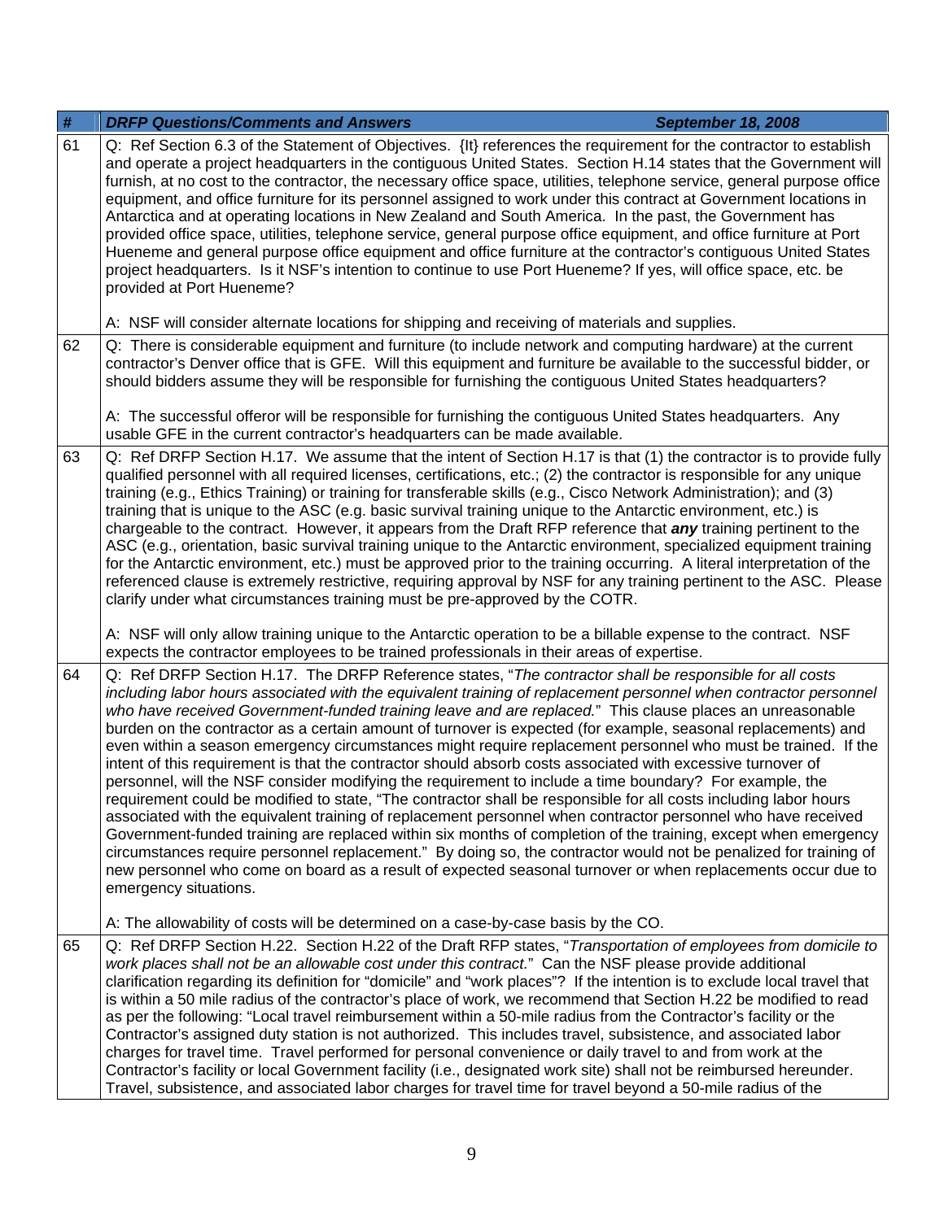| # | *DRFP Questions/Comments and Answers* *September 18, 2008* |
|---|---|
| 61 | Q: Ref Section 6.3 of the Statement of Objectives. {It} references the requirement for the contractor to establish and operate a project headquarters in the contiguous United States. Section H.14 states that the Government will furnish, at no cost to the contractor, the necessary office space, utilities, telephone service, general purpose office equipment, and office furniture for its personnel assigned to work under this contract at Government locations in Antarctica and at operating locations in New Zealand and South America. In the past, the Government has provided office space, utilities, telephone service, general purpose office equipment, and office furniture at Port Hueneme and general purpose office equipment and office furniture at the contractor's contiguous United States project headquarters. Is it NSF's intention to continue to use Port Hueneme? If yes, will office space, etc. be provided at Port Hueneme?<br><br>A: NSF will consider alternate locations for shipping and receiving of materials and supplies. |
| 62 | Q: There is considerable equipment and furniture (to include network and computing hardware) at the current contractor's Denver office that is GFE. Will this equipment and furniture be available to the successful bidder, or should bidders assume they will be responsible for furnishing the contiguous United States headquarters?<br><br>A: The successful offeror will be responsible for furnishing the contiguous United States headquarters. Any usable GFE in the current contractor's headquarters can be made available. |
| 63 | Q: Ref DRFP Section H.17. We assume that the intent of Section H.17 is that (1) the contractor is to provide fully qualified personnel with all required licenses, certifications, etc.; (2) the contractor is responsible for any unique training (e.g., Ethics Training) or training for transferable skills (e.g., Cisco Network Administration); and (3) training that is unique to the ASC (e.g. basic survival training unique to the Antarctic environment, etc.) is chargeable to the contract. However, it appears from the Draft RFP reference that ***any*** training pertinent to the ASC (e.g., orientation, basic survival training unique to the Antarctic environment, specialized equipment training for the Antarctic environment, etc.) must be approved prior to the training occurring. A literal interpretation of the referenced clause is extremely restrictive, requiring approval by NSF for any training pertinent to the ASC. Please clarify under what circumstances training must be pre-approved by the COTR.<br><br>A: NSF will only allow training unique to the Antarctic operation to be a billable expense to the contract. NSF expects the contractor employees to be trained professionals in their areas of expertise. |
| 64 | Q: Ref DRFP Section H.17. The DRFP Reference states, "*The contractor shall be responsible for all costs including labor hours associated with the equivalent training of replacement personnel when contractor personnel who have received Government-funded training leave and are replaced.*" This clause places an unreasonable burden on the contractor as a certain amount of turnover is expected (for example, seasonal replacements) and even within a season emergency circumstances might require replacement personnel who must be trained. If the intent of this requirement is that the contractor should absorb costs associated with excessive turnover of personnel, will the NSF consider modifying the requirement to include a time boundary? For example, the requirement could be modified to state, "The contractor shall be responsible for all costs including labor hours associated with the equivalent training of replacement personnel when contractor personnel who have received Government-funded training are replaced within six months of completion of the training, except when emergency circumstances require personnel replacement." By doing so, the contractor would not be penalized for training of new personnel who come on board as a result of expected seasonal turnover or when replacements occur due to emergency situations.<br><br>A: The allowability of costs will be determined on a case-by-case basis by the CO. |
| 65 | Q: Ref DRFP Section H.22. Section H.22 of the Draft RFP states, "*Transportation of employees from domicile to work places shall not be an allowable cost under this contract.*" Can the NSF please provide additional clarification regarding its definition for "domicile" and "work places"? If the intention is to exclude local travel that is within a 50 mile radius of the contractor's place of work, we recommend that Section H.22 be modified to read as per the following: "Local travel reimbursement within a 50-mile radius from the Contractor's facility or the Contractor's assigned duty station is not authorized. This includes travel, subsistence, and associated labor charges for travel time. Travel performed for personal convenience or daily travel to and from work at the Contractor's facility or local Government facility (i.e., designated work site) shall not be reimbursed hereunder. Travel, subsistence, and associated labor charges for travel time for travel beyond a 50-mile radius of the |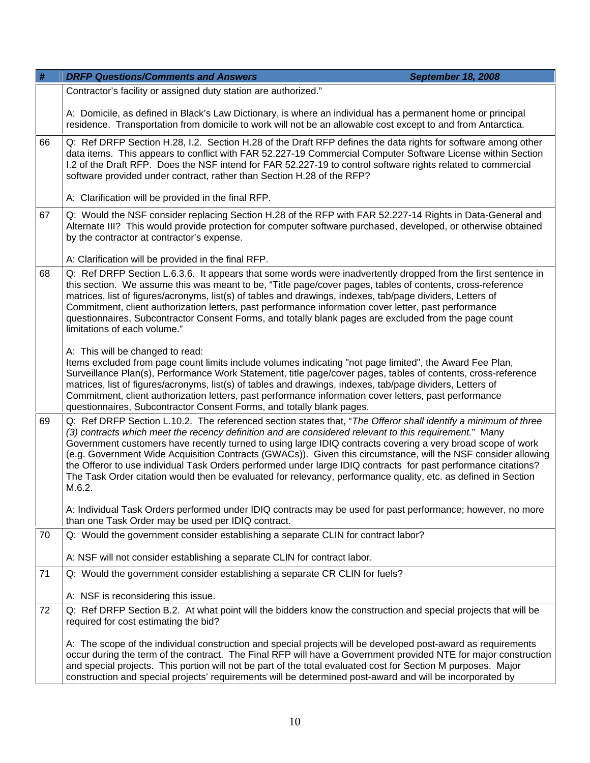| # | DRFP Questions/Comments and Answers September 18, 2008 |
|---|---|
| | Contractor's facility or assigned duty station are authorized."<br><br>A: Domicile, as defined in Black's Law Dictionary, is where an individual has a permanent home or principal residence. Transportation from domicile to work will not be an allowable cost except to and from Antarctica. |
| 66 | Q: Ref DRFP Section H.28, I.2. Section H.28 of the Draft RFP defines the data rights for software among other data items. This appears to conflict with FAR 52.227-19 Commercial Computer Software License within Section I.2 of the Draft RFP. Does the NSF intend for FAR 52.227-19 to control software rights related to commercial software provided under contract, rather than Section H.28 of the RFP?<br><br>A: Clarification will be provided in the final RFP. |
| 67 | Q: Would the NSF consider replacing Section H.28 of the RFP with FAR 52.227-14 Rights in Data-General and Alternate III? This would provide protection for computer software purchased, developed, or otherwise obtained by the contractor at contractor's expense.<br><br>A: Clarification will be provided in the final RFP. |
| 68 | Q: Ref DRFP Section L.6.3.6. It appears that some words were inadvertently dropped from the first sentence in this section. We assume this was meant to be, "Title page/cover pages, tables of contents, cross-reference matrices, list of figures/acronyms, list(s) of tables and drawings, indexes, tab/page dividers, Letters of Commitment, client authorization letters, past performance information cover letter, past performance questionnaires, Subcontractor Consent Forms, and totally blank pages are excluded from the page count limitations of each volume."<br><br>A: This will be changed to read:<br>Items excluded from page count limits include volumes indicating "not page limited", the Award Fee Plan, Surveillance Plan(s), Performance Work Statement, title page/cover pages, tables of contents, cross-reference matrices, list of figures/acronyms, list(s) of tables and drawings, indexes, tab/page dividers, Letters of Commitment, client authorization letters, past performance information cover letters, past performance questionnaires, Subcontractor Consent Forms, and totally blank pages. |
| 69 | Q: Ref DRFP Section L.10.2. The referenced section states that, "*The Offeror shall identify a minimum of three (3) contracts which meet the recency definition and are considered relevant to this requirement.*" Many Government customers have recently turned to using large IDIQ contracts covering a very broad scope of work (e.g. Government Wide Acquisition Contracts (GWACs)). Given this circumstance, will the NSF consider allowing the Offeror to use individual Task Orders performed under large IDIQ contracts for past performance citations? The Task Order citation would then be evaluated for relevancy, performance quality, etc. as defined in Section M.6.2.<br><br>A: Individual Task Orders performed under IDIQ contracts may be used for past performance; however, no more than one Task Order may be used per IDIQ contract. |
| 70 | Q: Would the government consider establishing a separate CLIN for contract labor?<br><br>A: NSF will not consider establishing a separate CLIN for contract labor. |
| 71 | Q: Would the government consider establishing a separate CR CLIN for fuels?<br><br>A: NSF is reconsidering this issue. |
| 72 | Q: Ref DRFP Section B.2. At what point will the bidders know the construction and special projects that will be required for cost estimating the bid?<br><br>A: The scope of the individual construction and special projects will be developed post-award as requirements occur during the term of the contract. The Final RFP will have a Government provided NTE for major construction and special projects. This portion will not be part of the total evaluated cost for Section M purposes. Major construction and special projects' requirements will be determined post-award and will be incorporated by |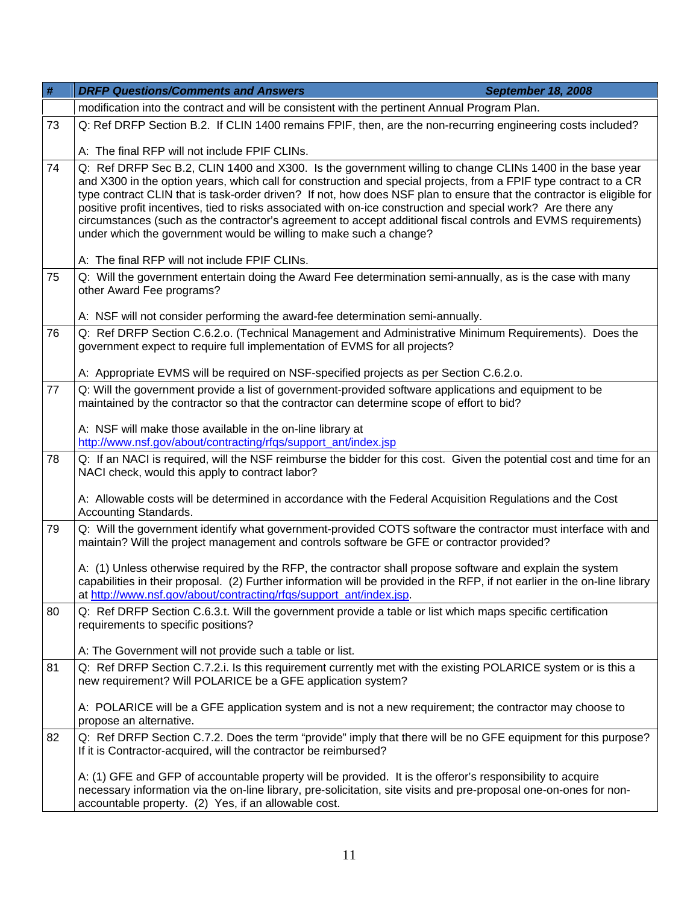| # | DRFP Questions/Comments and Answers September 18, 2008 |
|---|---|
| | modification into the contract and will be consistent with the pertinent Annual Program Plan. |
| 73 | Q: Ref DRFP Section B.2. If CLIN 1400 remains FPIF, then, are the non-recurring engineering costs included?<br><br>A: The final RFP will not include FPIF CLINs. |
| 74 | Q: Ref DRFP Sec B.2, CLIN 1400 and X300. Is the government willing to change CLINs 1400 in the base year and X300 in the option years, which call for construction and special projects, from a FPIF type contract to a CR type contract CLIN that is task-order driven? If not, how does NSF plan to ensure that the contractor is eligible for positive profit incentives, tied to risks associated with on-ice construction and special work? Are there any circumstances (such as the contractor's agreement to accept additional fiscal controls and EVMS requirements) under which the government would be willing to make such a change?<br><br>A: The final RFP will not include FPIF CLINs. |
| 75 | Q: Will the government entertain doing the Award Fee determination semi-annually, as is the case with many other Award Fee programs?<br><br>A: NSF will not consider performing the award-fee determination semi-annually. |
| 76 | Q: Ref DRFP Section C.6.2.o. (Technical Management and Administrative Minimum Requirements). Does the government expect to require full implementation of EVMS for all projects?<br><br>A: Appropriate EVMS will be required on NSF-specified projects as per Section C.6.2.o. |
| 77 | Q: Will the government provide a list of government-provided software applications and equipment to be maintained by the contractor so that the contractor can determine scope of effort to bid?<br><br>A: NSF will make those available in the on-line library at http://www.nsf.gov/about/contracting/rfqs/support_ant/index.jsp |
| 78 | Q: If an NACI is required, will the NSF reimburse the bidder for this cost. Given the potential cost and time for an NACI check, would this apply to contract labor?<br><br>A: Allowable costs will be determined in accordance with the Federal Acquisition Regulations and the Cost Accounting Standards. |
| 79 | Q: Will the government identify what government-provided COTS software the contractor must interface with and maintain? Will the project management and controls software be GFE or contractor provided?<br><br>A: (1) Unless otherwise required by the RFP, the contractor shall propose software and explain the system capabilities in their proposal. (2) Further information will be provided in the RFP, if not earlier in the on-line library at http://www.nsf.gov/about/contracting/rfqs/support_ant/index.jsp. |
| 80 | Q: Ref DRFP Section C.6.3.t. Will the government provide a table or list which maps specific certification requirements to specific positions?<br><br>A: The Government will not provide such a table or list. |
| 81 | Q: Ref DRFP Section C.7.2.i. Is this requirement currently met with the existing POLARICE system or is this a new requirement? Will POLARICE be a GFE application system?<br><br>A: POLARICE will be a GFE application system and is not a new requirement; the contractor may choose to propose an alternative. |
| 82 | Q: Ref DRFP Section C.7.2. Does the term "provide" imply that there will be no GFE equipment for this purpose? If it is Contractor-acquired, will the contractor be reimbursed?<br><br>A: (1) GFE and GFP of accountable property will be provided. It is the offeror's responsibility to acquire necessary information via the on-line library, pre-solicitation, site visits and pre-proposal one-on-ones for non-accountable property. (2) Yes, if an allowable cost. |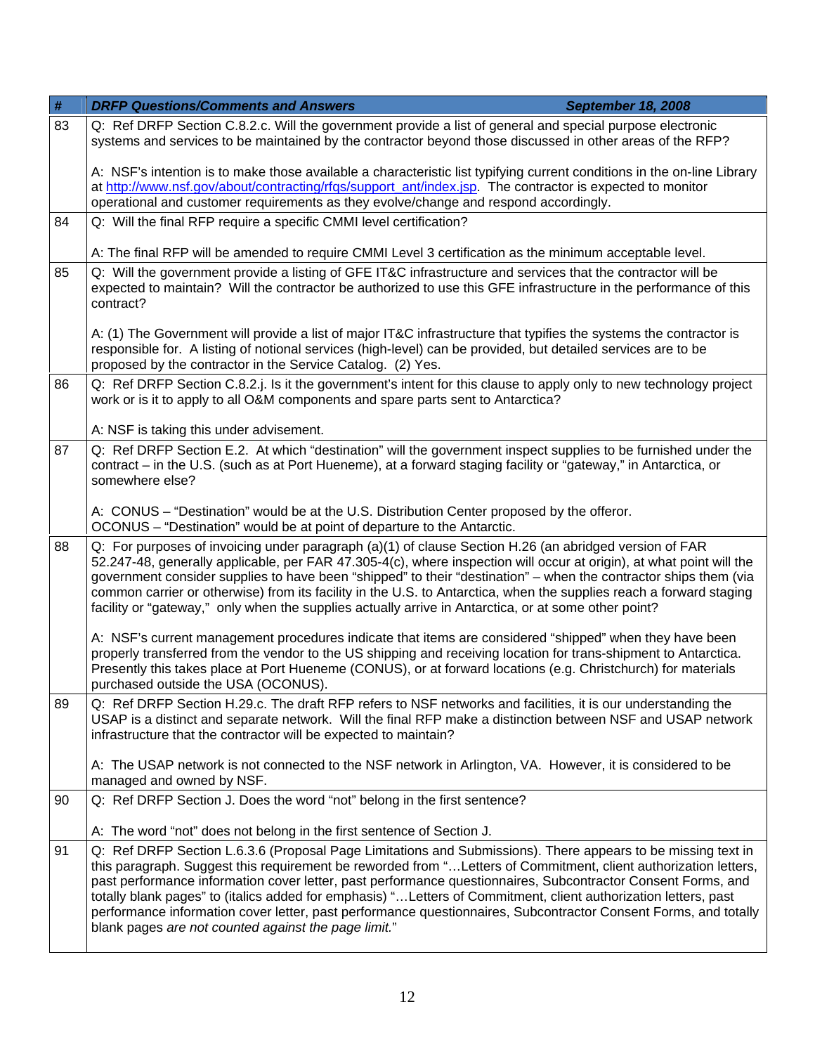| # | *DRFP Questions/Comments and Answers September 18, 2008* |
|---|---|
| 83 | Q: Ref DRFP Section C.8.2.c. Will the government provide a list of general and special purpose electronic systems and services to be maintained by the contractor beyond those discussed in other areas of the RFP?<br><br>A: NSF's intention is to make those available a characteristic list typifying current conditions in the on-line Library at http://www.nsf.gov/about/contracting/rfqs/support_ant/index.jsp. The contractor is expected to monitor operational and customer requirements as they evolve/change and respond accordingly. |
| 84 | Q: Will the final RFP require a specific CMMI level certification?<br><br>A: The final RFP will be amended to require CMMI Level 3 certification as the minimum acceptable level. |
| 85 | Q: Will the government provide a listing of GFE IT&C infrastructure and services that the contractor will be expected to maintain? Will the contractor be authorized to use this GFE infrastructure in the performance of this contract?<br><br>A: (1) The Government will provide a list of major IT&C infrastructure that typifies the systems the contractor is responsible for. A listing of notional services (high-level) can be provided, but detailed services are to be proposed by the contractor in the Service Catalog. (2) Yes. |
| 86 | Q: Ref DRFP Section C.8.2.j. Is it the government's intent for this clause to apply only to new technology project work or is it to apply to all O&M components and spare parts sent to Antarctica?<br><br>A: NSF is taking this under advisement. |
| 87 | Q: Ref DRFP Section E.2. At which "destination" will the government inspect supplies to be furnished under the contract – in the U.S. (such as at Port Hueneme), at a forward staging facility or "gateway," in Antarctica, or somewhere else?<br><br>A: CONUS – "Destination" would be at the U.S. Distribution Center proposed by the offeror.<br>OCONUS – "Destination" would be at point of departure to the Antarctic. |
| 88 | Q: For purposes of invoicing under paragraph (a)(1) of clause Section H.26 (an abridged version of FAR 52.247-48, generally applicable, per FAR 47.305-4(c), where inspection will occur at origin), at what point will the government consider supplies to have been "shipped" to their "destination" – when the contractor ships them (via common carrier or otherwise) from its facility in the U.S. to Antarctica, when the supplies reach a forward staging facility or "gateway," only when the supplies actually arrive in Antarctica, or at some other point?<br><br>A: NSF's current management procedures indicate that items are considered "shipped" when they have been properly transferred from the vendor to the US shipping and receiving location for trans-shipment to Antarctica. Presently this takes place at Port Hueneme (CONUS), or at forward locations (e.g. Christchurch) for materials purchased outside the USA (OCONUS). |
| 89 | Q: Ref DRFP Section H.29.c. The draft RFP refers to NSF networks and facilities, it is our understanding the USAP is a distinct and separate network. Will the final RFP make a distinction between NSF and USAP network infrastructure that the contractor will be expected to maintain?<br><br>A: The USAP network is not connected to the NSF network in Arlington, VA. However, it is considered to be managed and owned by NSF. |
| 90 | Q: Ref DRFP Section J. Does the word "not" belong in the first sentence?<br><br>A: The word "not" does not belong in the first sentence of Section J. |
| 91 | Q: Ref DRFP Section L.6.3.6 (Proposal Page Limitations and Submissions). There appears to be missing text in this paragraph. Suggest this requirement be reworded from "…Letters of Commitment, client authorization letters, past performance information cover letter, past performance questionnaires, Subcontractor Consent Forms, and totally blank pages" to (italics added for emphasis) "…Letters of Commitment, client authorization letters, past performance information cover letter, past performance questionnaires, Subcontractor Consent Forms, and totally blank pages *are not counted against the page limit.*" |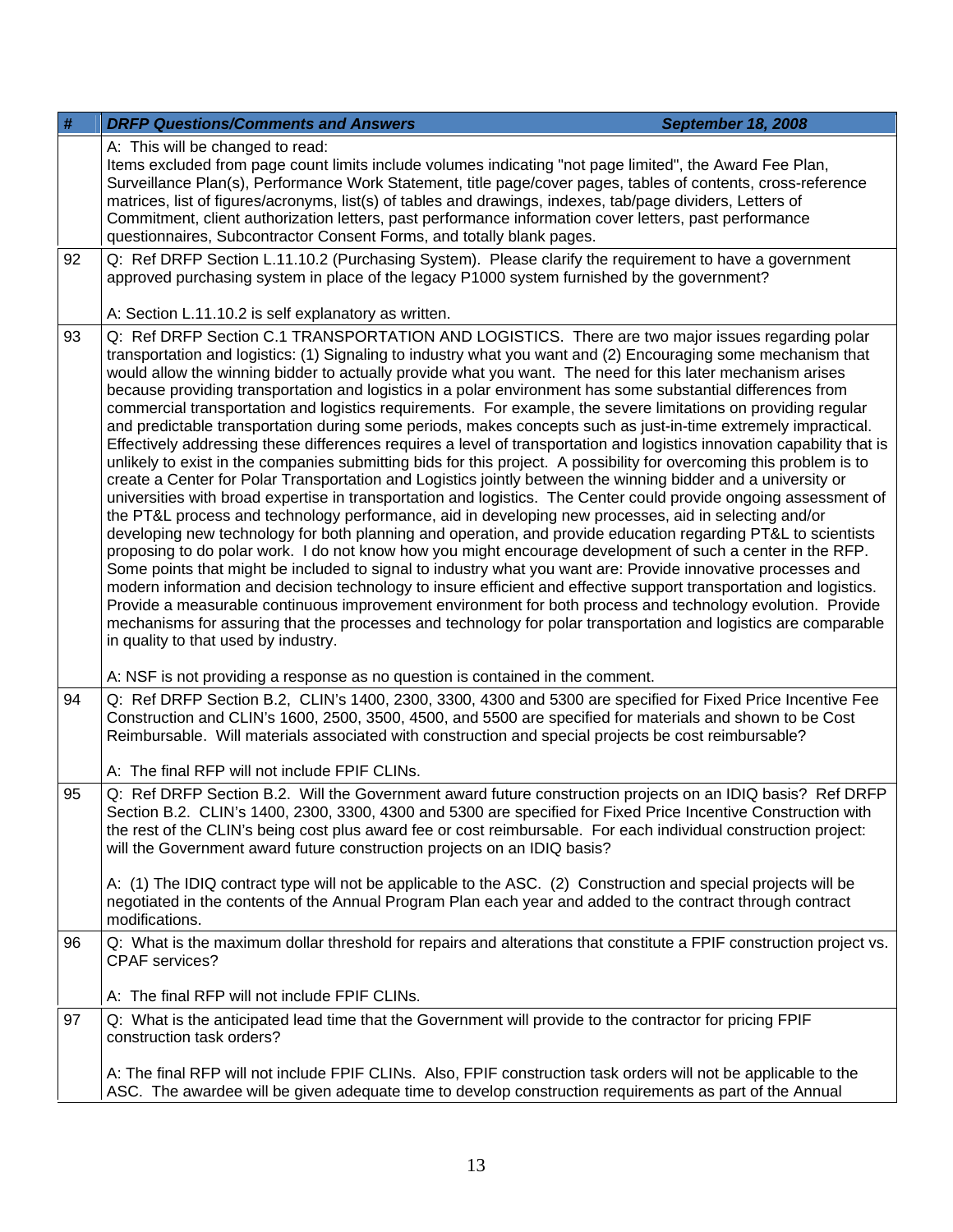| # | DRFP Questions/Comments and Answers    September 18, 2008 |
|---|---|
| | A: This will be changed to read:<br>Items excluded from page count limits include volumes indicating "not page limited", the Award Fee Plan, Surveillance Plan(s), Performance Work Statement, title page/cover pages, tables of contents, cross-reference matrices, list of figures/acronyms, list(s) of tables and drawings, indexes, tab/page dividers, Letters of Commitment, client authorization letters, past performance information cover letters, past performance questionnaires, Subcontractor Consent Forms, and totally blank pages. |
| 92 | Q: Ref DRFP Section L.11.10.2 (Purchasing System). Please clarify the requirement to have a government approved purchasing system in place of the legacy P1000 system furnished by the government?<br><br>A: Section L.11.10.2 is self explanatory as written. |
| 93 | Q: Ref DRFP Section C.1 TRANSPORTATION AND LOGISTICS. There are two major issues regarding polar transportation and logistics: (1) Signaling to industry what you want and (2) Encouraging some mechanism that would allow the winning bidder to actually provide what you want. The need for this later mechanism arises because providing transportation and logistics in a polar environment has some substantial differences from commercial transportation and logistics requirements. For example, the severe limitations on providing regular and predictable transportation during some periods, makes concepts such as just-in-time extremely impractical. Effectively addressing these differences requires a level of transportation and logistics innovation capability that is unlikely to exist in the companies submitting bids for this project. A possibility for overcoming this problem is to create a Center for Polar Transportation and Logistics jointly between the winning bidder and a university or universities with broad expertise in transportation and logistics. The Center could provide ongoing assessment of the PT&L process and technology performance, aid in developing new processes, aid in selecting and/or developing new technology for both planning and operation, and provide education regarding PT&L to scientists proposing to do polar work. I do not know how you might encourage development of such a center in the RFP. Some points that might be included to signal to industry what you want are: Provide innovative processes and modern information and decision technology to insure efficient and effective support transportation and logistics. Provide a measurable continuous improvement environment for both process and technology evolution. Provide mechanisms for assuring that the processes and technology for polar transportation and logistics are comparable in quality to that used by industry.<br><br>A: NSF is not providing a response as no question is contained in the comment. |
| 94 | Q: Ref DRFP Section B.2, CLIN's 1400, 2300, 3300, 4300 and 5300 are specified for Fixed Price Incentive Fee Construction and CLIN's 1600, 2500, 3500, 4500, and 5500 are specified for materials and shown to be Cost Reimbursable. Will materials associated with construction and special projects be cost reimbursable?<br><br>A: The final RFP will not include FPIF CLINs. |
| 95 | Q: Ref DRFP Section B.2. Will the Government award future construction projects on an IDIQ basis? Ref DRFP Section B.2. CLIN's 1400, 2300, 3300, 4300 and 5300 are specified for Fixed Price Incentive Construction with the rest of the CLIN's being cost plus award fee or cost reimbursable. For each individual construction project: will the Government award future construction projects on an IDIQ basis?<br><br>A: (1) The IDIQ contract type will not be applicable to the ASC. (2) Construction and special projects will be negotiated in the contents of the Annual Program Plan each year and added to the contract through contract modifications. |
| 96 | Q: What is the maximum dollar threshold for repairs and alterations that constitute a FPIF construction project vs. CPAF services?<br><br>A: The final RFP will not include FPIF CLINs. |
| 97 | Q: What is the anticipated lead time that the Government will provide to the contractor for pricing FPIF construction task orders?<br><br>A: The final RFP will not include FPIF CLINs. Also, FPIF construction task orders will not be applicable to the ASC. The awardee will be given adequate time to develop construction requirements as part of the Annual |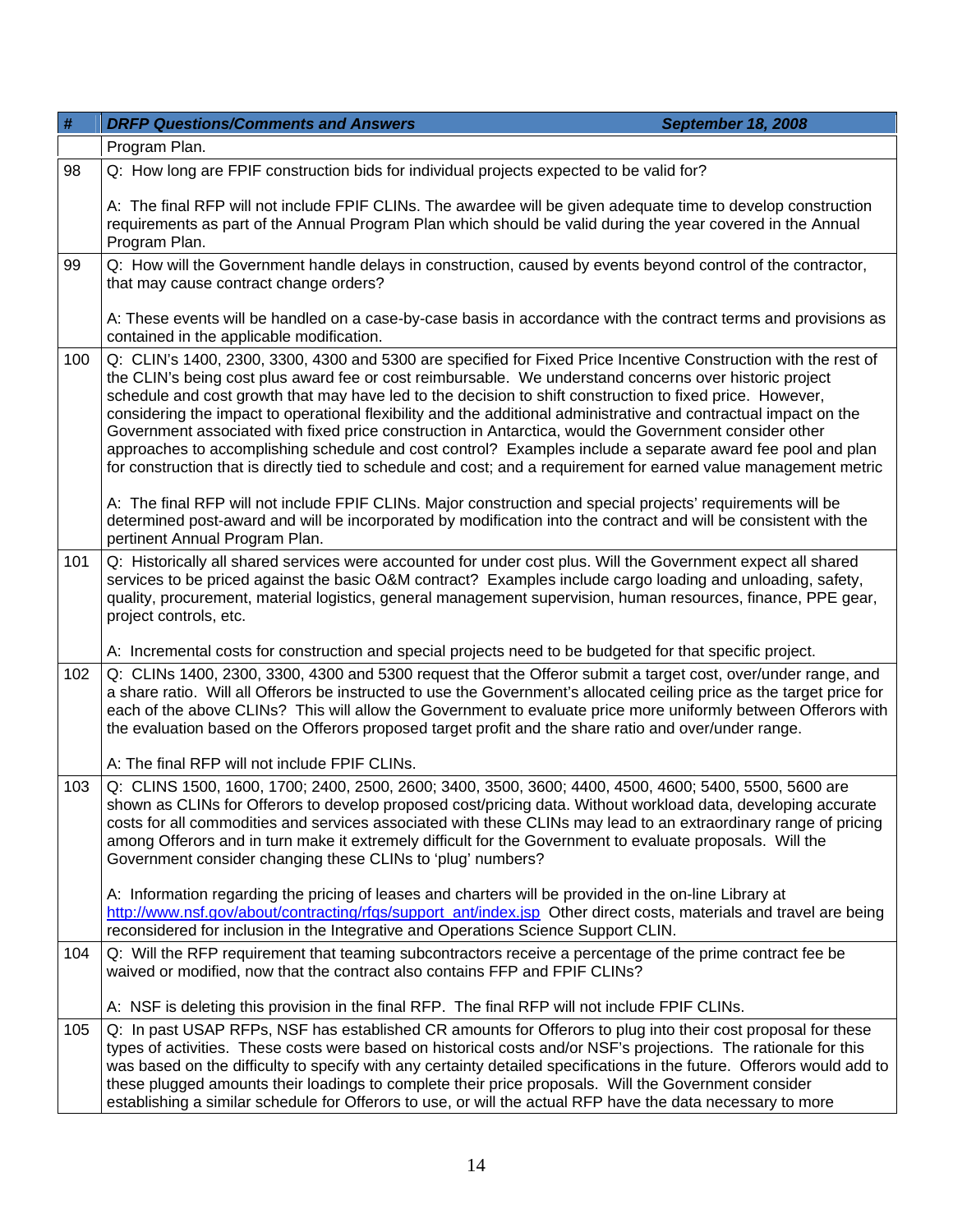| # | DRFP Questions/Comments and Answers September 18, 2008 |
|---|---|
| | Program Plan. |
| 98 | Q: How long are FPIF construction bids for individual projects expected to be valid for?<br><br>A: The final RFP will not include FPIF CLINs. The awardee will be given adequate time to develop construction requirements as part of the Annual Program Plan which should be valid during the year covered in the Annual Program Plan. |
| 99 | Q: How will the Government handle delays in construction, caused by events beyond control of the contractor, that may cause contract change orders?<br><br>A: These events will be handled on a case-by-case basis in accordance with the contract terms and provisions as contained in the applicable modification. |
| 100 | Q: CLIN's 1400, 2300, 3300, 4300 and 5300 are specified for Fixed Price Incentive Construction with the rest of the CLIN's being cost plus award fee or cost reimbursable. We understand concerns over historic project schedule and cost growth that may have led to the decision to shift construction to fixed price. However, considering the impact to operational flexibility and the additional administrative and contractual impact on the Government associated with fixed price construction in Antarctica, would the Government consider other approaches to accomplishing schedule and cost control? Examples include a separate award fee pool and plan for construction that is directly tied to schedule and cost; and a requirement for earned value management metric<br><br>A: The final RFP will not include FPIF CLINs. Major construction and special projects' requirements will be determined post-award and will be incorporated by modification into the contract and will be consistent with the pertinent Annual Program Plan. |
| 101 | Q: Historically all shared services were accounted for under cost plus. Will the Government expect all shared services to be priced against the basic O&M contract? Examples include cargo loading and unloading, safety, quality, procurement, material logistics, general management supervision, human resources, finance, PPE gear, project controls, etc.<br><br>A: Incremental costs for construction and special projects need to be budgeted for that specific project. |
| 102 | Q: CLINs 1400, 2300, 3300, 4300 and 5300 request that the Offeror submit a target cost, over/under range, and a share ratio. Will all Offerors be instructed to use the Government's allocated ceiling price as the target price for each of the above CLINs? This will allow the Government to evaluate price more uniformly between Offerors with the evaluation based on the Offerors proposed target profit and the share ratio and over/under range.<br><br>A: The final RFP will not include FPIF CLINs. |
| 103 | Q: CLINS 1500, 1600, 1700; 2400, 2500, 2600; 3400, 3500, 3600; 4400, 4500, 4600; 5400, 5500, 5600 are shown as CLINs for Offerors to develop proposed cost/pricing data. Without workload data, developing accurate costs for all commodities and services associated with these CLINs may lead to an extraordinary range of pricing among Offerors and in turn make it extremely difficult for the Government to evaluate proposals. Will the Government consider changing these CLINs to 'plug' numbers?<br><br>A: Information regarding the pricing of leases and charters will be provided in the on-line Library at http://www.nsf.gov/about/contracting/rfqs/support_ant/index.jsp Other direct costs, materials and travel are being reconsidered for inclusion in the Integrative and Operations Science Support CLIN. |
| 104 | Q: Will the RFP requirement that teaming subcontractors receive a percentage of the prime contract fee be waived or modified, now that the contract also contains FFP and FPIF CLINs?<br><br>A: NSF is deleting this provision in the final RFP. The final RFP will not include FPIF CLINs. |
| 105 | Q: In past USAP RFPs, NSF has established CR amounts for Offerors to plug into their cost proposal for these types of activities. These costs were based on historical costs and/or NSF's projections. The rationale for this was based on the difficulty to specify with any certainty detailed specifications in the future. Offerors would add to these plugged amounts their loadings to complete their price proposals. Will the Government consider establishing a similar schedule for Offerors to use, or will the actual RFP have the data necessary to more |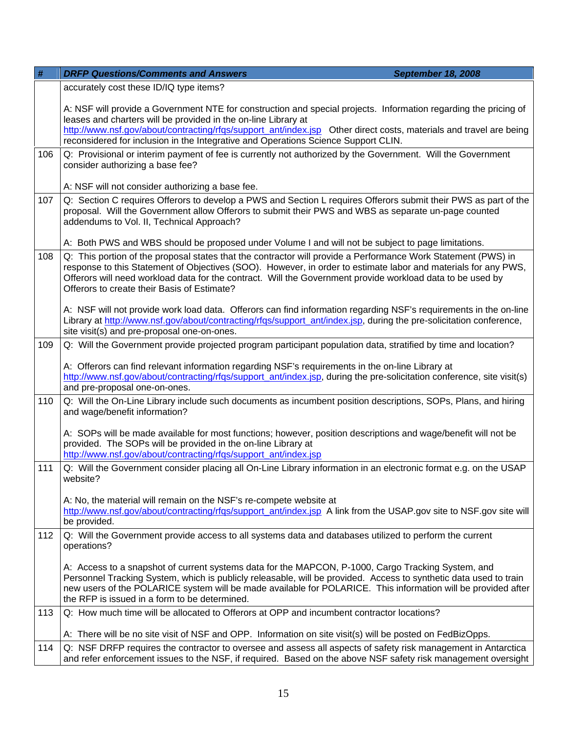| # | DRFP Questions/Comments and Answers September 18, 2008 |
|---|---|
| | accurately cost these ID/IQ type items?<br><br>A: NSF will provide a Government NTE for construction and special projects. Information regarding the pricing of leases and charters will be provided in the on-line Library at http://www.nsf.gov/about/contracting/rfqs/support_ant/index.jsp Other direct costs, materials and travel are being reconsidered for inclusion in the Integrative and Operations Science Support CLIN. |
| 106 | Q: Provisional or interim payment of fee is currently not authorized by the Government. Will the Government consider authorizing a base fee?<br><br>A: NSF will not consider authorizing a base fee. |
| 107 | Q: Section C requires Offerors to develop a PWS and Section L requires Offerors submit their PWS as part of the proposal. Will the Government allow Offerors to submit their PWS and WBS as separate un-page counted addendums to Vol. II, Technical Approach?<br><br>A: Both PWS and WBS should be proposed under Volume I and will not be subject to page limitations. |
| 108 | Q: This portion of the proposal states that the contractor will provide a Performance Work Statement (PWS) in response to this Statement of Objectives (SOO). However, in order to estimate labor and materials for any PWS, Offerors will need workload data for the contract. Will the Government provide workload data to be used by Offerors to create their Basis of Estimate?<br><br>A: NSF will not provide work load data. Offerors can find information regarding NSF's requirements in the on-line Library at http://www.nsf.gov/about/contracting/rfqs/support_ant/index.jsp, during the pre-solicitation conference, site visit(s) and pre-proposal one-on-ones. |
| 109 | Q: Will the Government provide projected program participant population data, stratified by time and location?<br><br>A: Offerors can find relevant information regarding NSF's requirements in the on-line Library at http://www.nsf.gov/about/contracting/rfqs/support_ant/index.jsp, during the pre-solicitation conference, site visit(s) and pre-proposal one-on-ones. |
| 110 | Q: Will the On-Line Library include such documents as incumbent position descriptions, SOPs, Plans, and hiring and wage/benefit information?<br><br>A: SOPs will be made available for most functions; however, position descriptions and wage/benefit will not be provided. The SOPs will be provided in the on-line Library at http://www.nsf.gov/about/contracting/rfqs/support_ant/index.jsp |
| 111 | Q: Will the Government consider placing all On-Line Library information in an electronic format e.g. on the USAP website?<br><br>A: No, the material will remain on the NSF's re-compete website at http://www.nsf.gov/about/contracting/rfqs/support_ant/index.jsp A link from the USAP.gov site to NSF.gov site will be provided. |
| 112 | Q: Will the Government provide access to all systems data and databases utilized to perform the current operations?<br><br>A: Access to a snapshot of current systems data for the MAPCON, P-1000, Cargo Tracking System, and Personnel Tracking System, which is publicly releasable, will be provided. Access to synthetic data used to train new users of the POLARICE system will be made available for POLARICE. This information will be provided after the RFP is issued in a form to be determined. |
| 113 | Q: How much time will be allocated to Offerors at OPP and incumbent contractor locations?<br><br>A: There will be no site visit of NSF and OPP. Information on site visit(s) will be posted on FedBizOpps. |
| 114 | Q: NSF DRFP requires the contractor to oversee and assess all aspects of safety risk management in Antarctica and refer enforcement issues to the NSF, if required. Based on the above NSF safety risk management oversight |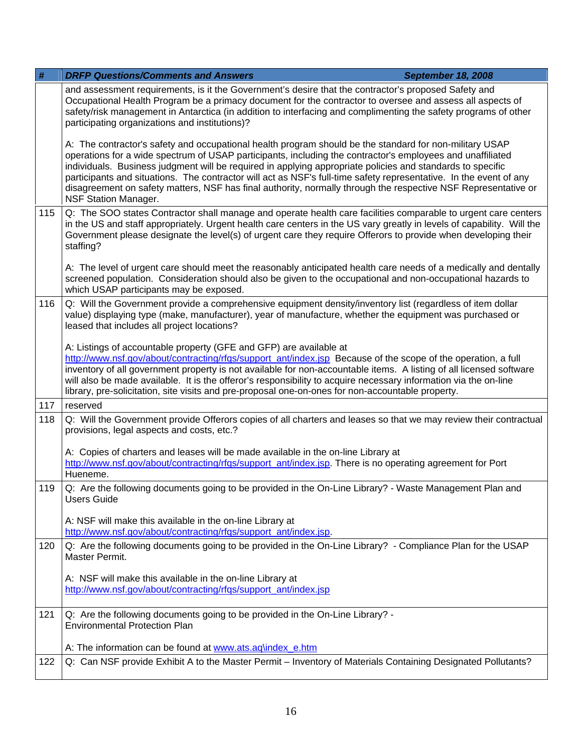| # | DRFP Questions/Comments and Answers September 18, 2008 |
|---|---|
| | and assessment requirements, is it the Government's desire that the contractor's proposed Safety and Occupational Health Program be a primary document for the contractor to oversee and assess all aspects of safety/risk management in Antarctica (in addition to interfacing and complimenting the safety programs of other participating organizations and institutions)?<br><br>A: The contractor's safety and occupational health program should be the standard for non-military USAP operations for a wide spectrum of USAP participants, including the contractor's employees and unaffiliated individuals. Business judgment will be required in applying appropriate policies and standards to specific participants and situations. The contractor will act as NSF's full-time safety representative. In the event of any disagreement on safety matters, NSF has final authority, normally through the respective NSF Representative or NSF Station Manager. |
| 115 | Q: The SOO states Contractor shall manage and operate health care facilities comparable to urgent care centers in the US and staff appropriately. Urgent health care centers in the US vary greatly in levels of capability. Will the Government please designate the level(s) of urgent care they require Offerors to provide when developing their staffing?<br><br>A: The level of urgent care should meet the reasonably anticipated health care needs of a medically and dentally screened population. Consideration should also be given to the occupational and non-occupational hazards to which USAP participants may be exposed. |
| 116 | Q: Will the Government provide a comprehensive equipment density/inventory list (regardless of item dollar value) displaying type (make, manufacturer), year of manufacture, whether the equipment was purchased or leased that includes all project locations?<br><br>A: Listings of accountable property (GFE and GFP) are available at http://www.nsf.gov/about/contracting/rfqs/support_ant/index.jsp Because of the scope of the operation, a full inventory of all government property is not available for non-accountable items. A listing of all licensed software will also be made available. It is the offeror's responsibility to acquire necessary information via the on-line library, pre-solicitation, site visits and pre-proposal one-on-ones for non-accountable property. |
| 117 | reserved |
| 118 | Q: Will the Government provide Offerors copies of all charters and leases so that we may review their contractual provisions, legal aspects and costs, etc.?<br><br>A: Copies of charters and leases will be made available in the on-line Library at http://www.nsf.gov/about/contracting/rfqs/support_ant/index.jsp. There is no operating agreement for Port Hueneme. |
| 119 | Q: Are the following documents going to be provided in the On-Line Library? - Waste Management Plan and Users Guide<br><br>A: NSF will make this available in the on-line Library at http://www.nsf.gov/about/contracting/rfqs/support_ant/index.jsp. |
| 120 | Q: Are the following documents going to be provided in the On-Line Library? - Compliance Plan for the USAP Master Permit.<br><br>A: NSF will make this available in the on-line Library at http://www.nsf.gov/about/contracting/rfqs/support_ant/index.jsp |
| 121 | Q: Are the following documents going to be provided in the On-Line Library? - Environmental Protection Plan<br><br>A: The information can be found at www.ats.aq\index_e.htm |
| 122 | Q: Can NSF provide Exhibit A to the Master Permit – Inventory of Materials Containing Designated Pollutants? |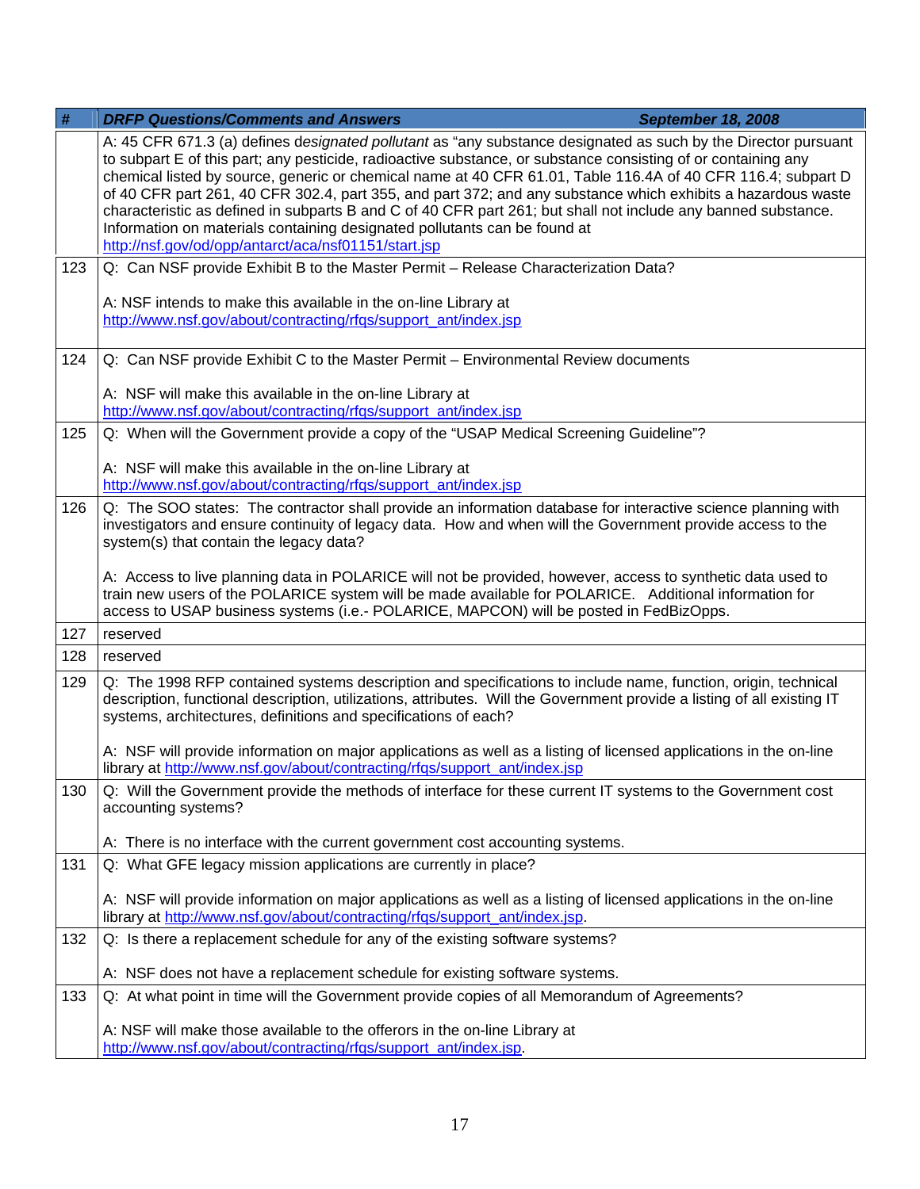| # | DRFP Questions/Comments and Answers September 18, 2008 |
|---|---|
| | A: 45 CFR 671.3 (a) defines d*esignated pollutant* as "any substance designated as such by the Director pursuant to subpart E of this part; any pesticide, radioactive substance, or substance consisting of or containing any chemical listed by source, generic or chemical name at 40 CFR 61.01, Table 116.4A of 40 CFR 116.4; subpart D of 40 CFR part 261, 40 CFR 302.4, part 355, and part 372; and any substance which exhibits a hazardous waste characteristic as defined in subparts B and C of 40 CFR part 261; but shall not include any banned substance. Information on materials containing designated pollutants can be found at http://nsf.gov/od/opp/antarct/aca/nsf01151/start.jsp |
| 123 | Q: Can NSF provide Exhibit B to the Master Permit – Release Characterization Data?<br><br>A: NSF intends to make this available in the on-line Library at http://www.nsf.gov/about/contracting/rfqs/support_ant/index.jsp |
| 124 | Q: Can NSF provide Exhibit C to the Master Permit – Environmental Review documents<br><br>A: NSF will make this available in the on-line Library at http://www.nsf.gov/about/contracting/rfqs/support_ant/index.jsp |
| 125 | Q: When will the Government provide a copy of the "USAP Medical Screening Guideline"?<br><br>A: NSF will make this available in the on-line Library at http://www.nsf.gov/about/contracting/rfqs/support_ant/index.jsp |
| 126 | Q: The SOO states: The contractor shall provide an information database for interactive science planning with investigators and ensure continuity of legacy data. How and when will the Government provide access to the system(s) that contain the legacy data?<br><br>A: Access to live planning data in POLARICE will not be provided, however, access to synthetic data used to train new users of the POLARICE system will be made available for POLARICE. Additional information for access to USAP business systems (i.e.- POLARICE, MAPCON) will be posted in FedBizOpps. |
| 127 | reserved |
| 128 | reserved |
| 129 | Q: The 1998 RFP contained systems description and specifications to include name, function, origin, technical description, functional description, utilizations, attributes. Will the Government provide a listing of all existing IT systems, architectures, definitions and specifications of each?<br><br>A: NSF will provide information on major applications as well as a listing of licensed applications in the on-line library at http://www.nsf.gov/about/contracting/rfqs/support_ant/index.jsp |
| 130 | Q: Will the Government provide the methods of interface for these current IT systems to the Government cost accounting systems?<br><br>A: There is no interface with the current government cost accounting systems. |
| 131 | Q: What GFE legacy mission applications are currently in place?<br><br>A: NSF will provide information on major applications as well as a listing of licensed applications in the on-line library at http://www.nsf.gov/about/contracting/rfqs/support_ant/index.jsp. |
| 132 | Q: Is there a replacement schedule for any of the existing software systems?<br><br>A: NSF does not have a replacement schedule for existing software systems. |
| 133 | Q: At what point in time will the Government provide copies of all Memorandum of Agreements?<br><br>A: NSF will make those available to the offerors in the on-line Library at http://www.nsf.gov/about/contracting/rfqs/support_ant/index.jsp. |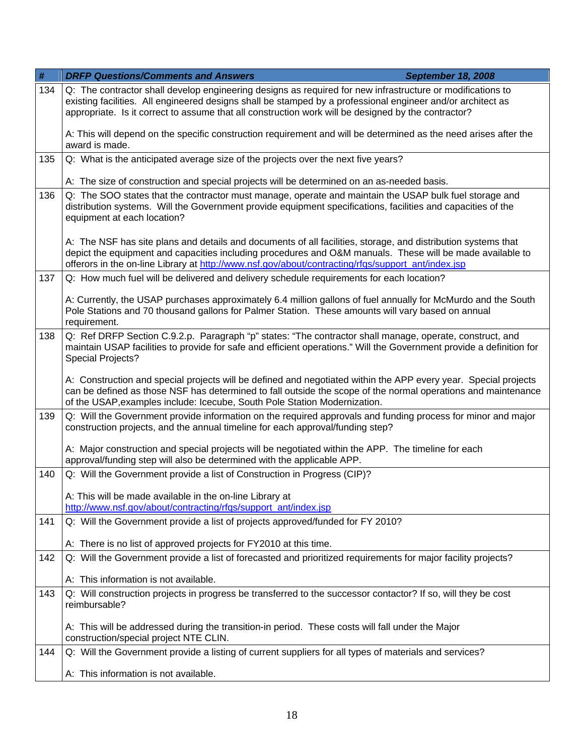| # | DRFP Questions/Comments and Answers September 18, 2008 |
|---|---|
| 134 | Q: The contractor shall develop engineering designs as required for new infrastructure or modifications to existing facilities. All engineered designs shall be stamped by a professional engineer and/or architect as appropriate. Is it correct to assume that all construction work will be designed by the contractor?<br><br>A: This will depend on the specific construction requirement and will be determined as the need arises after the award is made. |
| 135 | Q: What is the anticipated average size of the projects over the next five years?<br><br>A: The size of construction and special projects will be determined on an as-needed basis. |
| 136 | Q: The SOO states that the contractor must manage, operate and maintain the USAP bulk fuel storage and distribution systems. Will the Government provide equipment specifications, facilities and capacities of the equipment at each location?<br><br>A: The NSF has site plans and details and documents of all facilities, storage, and distribution systems that depict the equipment and capacities including procedures and O&M manuals. These will be made available to offerors in the on-line Library at http://www.nsf.gov/about/contracting/rfqs/support_ant/index.jsp |
| 137 | Q: How much fuel will be delivered and delivery schedule requirements for each location?<br><br>A: Currently, the USAP purchases approximately 6.4 million gallons of fuel annually for McMurdo and the South Pole Stations and 70 thousand gallons for Palmer Station. These amounts will vary based on annual requirement. |
| 138 | Q: Ref DRFP Section C.9.2.p. Paragraph "p" states: "The contractor shall manage, operate, construct, and maintain USAP facilities to provide for safe and efficient operations." Will the Government provide a definition for Special Projects?<br><br>A: Construction and special projects will be defined and negotiated within the APP every year. Special projects can be defined as those NSF has determined to fall outside the scope of the normal operations and maintenance of the USAP,examples include: Icecube, South Pole Station Modernization. |
| 139 | Q: Will the Government provide information on the required approvals and funding process for minor and major construction projects, and the annual timeline for each approval/funding step?<br><br>A: Major construction and special projects will be negotiated within the APP. The timeline for each approval/funding step will also be determined with the applicable APP. |
| 140 | Q: Will the Government provide a list of Construction in Progress (CIP)?<br><br>A: This will be made available in the on-line Library at http://www.nsf.gov/about/contracting/rfqs/support_ant/index.jsp |
| 141 | Q: Will the Government provide a list of projects approved/funded for FY 2010?<br><br>A: There is no list of approved projects for FY2010 at this time. |
| 142 | Q: Will the Government provide a list of forecasted and prioritized requirements for major facility projects?<br><br>A: This information is not available. |
| 143 | Q: Will construction projects in progress be transferred to the successor contactor? If so, will they be cost reimbursable?<br><br>A: This will be addressed during the transition-in period. These costs will fall under the Major construction/special project NTE CLIN. |
| 144 | Q: Will the Government provide a listing of current suppliers for all types of materials and services?<br><br>A: This information is not available. |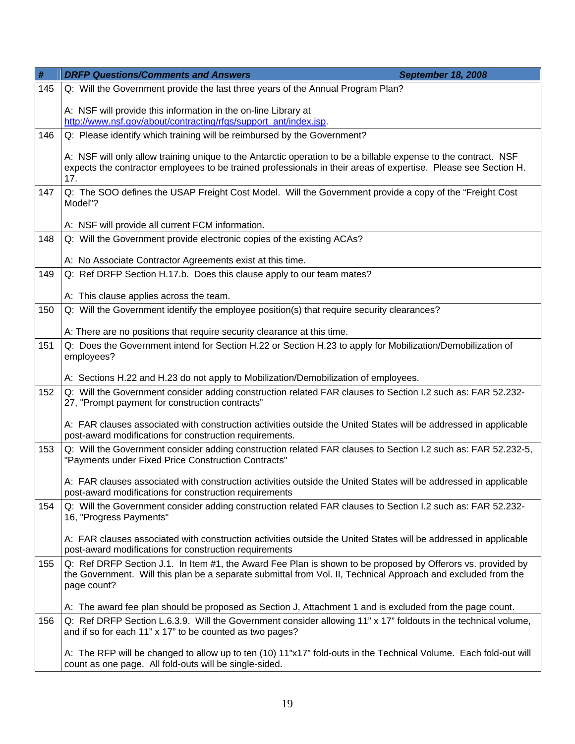| # | DRFP Questions/Comments and Answers September 18, 2008 |
|---|---|
| 145 | Q: Will the Government provide the last three years of the Annual Program Plan?<br><br>A: NSF will provide this information in the on-line Library at http://www.nsf.gov/about/contracting/rfqs/support_ant/index.jsp. |
| 146 | Q: Please identify which training will be reimbursed by the Government?<br><br>A: NSF will only allow training unique to the Antarctic operation to be a billable expense to the contract. NSF expects the contractor employees to be trained professionals in their areas of expertise. Please see Section H. 17. |
| 147 | Q: The SOO defines the USAP Freight Cost Model. Will the Government provide a copy of the "Freight Cost Model"?<br><br>A: NSF will provide all current FCM information. |
| 148 | Q: Will the Government provide electronic copies of the existing ACAs?<br><br>A: No Associate Contractor Agreements exist at this time. |
| 149 | Q: Ref DRFP Section H.17.b. Does this clause apply to our team mates?<br><br>A: This clause applies across the team. |
| 150 | Q: Will the Government identify the employee position(s) that require security clearances?<br><br>A: There are no positions that require security clearance at this time. |
| 151 | Q: Does the Government intend for Section H.22 or Section H.23 to apply for Mobilization/Demobilization of employees?<br><br>A: Sections H.22 and H.23 do not apply to Mobilization/Demobilization of employees. |
| 152 | Q: Will the Government consider adding construction related FAR clauses to Section I.2 such as: FAR 52.232-27, "Prompt payment for construction contracts"<br><br>A: FAR clauses associated with construction activities outside the United States will be addressed in applicable post-award modifications for construction requirements. |
| 153 | Q: Will the Government consider adding construction related FAR clauses to Section I.2 such as: FAR 52.232-5, "Payments under Fixed Price Construction Contracts"<br><br>A: FAR clauses associated with construction activities outside the United States will be addressed in applicable post-award modifications for construction requirements |
| 154 | Q: Will the Government consider adding construction related FAR clauses to Section I.2 such as: FAR 52.232-16, "Progress Payments"<br><br>A: FAR clauses associated with construction activities outside the United States will be addressed in applicable post-award modifications for construction requirements |
| 155 | Q: Ref DRFP Section J.1. In Item #1, the Award Fee Plan is shown to be proposed by Offerors vs. provided by the Government. Will this plan be a separate submittal from Vol. II, Technical Approach and excluded from the page count?<br><br>A: The award fee plan should be proposed as Section J, Attachment 1 and is excluded from the page count. |
| 156 | Q: Ref DRFP Section L.6.3.9. Will the Government consider allowing 11" x 17" foldouts in the technical volume, and if so for each 11" x 17" to be counted as two pages?<br><br>A: The RFP will be changed to allow up to ten (10) 11"x17" fold-outs in the Technical Volume. Each fold-out will count as one page. All fold-outs will be single-sided. |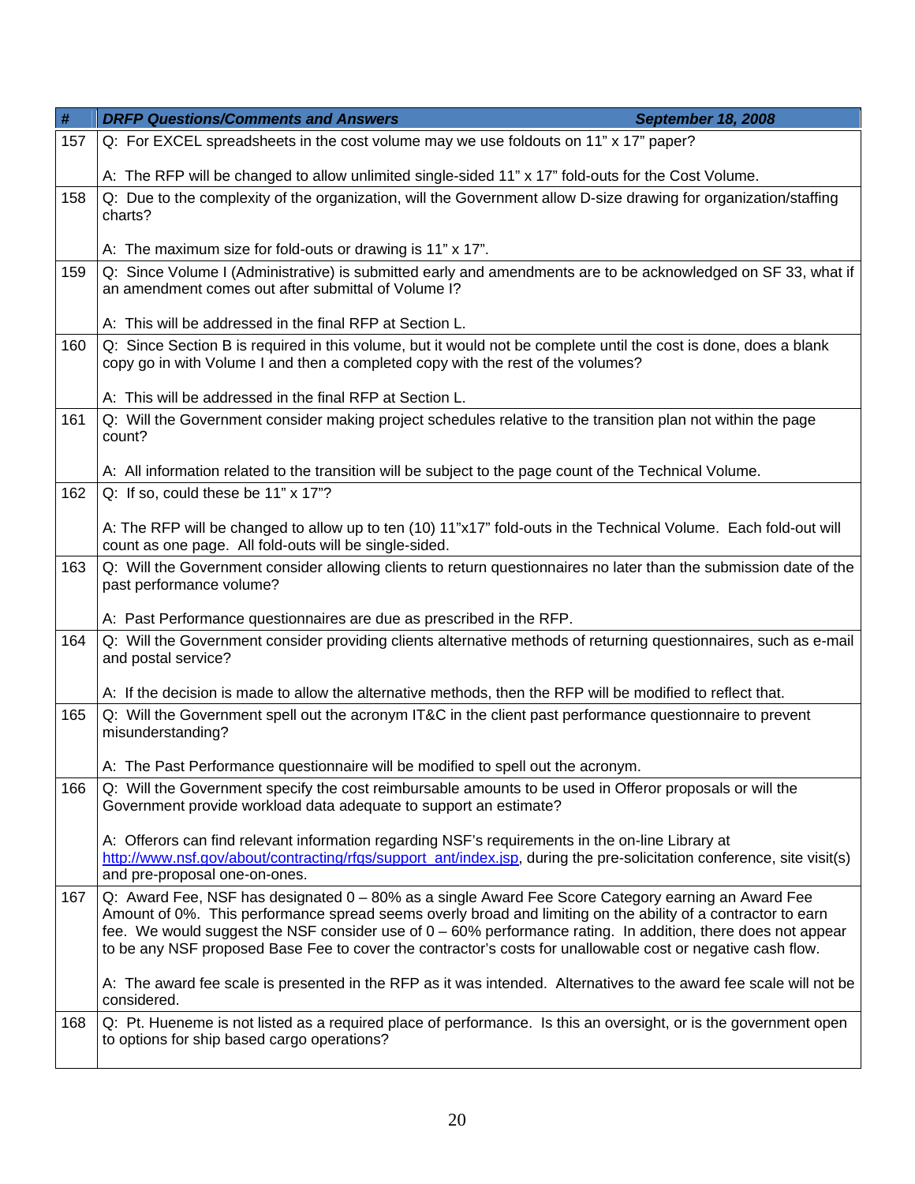| # | DRFP Questions/Comments and Answers September 18, 2008 |
|---|---|
| 157 | Q: For EXCEL spreadsheets in the cost volume may we use foldouts on 11" x 17" paper?<br><br>A: The RFP will be changed to allow unlimited single-sided 11" x 17" fold-outs for the Cost Volume. |
| 158 | Q: Due to the complexity of the organization, will the Government allow D-size drawing for organization/staffing charts?<br><br>A: The maximum size for fold-outs or drawing is 11" x 17". |
| 159 | Q: Since Volume I (Administrative) is submitted early and amendments are to be acknowledged on SF 33, what if an amendment comes out after submittal of Volume I?<br><br>A: This will be addressed in the final RFP at Section L. |
| 160 | Q: Since Section B is required in this volume, but it would not be complete until the cost is done, does a blank copy go in with Volume I and then a completed copy with the rest of the volumes?<br><br>A: This will be addressed in the final RFP at Section L. |
| 161 | Q: Will the Government consider making project schedules relative to the transition plan not within the page count?<br><br>A: All information related to the transition will be subject to the page count of the Technical Volume. |
| 162 | Q: If so, could these be 11" x 17"?<br><br>A: The RFP will be changed to allow up to ten (10) 11"x17" fold-outs in the Technical Volume. Each fold-out will count as one page. All fold-outs will be single-sided. |
| 163 | Q: Will the Government consider allowing clients to return questionnaires no later than the submission date of the past performance volume?<br><br>A: Past Performance questionnaires are due as prescribed in the RFP. |
| 164 | Q: Will the Government consider providing clients alternative methods of returning questionnaires, such as e-mail and postal service?<br><br>A: If the decision is made to allow the alternative methods, then the RFP will be modified to reflect that. |
| 165 | Q: Will the Government spell out the acronym IT&C in the client past performance questionnaire to prevent misunderstanding?<br><br>A: The Past Performance questionnaire will be modified to spell out the acronym. |
| 166 | Q: Will the Government specify the cost reimbursable amounts to be used in Offeror proposals or will the Government provide workload data adequate to support an estimate?<br><br>A: Offerors can find relevant information regarding NSF's requirements in the on-line Library at http://www.nsf.gov/about/contracting/rfqs/support_ant/index.jsp, during the pre-solicitation conference, site visit(s) and pre-proposal one-on-ones. |
| 167 | Q: Award Fee, NSF has designated 0 – 80% as a single Award Fee Score Category earning an Award Fee Amount of 0%. This performance spread seems overly broad and limiting on the ability of a contractor to earn fee. We would suggest the NSF consider use of 0 – 60% performance rating. In addition, there does not appear to be any NSF proposed Base Fee to cover the contractor's costs for unallowable cost or negative cash flow.<br><br>A: The award fee scale is presented in the RFP as it was intended. Alternatives to the award fee scale will not be considered. |
| 168 | Q: Pt. Hueneme is not listed as a required place of performance. Is this an oversight, or is the government open to options for ship based cargo operations? |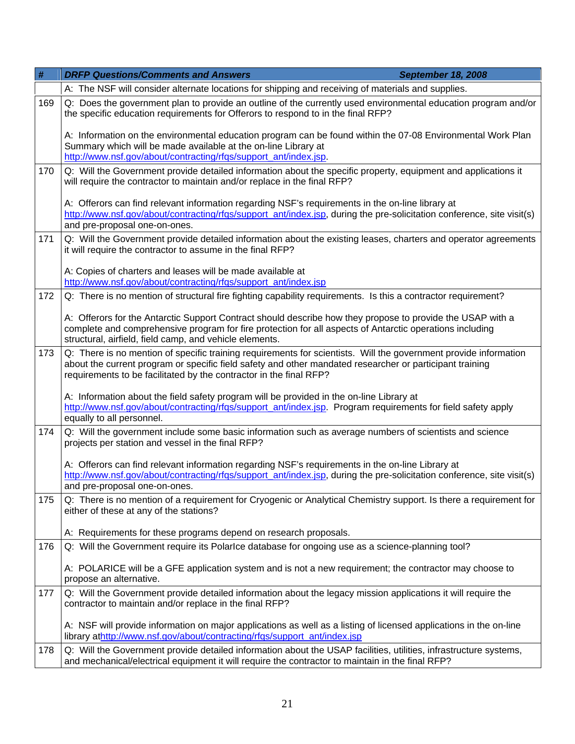| # | DRFP Questions/Comments and Answers September 18, 2008 |
|---|---|
| | A: The NSF will consider alternate locations for shipping and receiving of materials and supplies. |
| 169 | Q: Does the government plan to provide an outline of the currently used environmental education program and/or the specific education requirements for Offerors to respond to in the final RFP?<br><br>A: Information on the environmental education program can be found within the 07-08 Environmental Work Plan Summary which will be made available at the on-line Library at http://www.nsf.gov/about/contracting/rfqs/support_ant/index.jsp. |
| 170 | Q: Will the Government provide detailed information about the specific property, equipment and applications it will require the contractor to maintain and/or replace in the final RFP?<br><br>A: Offerors can find relevant information regarding NSF's requirements in the on-line library at http://www.nsf.gov/about/contracting/rfqs/support_ant/index.jsp, during the pre-solicitation conference, site visit(s) and pre-proposal one-on-ones. |
| 171 | Q: Will the Government provide detailed information about the existing leases, charters and operator agreements it will require the contractor to assume in the final RFP?<br><br>A: Copies of charters and leases will be made available at http://www.nsf.gov/about/contracting/rfqs/support_ant/index.jsp |
| 172 | Q: There is no mention of structural fire fighting capability requirements. Is this a contractor requirement?<br><br>A: Offerors for the Antarctic Support Contract should describe how they propose to provide the USAP with a complete and comprehensive program for fire protection for all aspects of Antarctic operations including structural, airfield, field camp, and vehicle elements. |
| 173 | Q: There is no mention of specific training requirements for scientists. Will the government provide information about the current program or specific field safety and other mandated researcher or participant training requirements to be facilitated by the contractor in the final RFP?<br><br>A: Information about the field safety program will be provided in the on-line Library at http://www.nsf.gov/about/contracting/rfqs/support_ant/index.jsp. Program requirements for field safety apply equally to all personnel. |
| 174 | Q: Will the government include some basic information such as average numbers of scientists and science projects per station and vessel in the final RFP?<br><br>A: Offerors can find relevant information regarding NSF's requirements in the on-line Library at http://www.nsf.gov/about/contracting/rfqs/support_ant/index.jsp, during the pre-solicitation conference, site visit(s) and pre-proposal one-on-ones. |
| 175 | Q: There is no mention of a requirement for Cryogenic or Analytical Chemistry support. Is there a requirement for either of these at any of the stations?<br><br>A: Requirements for these programs depend on research proposals. |
| 176 | Q: Will the Government require its PolarIce database for ongoing use as a science-planning tool?<br><br>A: POLARICE will be a GFE application system and is not a new requirement; the contractor may choose to propose an alternative. |
| 177 | Q: Will the Government provide detailed information about the legacy mission applications it will require the contractor to maintain and/or replace in the final RFP?<br><br>A: NSF will provide information on major applications as well as a listing of licensed applications in the on-line library athttp://www.nsf.gov/about/contracting/rfqs/support_ant/index.jsp |
| 178 | Q: Will the Government provide detailed information about the USAP facilities, utilities, infrastructure systems, and mechanical/electrical equipment it will require the contractor to maintain in the final RFP? |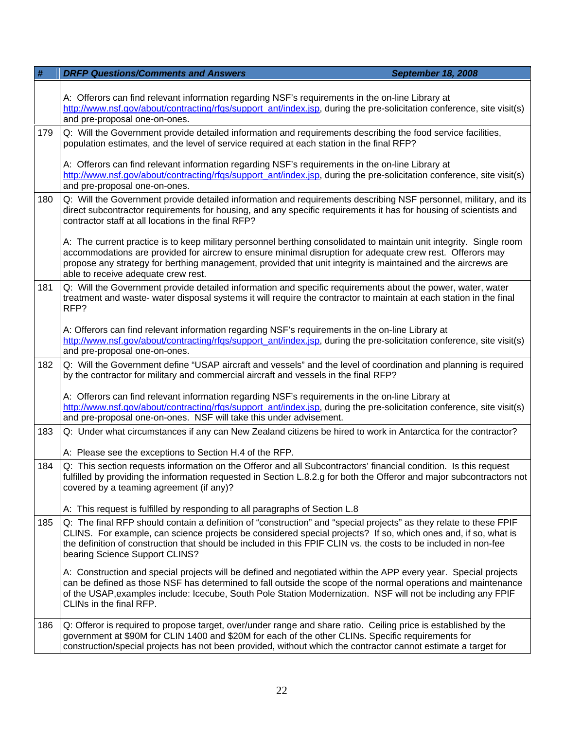| # | DRFP Questions/Comments and Answers September 18, 2008 |
|---|---|
| | A: Offerors can find relevant information regarding NSF's requirements in the on-line Library at http://www.nsf.gov/about/contracting/rfqs/support_ant/index.jsp, during the pre-solicitation conference, site visit(s) and pre-proposal one-on-ones. |
| 179 | Q: Will the Government provide detailed information and requirements describing the food service facilities, population estimates, and the level of service required at each station in the final RFP?<br><br>A: Offerors can find relevant information regarding NSF's requirements in the on-line Library at http://www.nsf.gov/about/contracting/rfqs/support_ant/index.jsp, during the pre-solicitation conference, site visit(s) and pre-proposal one-on-ones. |
| 180 | Q: Will the Government provide detailed information and requirements describing NSF personnel, military, and its direct subcontractor requirements for housing, and any specific requirements it has for housing of scientists and contractor staff at all locations in the final RFP?<br><br>A: The current practice is to keep military personnel berthing consolidated to maintain unit integrity. Single room accommodations are provided for aircrew to ensure minimal disruption for adequate crew rest. Offerors may propose any strategy for berthing management, provided that unit integrity is maintained and the aircrews are able to receive adequate crew rest. |
| 181 | Q: Will the Government provide detailed information and specific requirements about the power, water, water treatment and waste- water disposal systems it will require the contractor to maintain at each station in the final RFP?<br><br>A: Offerors can find relevant information regarding NSF's requirements in the on-line Library at http://www.nsf.gov/about/contracting/rfqs/support_ant/index.jsp, during the pre-solicitation conference, site visit(s) and pre-proposal one-on-ones. |
| 182 | Q: Will the Government define "USAP aircraft and vessels" and the level of coordination and planning is required by the contractor for military and commercial aircraft and vessels in the final RFP?<br><br>A: Offerors can find relevant information regarding NSF's requirements in the on-line Library at http://www.nsf.gov/about/contracting/rfqs/support_ant/index.jsp, during the pre-solicitation conference, site visit(s) and pre-proposal one-on-ones. NSF will take this under advisement. |
| 183 | Q: Under what circumstances if any can New Zealand citizens be hired to work in Antarctica for the contractor?<br><br>A: Please see the exceptions to Section H.4 of the RFP. |
| 184 | Q: This section requests information on the Offeror and all Subcontractors' financial condition. Is this request fulfilled by providing the information requested in Section L.8.2.g for both the Offeror and major subcontractors not covered by a teaming agreement (if any)?<br><br>A: This request is fulfilled by responding to all paragraphs of Section L.8 |
| 185 | Q: The final RFP should contain a definition of "construction" and "special projects" as they relate to these FPIF CLINS. For example, can science projects be considered special projects? If so, which ones and, if so, what is the definition of construction that should be included in this FPIF CLIN vs. the costs to be included in non-fee bearing Science Support CLINS?<br><br>A: Construction and special projects will be defined and negotiated within the APP every year. Special projects can be defined as those NSF has determined to fall outside the scope of the normal operations and maintenance of the USAP,examples include: Icecube, South Pole Station Modernization. NSF will not be including any FPIF CLINs in the final RFP. |
| 186 | Q: Offeror is required to propose target, over/under range and share ratio. Ceiling price is established by the government at $90M for CLIN 1400 and $20M for each of the other CLINs. Specific requirements for construction/special projects has not been provided, without which the contractor cannot estimate a target for |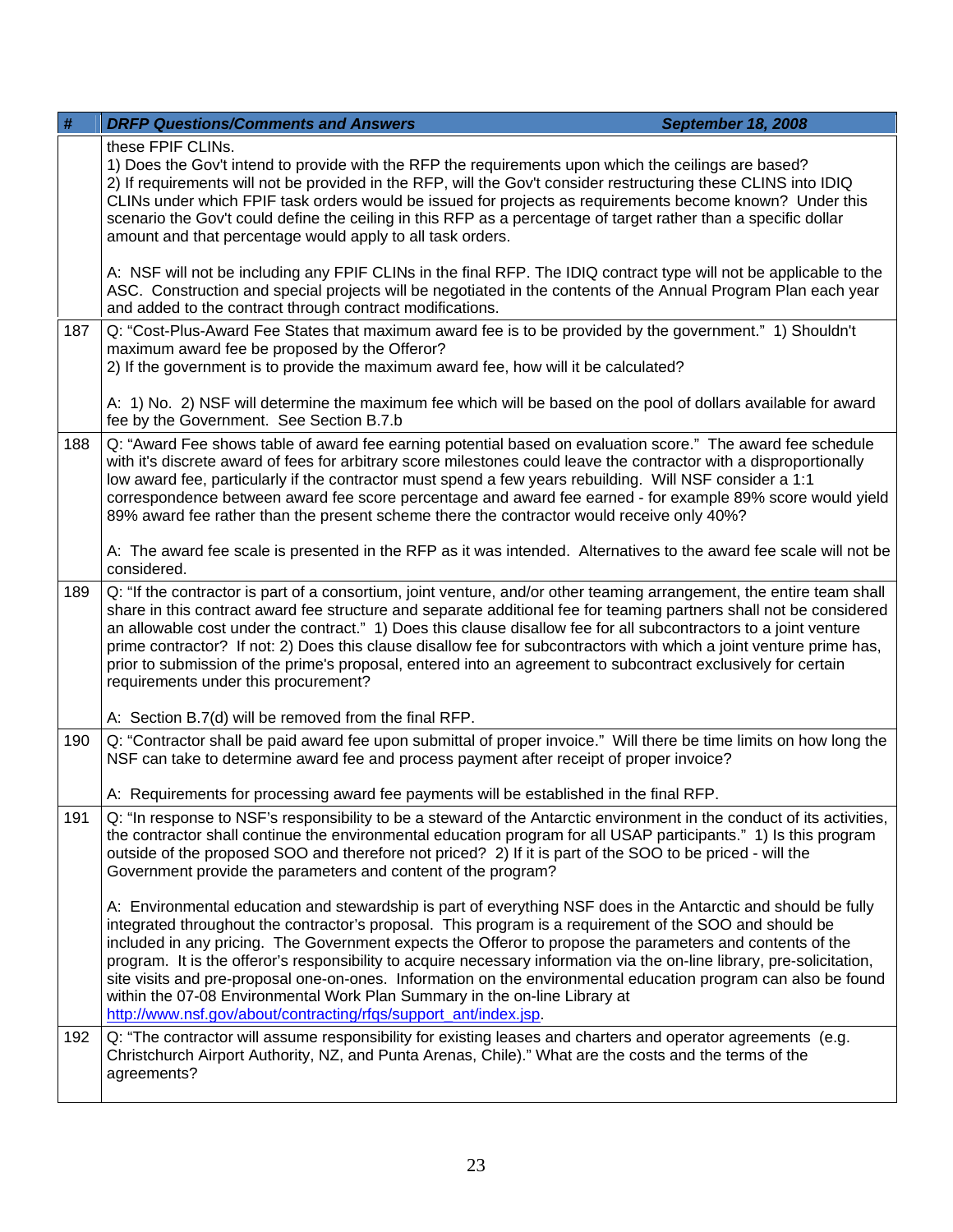| # | DRFP Questions/Comments and Answers September 18, 2008 |
|---|---|
| | these FPIF CLINs.<br>1) Does the Gov't intend to provide with the RFP the requirements upon which the ceilings are based?<br>2) If requirements will not be provided in the RFP, will the Gov't consider restructuring these CLINS into IDIQ CLINs under which FPIF task orders would be issued for projects as requirements become known? Under this scenario the Gov't could define the ceiling in this RFP as a percentage of target rather than a specific dollar amount and that percentage would apply to all task orders.<br><br>A: NSF will not be including any FPIF CLINs in the final RFP. The IDIQ contract type will not be applicable to the ASC. Construction and special projects will be negotiated in the contents of the Annual Program Plan each year and added to the contract through contract modifications. |
| 187 | Q: "Cost-Plus-Award Fee States that maximum award fee is to be provided by the government." 1) Shouldn't maximum award fee be proposed by the Offeror?<br>2) If the government is to provide the maximum award fee, how will it be calculated?<br><br>A: 1) No. 2) NSF will determine the maximum fee which will be based on the pool of dollars available for award fee by the Government. See Section B.7.b |
| 188 | Q: "Award Fee shows table of award fee earning potential based on evaluation score." The award fee schedule with it's discrete award of fees for arbitrary score milestones could leave the contractor with a disproportionally low award fee, particularly if the contractor must spend a few years rebuilding. Will NSF consider a 1:1 correspondence between award fee score percentage and award fee earned - for example 89% score would yield 89% award fee rather than the present scheme there the contractor would receive only 40%?<br><br>A: The award fee scale is presented in the RFP as it was intended. Alternatives to the award fee scale will not be considered. |
| 189 | Q: "If the contractor is part of a consortium, joint venture, and/or other teaming arrangement, the entire team shall share in this contract award fee structure and separate additional fee for teaming partners shall not be considered an allowable cost under the contract." 1) Does this clause disallow fee for all subcontractors to a joint venture prime contractor? If not: 2) Does this clause disallow fee for subcontractors with which a joint venture prime has, prior to submission of the prime's proposal, entered into an agreement to subcontract exclusively for certain requirements under this procurement?<br><br>A: Section B.7(d) will be removed from the final RFP. |
| 190 | Q: "Contractor shall be paid award fee upon submittal of proper invoice." Will there be time limits on how long the NSF can take to determine award fee and process payment after receipt of proper invoice?<br><br>A: Requirements for processing award fee payments will be established in the final RFP. |
| 191 | Q: "In response to NSF's responsibility to be a steward of the Antarctic environment in the conduct of its activities, the contractor shall continue the environmental education program for all USAP participants." 1) Is this program outside of the proposed SOO and therefore not priced? 2) If it is part of the SOO to be priced - will the Government provide the parameters and content of the program?<br><br>A: Environmental education and stewardship is part of everything NSF does in the Antarctic and should be fully integrated throughout the contractor's proposal. This program is a requirement of the SOO and should be included in any pricing. The Government expects the Offeror to propose the parameters and contents of the program. It is the offeror's responsibility to acquire necessary information via the on-line library, pre-solicitation, site visits and pre-proposal one-on-ones. Information on the environmental education program can also be found within the 07-08 Environmental Work Plan Summary in the on-line Library at http://www.nsf.gov/about/contracting/rfqs/support_ant/index.jsp. |
| 192 | Q: "The contractor will assume responsibility for existing leases and charters and operator agreements (e.g. Christchurch Airport Authority, NZ, and Punta Arenas, Chile)." What are the costs and the terms of the agreements? |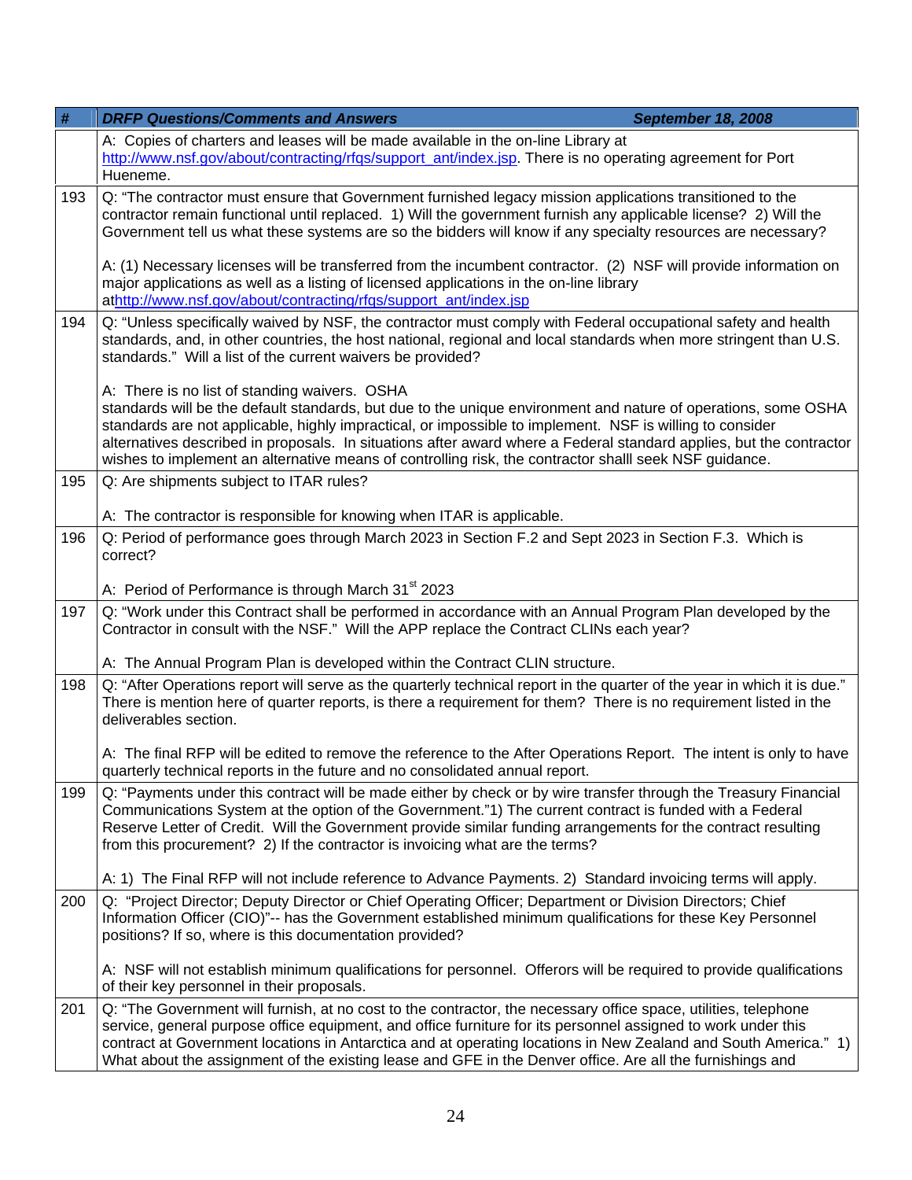| # | DRFP Questions/Comments and Answers September 18, 2008 |
|---|---|
| | A: Copies of charters and leases will be made available in the on-line Library at http://www.nsf.gov/about/contracting/rfqs/support_ant/index.jsp. There is no operating agreement for Port Hueneme. |
| 193 | Q: "The contractor must ensure that Government furnished legacy mission applications transitioned to the contractor remain functional until replaced. 1) Will the government furnish any applicable license? 2) Will the Government tell us what these systems are so the bidders will know if any specialty resources are necessary?<br><br>A: (1) Necessary licenses will be transferred from the incumbent contractor. (2) NSF will provide information on major applications as well as a listing of licensed applications in the on-line library athttp://www.nsf.gov/about/contracting/rfqs/support_ant/index.jsp |
| 194 | Q: "Unless specifically waived by NSF, the contractor must comply with Federal occupational safety and health standards, and, in other countries, the host national, regional and local standards when more stringent than U.S. standards." Will a list of the current waivers be provided?<br><br>A: There is no list of standing waivers. OSHA standards will be the default standards, but due to the unique environment and nature of operations, some OSHA standards are not applicable, highly impractical, or impossible to implement. NSF is willing to consider alternatives described in proposals. In situations after award where a Federal standard applies, but the contractor wishes to implement an alternative means of controlling risk, the contractor shalll seek NSF guidance. |
| 195 | Q: Are shipments subject to ITAR rules?<br><br>A: The contractor is responsible for knowing when ITAR is applicable. |
| 196 | Q: Period of performance goes through March 2023 in Section F.2 and Sept 2023 in Section F.3. Which is correct?<br><br>A: Period of Performance is through March 31st 2023 |
| 197 | Q: "Work under this Contract shall be performed in accordance with an Annual Program Plan developed by the Contractor in consult with the NSF." Will the APP replace the Contract CLINs each year?<br><br>A: The Annual Program Plan is developed within the Contract CLIN structure. |
| 198 | Q: "After Operations report will serve as the quarterly technical report in the quarter of the year in which it is due." There is mention here of quarter reports, is there a requirement for them? There is no requirement listed in the deliverables section.<br><br>A: The final RFP will be edited to remove the reference to the After Operations Report. The intent is only to have quarterly technical reports in the future and no consolidated annual report. |
| 199 | Q: "Payments under this contract will be made either by check or by wire transfer through the Treasury Financial Communications System at the option of the Government."1) The current contract is funded with a Federal Reserve Letter of Credit. Will the Government provide similar funding arrangements for the contract resulting from this procurement? 2) If the contractor is invoicing what are the terms?<br><br>A: 1) The Final RFP will not include reference to Advance Payments. 2) Standard invoicing terms will apply. |
| 200 | Q: "Project Director; Deputy Director or Chief Operating Officer; Department or Division Directors; Chief Information Officer (CIO)"-- has the Government established minimum qualifications for these Key Personnel positions? If so, where is this documentation provided?<br><br>A: NSF will not establish minimum qualifications for personnel. Offerors will be required to provide qualifications of their key personnel in their proposals. |
| 201 | Q: "The Government will furnish, at no cost to the contractor, the necessary office space, utilities, telephone service, general purpose office equipment, and office furniture for its personnel assigned to work under this contract at Government locations in Antarctica and at operating locations in New Zealand and South America." 1) What about the assignment of the existing lease and GFE in the Denver office. Are all the furnishings and |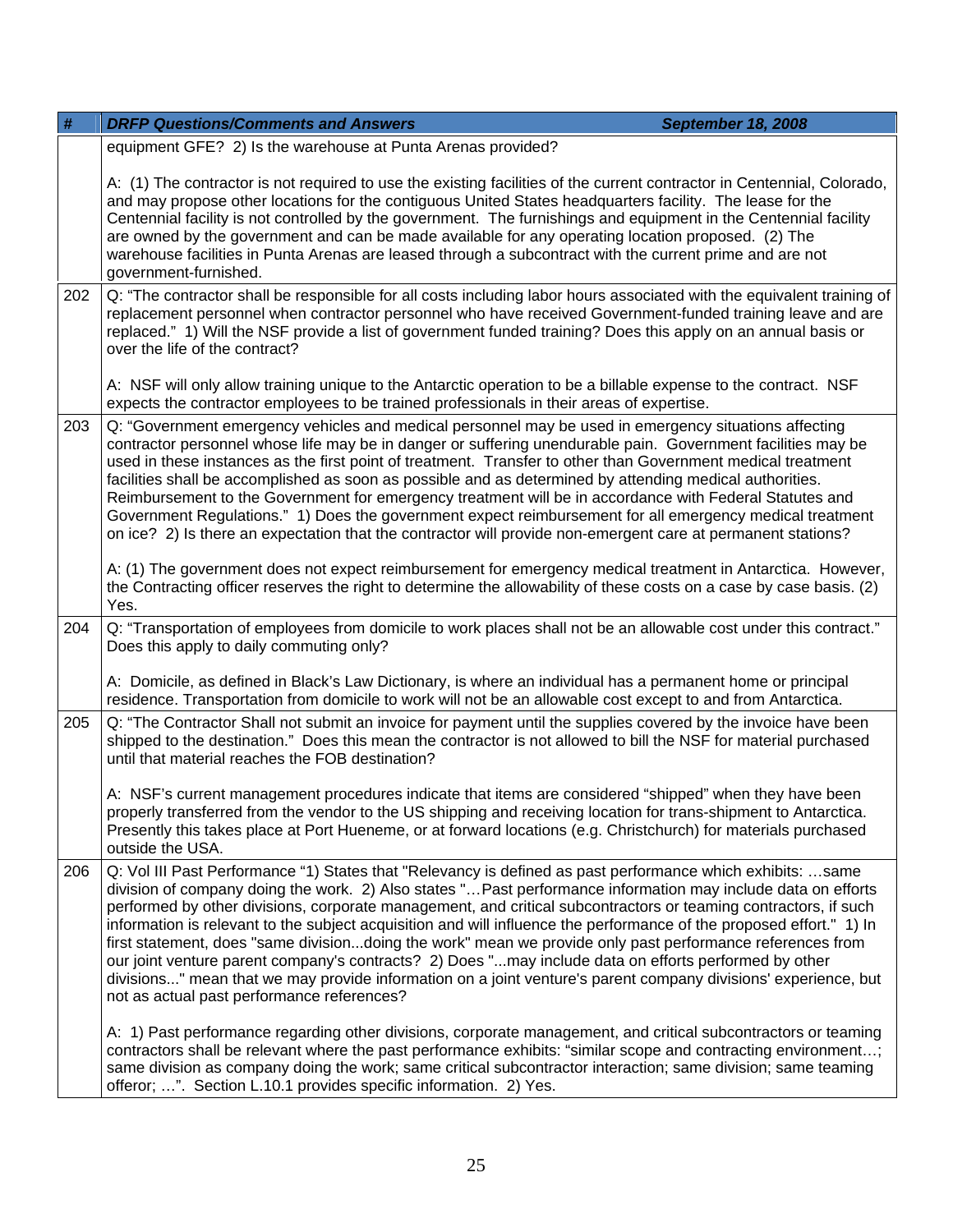| # | DRFP Questions/Comments and Answers September 18, 2008 |
|---|---|
| | equipment GFE? 2) Is the warehouse at Punta Arenas provided?<br><br>A: (1) The contractor is not required to use the existing facilities of the current contractor in Centennial, Colorado, and may propose other locations for the contiguous United States headquarters facility. The lease for the Centennial facility is not controlled by the government. The furnishings and equipment in the Centennial facility are owned by the government and can be made available for any operating location proposed. (2) The warehouse facilities in Punta Arenas are leased through a subcontract with the current prime and are not government-furnished. |
| 202 | Q: "The contractor shall be responsible for all costs including labor hours associated with the equivalent training of replacement personnel when contractor personnel who have received Government-funded training leave and are replaced." 1) Will the NSF provide a list of government funded training? Does this apply on an annual basis or over the life of the contract?<br><br>A: NSF will only allow training unique to the Antarctic operation to be a billable expense to the contract. NSF expects the contractor employees to be trained professionals in their areas of expertise. |
| 203 | Q: "Government emergency vehicles and medical personnel may be used in emergency situations affecting contractor personnel whose life may be in danger or suffering unendurable pain. Government facilities may be used in these instances as the first point of treatment. Transfer to other than Government medical treatment facilities shall be accomplished as soon as possible and as determined by attending medical authorities. Reimbursement to the Government for emergency treatment will be in accordance with Federal Statutes and Government Regulations." 1) Does the government expect reimbursement for all emergency medical treatment on ice? 2) Is there an expectation that the contractor will provide non-emergent care at permanent stations?<br><br>A: (1) The government does not expect reimbursement for emergency medical treatment in Antarctica. However, the Contracting officer reserves the right to determine the allowability of these costs on a case by case basis. (2) Yes. |
| 204 | Q: "Transportation of employees from domicile to work places shall not be an allowable cost under this contract." Does this apply to daily commuting only?<br><br>A: Domicile, as defined in Black's Law Dictionary, is where an individual has a permanent home or principal residence. Transportation from domicile to work will not be an allowable cost except to and from Antarctica. |
| 205 | Q: "The Contractor Shall not submit an invoice for payment until the supplies covered by the invoice have been shipped to the destination." Does this mean the contractor is not allowed to bill the NSF for material purchased until that material reaches the FOB destination?<br><br>A: NSF's current management procedures indicate that items are considered "shipped" when they have been properly transferred from the vendor to the US shipping and receiving location for trans-shipment to Antarctica. Presently this takes place at Port Hueneme, or at forward locations (e.g. Christchurch) for materials purchased outside the USA. |
| 206 | Q: Vol III Past Performance "1) States that "Relevancy is defined as past performance which exhibits: …same division of company doing the work. 2) Also states "…Past performance information may include data on efforts performed by other divisions, corporate management, and critical subcontractors or teaming contractors, if such information is relevant to the subject acquisition and will influence the performance of the proposed effort." 1) In first statement, does "same division...doing the work" mean we provide only past performance references from our joint venture parent company's contracts? 2) Does "...may include data on efforts performed by other divisions..." mean that we may provide information on a joint venture's parent company divisions' experience, but not as actual past performance references?<br><br>A: 1) Past performance regarding other divisions, corporate management, and critical subcontractors or teaming contractors shall be relevant where the past performance exhibits: "similar scope and contracting environment…; same division as company doing the work; same critical subcontractor interaction; same division; same teaming offeror; …". Section L.10.1 provides specific information. 2) Yes. |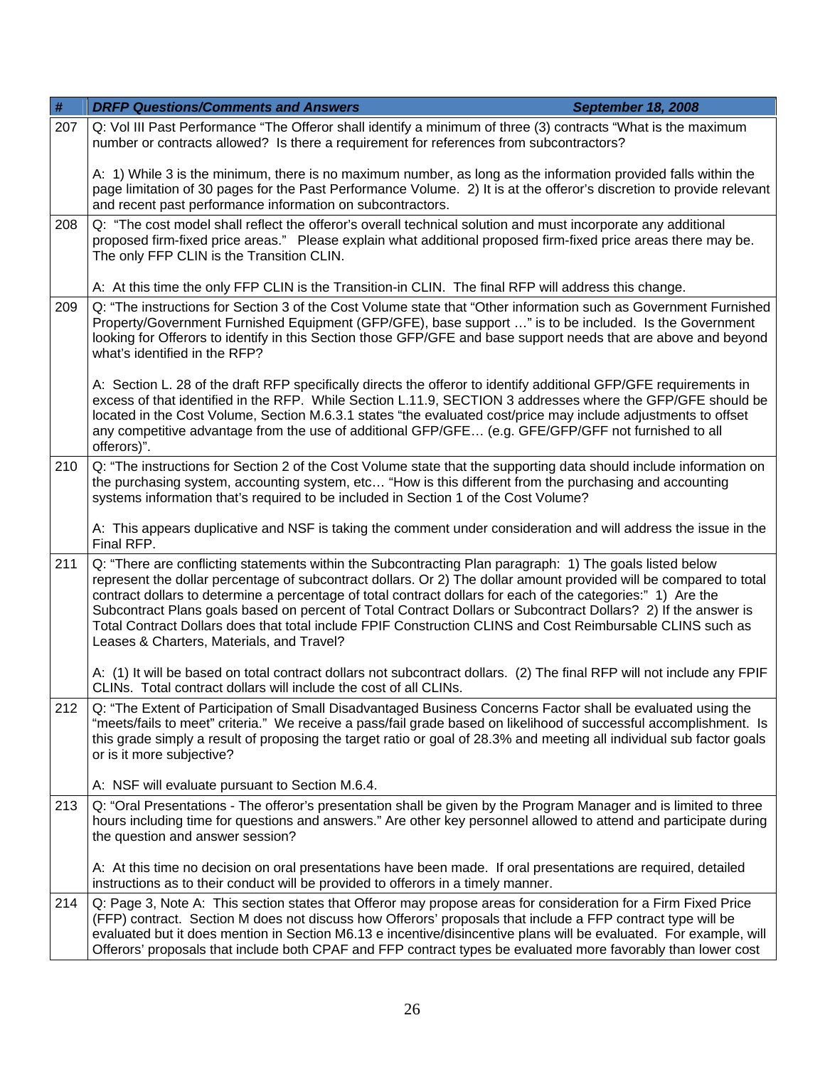| # | *DRFP Questions/Comments and Answers September 18, 2008* |
|---|---|
| 207 | Q: Vol III Past Performance "The Offeror shall identify a minimum of three (3) contracts "What is the maximum number or contracts allowed? Is there a requirement for references from subcontractors?<br><br>A: 1) While 3 is the minimum, there is no maximum number, as long as the information provided falls within the page limitation of 30 pages for the Past Performance Volume. 2) It is at the offeror's discretion to provide relevant and recent past performance information on subcontractors. |
| 208 | Q: "The cost model shall reflect the offeror's overall technical solution and must incorporate any additional proposed firm-fixed price areas." Please explain what additional proposed firm-fixed price areas there may be. The only FFP CLIN is the Transition CLIN.<br><br>A: At this time the only FFP CLIN is the Transition-in CLIN. The final RFP will address this change. |
| 209 | Q: "The instructions for Section 3 of the Cost Volume state that "Other information such as Government Furnished Property/Government Furnished Equipment (GFP/GFE), base support …" is to be included. Is the Government looking for Offerors to identify in this Section those GFP/GFE and base support needs that are above and beyond what's identified in the RFP?<br><br>A: Section L. 28 of the draft RFP specifically directs the offeror to identify additional GFP/GFE requirements in excess of that identified in the RFP. While Section L.11.9, SECTION 3 addresses where the GFP/GFE should be located in the Cost Volume, Section M.6.3.1 states "the evaluated cost/price may include adjustments to offset any competitive advantage from the use of additional GFP/GFE… (e.g. GFE/GFP/GFF not furnished to all offerors)". |
| 210 | Q: "The instructions for Section 2 of the Cost Volume state that the supporting data should include information on the purchasing system, accounting system, etc… "How is this different from the purchasing and accounting systems information that's required to be included in Section 1 of the Cost Volume?<br><br>A: This appears duplicative and NSF is taking the comment under consideration and will address the issue in the Final RFP. |
| 211 | Q: "There are conflicting statements within the Subcontracting Plan paragraph: 1) The goals listed below represent the dollar percentage of subcontract dollars. Or 2) The dollar amount provided will be compared to total contract dollars to determine a percentage of total contract dollars for each of the categories:" 1) Are the Subcontract Plans goals based on percent of Total Contract Dollars or Subcontract Dollars? 2) If the answer is Total Contract Dollars does that total include FPIF Construction CLINS and Cost Reimbursable CLINS such as Leases & Charters, Materials, and Travel?<br><br>A: (1) It will be based on total contract dollars not subcontract dollars. (2) The final RFP will not include any FPIF CLINs. Total contract dollars will include the cost of all CLINs. |
| 212 | Q: "The Extent of Participation of Small Disadvantaged Business Concerns Factor shall be evaluated using the "meets/fails to meet" criteria." We receive a pass/fail grade based on likelihood of successful accomplishment. Is this grade simply a result of proposing the target ratio or goal of 28.3% and meeting all individual sub factor goals or is it more subjective?<br><br>A: NSF will evaluate pursuant to Section M.6.4. |
| 213 | Q: "Oral Presentations - The offeror's presentation shall be given by the Program Manager and is limited to three hours including time for questions and answers." Are other key personnel allowed to attend and participate during the question and answer session?<br><br>A: At this time no decision on oral presentations have been made. If oral presentations are required, detailed instructions as to their conduct will be provided to offerors in a timely manner. |
| 214 | Q: Page 3, Note A: This section states that Offeror may propose areas for consideration for a Firm Fixed Price (FFP) contract. Section M does not discuss how Offerors' proposals that include a FFP contract type will be evaluated but it does mention in Section M6.13 e incentive/disincentive plans will be evaluated. For example, will Offerors' proposals that include both CPAF and FFP contract types be evaluated more favorably than lower cost |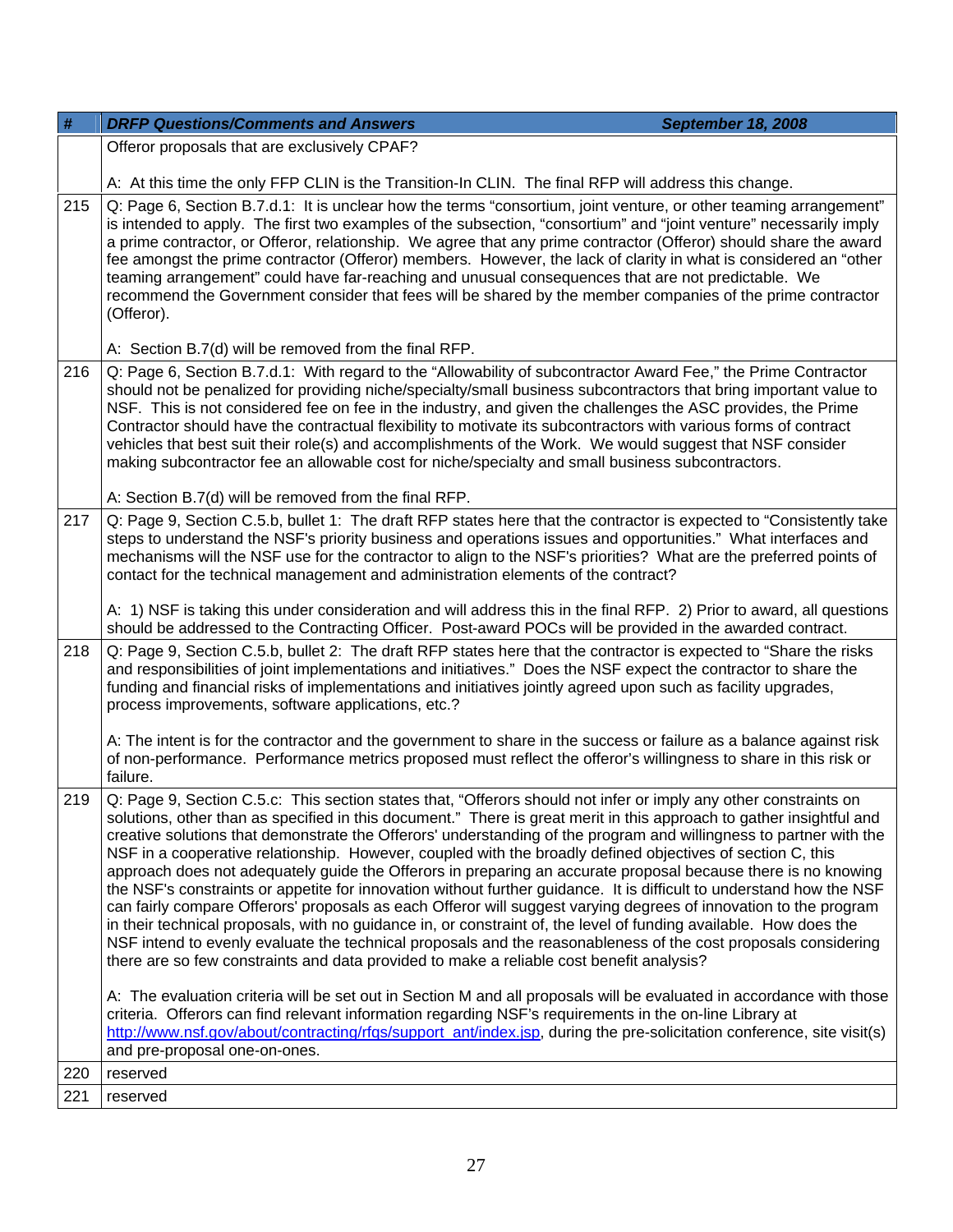| # | DRFP Questions/Comments and Answers September 18, 2008 |
|---|---|
| | Offeror proposals that are exclusively CPAF?<br><br>A: At this time the only FFP CLIN is the Transition-In CLIN. The final RFP will address this change. |
| 215 | Q: Page 6, Section B.7.d.1: It is unclear how the terms "consortium, joint venture, or other teaming arrangement" is intended to apply. The first two examples of the subsection, "consortium" and "joint venture" necessarily imply a prime contractor, or Offeror, relationship. We agree that any prime contractor (Offeror) should share the award fee amongst the prime contractor (Offeror) members. However, the lack of clarity in what is considered an "other teaming arrangement" could have far-reaching and unusual consequences that are not predictable. We recommend the Government consider that fees will be shared by the member companies of the prime contractor (Offeror).<br><br>A: Section B.7(d) will be removed from the final RFP. |
| 216 | Q: Page 6, Section B.7.d.1: With regard to the "Allowability of subcontractor Award Fee," the Prime Contractor should not be penalized for providing niche/specialty/small business subcontractors that bring important value to NSF. This is not considered fee on fee in the industry, and given the challenges the ASC provides, the Prime Contractor should have the contractual flexibility to motivate its subcontractors with various forms of contract vehicles that best suit their role(s) and accomplishments of the Work. We would suggest that NSF consider making subcontractor fee an allowable cost for niche/specialty and small business subcontractors.<br><br>A: Section B.7(d) will be removed from the final RFP. |
| 217 | Q: Page 9, Section C.5.b, bullet 1: The draft RFP states here that the contractor is expected to "Consistently take steps to understand the NSF's priority business and operations issues and opportunities." What interfaces and mechanisms will the NSF use for the contractor to align to the NSF's priorities? What are the preferred points of contact for the technical management and administration elements of the contract?<br><br>A: 1) NSF is taking this under consideration and will address this in the final RFP. 2) Prior to award, all questions should be addressed to the Contracting Officer. Post-award POCs will be provided in the awarded contract. |
| 218 | Q: Page 9, Section C.5.b, bullet 2: The draft RFP states here that the contractor is expected to "Share the risks and responsibilities of joint implementations and initiatives." Does the NSF expect the contractor to share the funding and financial risks of implementations and initiatives jointly agreed upon such as facility upgrades, process improvements, software applications, etc.?<br><br>A: The intent is for the contractor and the government to share in the success or failure as a balance against risk of non-performance. Performance metrics proposed must reflect the offeror's willingness to share in this risk or failure. |
| 219 | Q: Page 9, Section C.5.c: This section states that, "Offerors should not infer or imply any other constraints on solutions, other than as specified in this document." There is great merit in this approach to gather insightful and creative solutions that demonstrate the Offerors' understanding of the program and willingness to partner with the NSF in a cooperative relationship. However, coupled with the broadly defined objectives of section C, this approach does not adequately guide the Offerors in preparing an accurate proposal because there is no knowing the NSF's constraints or appetite for innovation without further guidance. It is difficult to understand how the NSF can fairly compare Offerors' proposals as each Offeror will suggest varying degrees of innovation to the program in their technical proposals, with no guidance in, or constraint of, the level of funding available. How does the NSF intend to evenly evaluate the technical proposals and the reasonableness of the cost proposals considering there are so few constraints and data provided to make a reliable cost benefit analysis?<br><br>A: The evaluation criteria will be set out in Section M and all proposals will be evaluated in accordance with those criteria. Offerors can find relevant information regarding NSF's requirements in the on-line Library at http://www.nsf.gov/about/contracting/rfqs/support_ant/index.jsp, during the pre-solicitation conference, site visit(s) and pre-proposal one-on-ones. |
| 220 | reserved |
| 221 | reserved |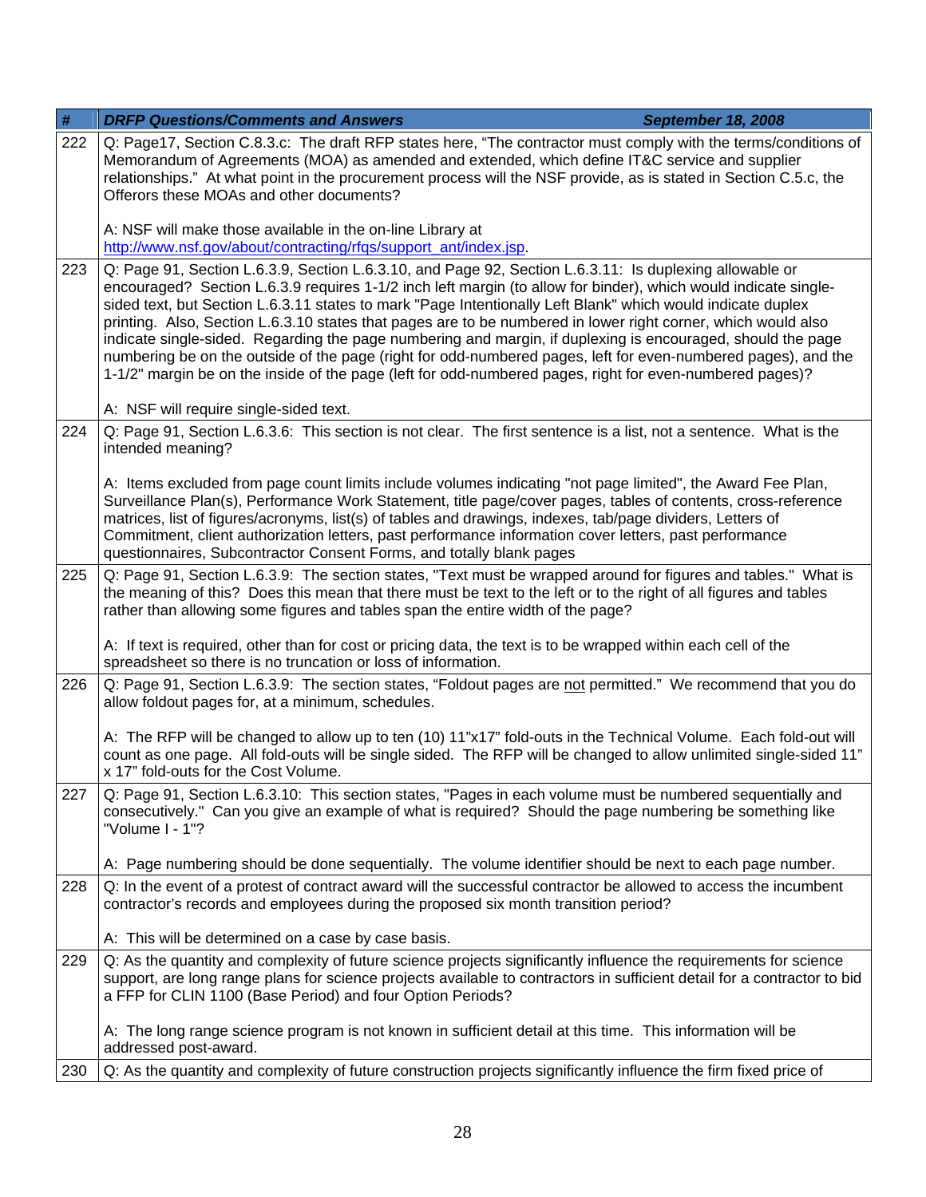| # | *DRFP Questions/Comments and Answers* September 18, 2008 |
|---|---|
| 222 | Q: Page17, Section C.8.3.c: The draft RFP states here, "The contractor must comply with the terms/conditions of Memorandum of Agreements (MOA) as amended and extended, which define IT&C service and supplier relationships." At what point in the procurement process will the NSF provide, as is stated in Section C.5.c, the Offerors these MOAs and other documents?<br><br>A: NSF will make those available in the on-line Library at http://www.nsf.gov/about/contracting/rfqs/support_ant/index.jsp. |
| 223 | Q: Page 91, Section L.6.3.9, Section L.6.3.10, and Page 92, Section L.6.3.11: Is duplexing allowable or encouraged? Section L.6.3.9 requires 1-1/2 inch left margin (to allow for binder), which would indicate single-sided text, but Section L.6.3.11 states to mark "Page Intentionally Left Blank" which would indicate duplex printing. Also, Section L.6.3.10 states that pages are to be numbered in lower right corner, which would also indicate single-sided. Regarding the page numbering and margin, if duplexing is encouraged, should the page numbering be on the outside of the page (right for odd-numbered pages, left for even-numbered pages), and the 1-1/2" margin be on the inside of the page (left for odd-numbered pages, right for even-numbered pages)?<br><br>A: NSF will require single-sided text. |
| 224 | Q: Page 91, Section L.6.3.6: This section is not clear. The first sentence is a list, not a sentence. What is the intended meaning?<br><br>A: Items excluded from page count limits include volumes indicating "not page limited", the Award Fee Plan, Surveillance Plan(s), Performance Work Statement, title page/cover pages, tables of contents, cross-reference matrices, list of figures/acronyms, list(s) of tables and drawings, indexes, tab/page dividers, Letters of Commitment, client authorization letters, past performance information cover letters, past performance questionnaires, Subcontractor Consent Forms, and totally blank pages |
| 225 | Q: Page 91, Section L.6.3.9: The section states, "Text must be wrapped around for figures and tables." What is the meaning of this? Does this mean that there must be text to the left or to the right of all figures and tables rather than allowing some figures and tables span the entire width of the page?<br><br>A: If text is required, other than for cost or pricing data, the text is to be wrapped within each cell of the spreadsheet so there is no truncation or loss of information. |
| 226 | Q: Page 91, Section L.6.3.9: The section states, "Foldout pages are not permitted." We recommend that you do allow foldout pages for, at a minimum, schedules.<br><br>A: The RFP will be changed to allow up to ten (10) 11"x17" fold-outs in the Technical Volume. Each fold-out will count as one page. All fold-outs will be single sided. The RFP will be changed to allow unlimited single-sided 11" x 17" fold-outs for the Cost Volume. |
| 227 | Q: Page 91, Section L.6.3.10: This section states, "Pages in each volume must be numbered sequentially and consecutively." Can you give an example of what is required? Should the page numbering be something like "Volume I - 1"?<br><br>A: Page numbering should be done sequentially. The volume identifier should be next to each page number. |
| 228 | Q: In the event of a protest of contract award will the successful contractor be allowed to access the incumbent contractor's records and employees during the proposed six month transition period?<br><br>A: This will be determined on a case by case basis. |
| 229 | Q: As the quantity and complexity of future science projects significantly influence the requirements for science support, are long range plans for science projects available to contractors in sufficient detail for a contractor to bid a FFP for CLIN 1100 (Base Period) and four Option Periods?<br><br>A: The long range science program is not known in sufficient detail at this time. This information will be addressed post-award. |
| 230 | Q: As the quantity and complexity of future construction projects significantly influence the firm fixed price of |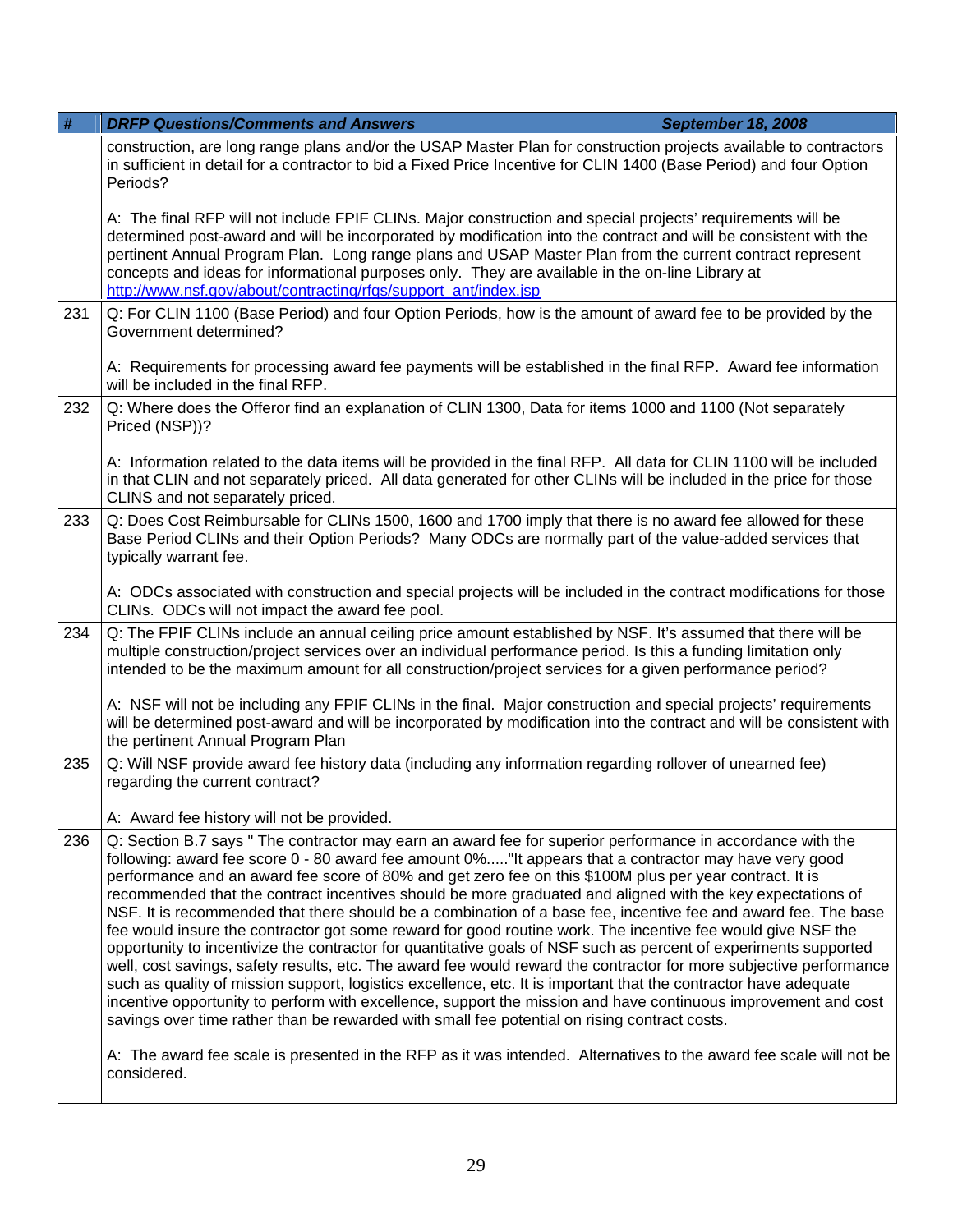| # | DRFP Questions/Comments and Answers September 18, 2008 |
|---|---|
| | construction, are long range plans and/or the USAP Master Plan for construction projects available to contractors in sufficient in detail for a contractor to bid a Fixed Price Incentive for CLIN 1400 (Base Period) and four Option Periods?<br><br>A: The final RFP will not include FPIF CLINs. Major construction and special projects' requirements will be determined post-award and will be incorporated by modification into the contract and will be consistent with the pertinent Annual Program Plan. Long range plans and USAP Master Plan from the current contract represent concepts and ideas for informational purposes only. They are available in the on-line Library at http://www.nsf.gov/about/contracting/rfqs/support_ant/index.jsp |
| 231 | Q: For CLIN 1100 (Base Period) and four Option Periods, how is the amount of award fee to be provided by the Government determined?<br><br>A: Requirements for processing award fee payments will be established in the final RFP. Award fee information will be included in the final RFP. |
| 232 | Q: Where does the Offeror find an explanation of CLIN 1300, Data for items 1000 and 1100 (Not separately Priced (NSP))?<br><br>A: Information related to the data items will be provided in the final RFP. All data for CLIN 1100 will be included in that CLIN and not separately priced. All data generated for other CLINs will be included in the price for those CLINS and not separately priced. |
| 233 | Q: Does Cost Reimbursable for CLINs 1500, 1600 and 1700 imply that there is no award fee allowed for these Base Period CLINs and their Option Periods? Many ODCs are normally part of the value-added services that typically warrant fee.<br><br>A: ODCs associated with construction and special projects will be included in the contract modifications for those CLINs. ODCs will not impact the award fee pool. |
| 234 | Q: The FPIF CLINs include an annual ceiling price amount established by NSF. It's assumed that there will be multiple construction/project services over an individual performance period. Is this a funding limitation only intended to be the maximum amount for all construction/project services for a given performance period?<br><br>A: NSF will not be including any FPIF CLINs in the final. Major construction and special projects' requirements will be determined post-award and will be incorporated by modification into the contract and will be consistent with the pertinent Annual Program Plan |
| 235 | Q: Will NSF provide award fee history data (including any information regarding rollover of unearned fee) regarding the current contract?<br><br>A: Award fee history will not be provided. |
| 236 | Q: Section B.7 says " The contractor may earn an award fee for superior performance in accordance with the following: award fee score 0 - 80 award fee amount 0%....."It appears that a contractor may have very good performance and an award fee score of 80% and get zero fee on this $100M plus per year contract. It is recommended that the contract incentives should be more graduated and aligned with the key expectations of NSF. It is recommended that there should be a combination of a base fee, incentive fee and award fee. The base fee would insure the contractor got some reward for good routine work. The incentive fee would give NSF the opportunity to incentivize the contractor for quantitative goals of NSF such as percent of experiments supported well, cost savings, safety results, etc. The award fee would reward the contractor for more subjective performance such as quality of mission support, logistics excellence, etc. It is important that the contractor have adequate incentive opportunity to perform with excellence, support the mission and have continuous improvement and cost savings over time rather than be rewarded with small fee potential on rising contract costs.<br><br>A: The award fee scale is presented in the RFP as it was intended. Alternatives to the award fee scale will not be considered. |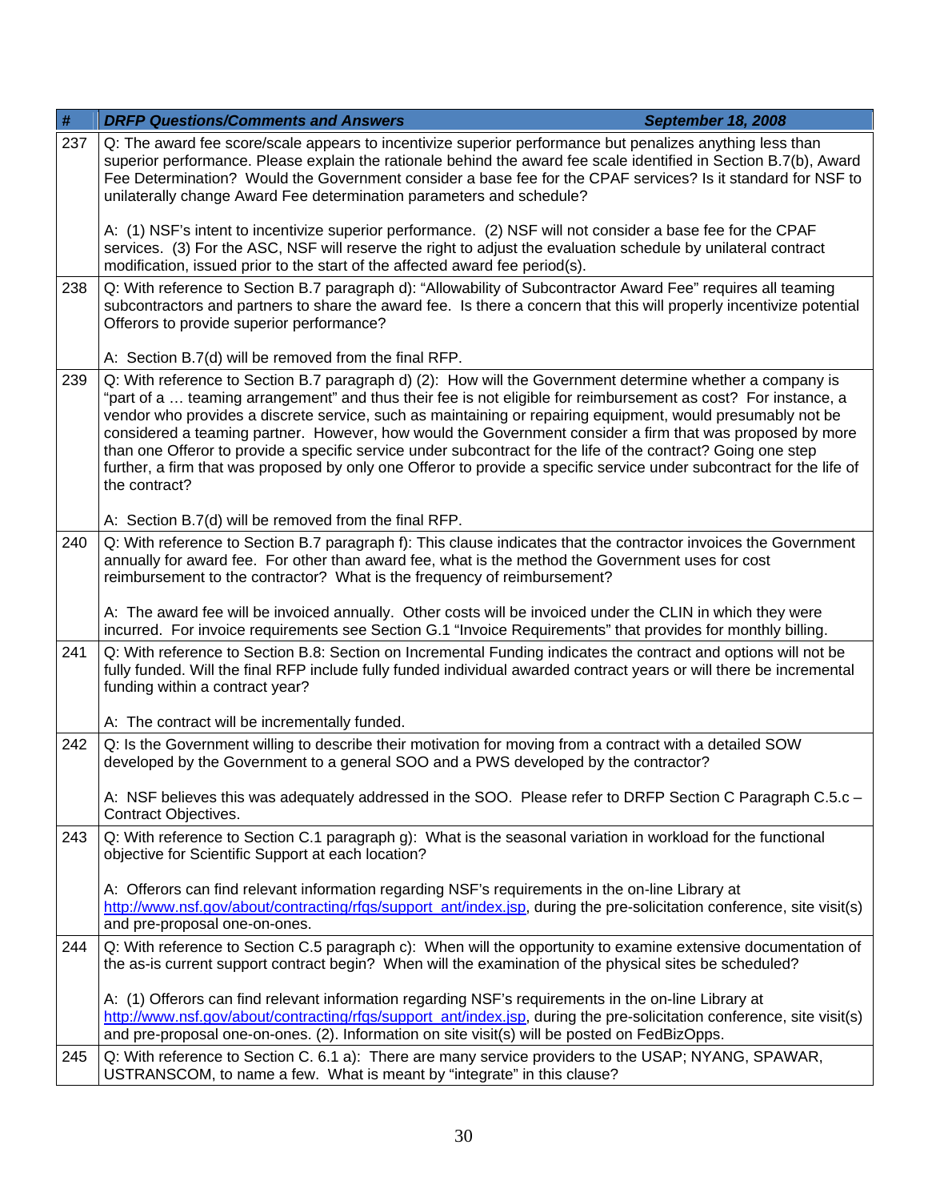| # | *DRFP Questions/Comments and Answers* *September 18, 2008* |
|---|---|
| 237 | Q: The award fee score/scale appears to incentivize superior performance but penalizes anything less than superior performance. Please explain the rationale behind the award fee scale identified in Section B.7(b), Award Fee Determination? Would the Government consider a base fee for the CPAF services? Is it standard for NSF to unilaterally change Award Fee determination parameters and schedule?<br><br>A: (1) NSF's intent to incentivize superior performance. (2) NSF will not consider a base fee for the CPAF services. (3) For the ASC, NSF will reserve the right to adjust the evaluation schedule by unilateral contract modification, issued prior to the start of the affected award fee period(s). |
| 238 | Q: With reference to Section B.7 paragraph d): "Allowability of Subcontractor Award Fee" requires all teaming subcontractors and partners to share the award fee. Is there a concern that this will properly incentivize potential Offerors to provide superior performance?<br><br>A: Section B.7(d) will be removed from the final RFP. |
| 239 | Q: With reference to Section B.7 paragraph d) (2): How will the Government determine whether a company is "part of a … teaming arrangement" and thus their fee is not eligible for reimbursement as cost? For instance, a vendor who provides a discrete service, such as maintaining or repairing equipment, would presumably not be considered a teaming partner. However, how would the Government consider a firm that was proposed by more than one Offeror to provide a specific service under subcontract for the life of the contract? Going one step further, a firm that was proposed by only one Offeror to provide a specific service under subcontract for the life of the contract?<br><br>A: Section B.7(d) will be removed from the final RFP. |
| 240 | Q: With reference to Section B.7 paragraph f): This clause indicates that the contractor invoices the Government annually for award fee. For other than award fee, what is the method the Government uses for cost reimbursement to the contractor? What is the frequency of reimbursement?<br><br>A: The award fee will be invoiced annually. Other costs will be invoiced under the CLIN in which they were incurred. For invoice requirements see Section G.1 "Invoice Requirements" that provides for monthly billing. |
| 241 | Q: With reference to Section B.8: Section on Incremental Funding indicates the contract and options will not be fully funded. Will the final RFP include fully funded individual awarded contract years or will there be incremental funding within a contract year?<br><br>A: The contract will be incrementally funded. |
| 242 | Q: Is the Government willing to describe their motivation for moving from a contract with a detailed SOW developed by the Government to a general SOO and a PWS developed by the contractor?<br><br>A: NSF believes this was adequately addressed in the SOO. Please refer to DRFP Section C Paragraph C.5.c – Contract Objectives. |
| 243 | Q: With reference to Section C.1 paragraph g): What is the seasonal variation in workload for the functional objective for Scientific Support at each location?<br><br>A: Offerors can find relevant information regarding NSF's requirements in the on-line Library at http://www.nsf.gov/about/contracting/rfqs/support_ant/index.jsp, during the pre-solicitation conference, site visit(s) and pre-proposal one-on-ones. |
| 244 | Q: With reference to Section C.5 paragraph c): When will the opportunity to examine extensive documentation of the as-is current support contract begin? When will the examination of the physical sites be scheduled?<br><br>A: (1) Offerors can find relevant information regarding NSF's requirements in the on-line Library at http://www.nsf.gov/about/contracting/rfqs/support_ant/index.jsp, during the pre-solicitation conference, site visit(s) and pre-proposal one-on-ones. (2). Information on site visit(s) will be posted on FedBizOpps. |
| 245 | Q: With reference to Section C. 6.1 a): There are many service providers to the USAP; NYANG, SPAWAR, USTRANSCOM, to name a few. What is meant by "integrate" in this clause? |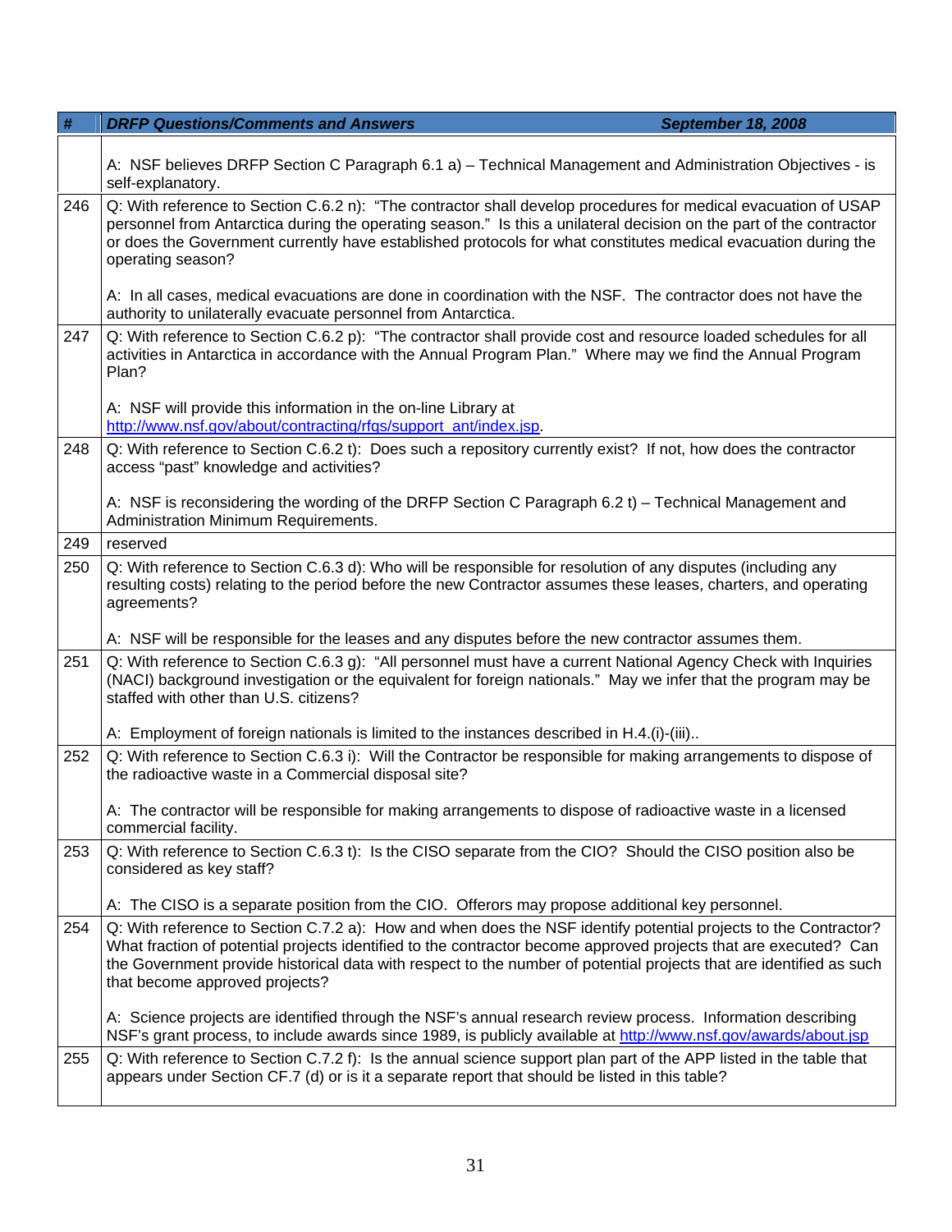| # | DRFP Questions/Comments and Answers September 18, 2008 |
|---|---|
| | A: NSF believes DRFP Section C Paragraph 6.1 a) – Technical Management and Administration Objectives - is self-explanatory. |
| 246 | Q: With reference to Section C.6.2 n): "The contractor shall develop procedures for medical evacuation of USAP personnel from Antarctica during the operating season." Is this a unilateral decision on the part of the contractor or does the Government currently have established protocols for what constitutes medical evacuation during the operating season?<br><br>A: In all cases, medical evacuations are done in coordination with the NSF. The contractor does not have the authority to unilaterally evacuate personnel from Antarctica. |
| 247 | Q: With reference to Section C.6.2 p): "The contractor shall provide cost and resource loaded schedules for all activities in Antarctica in accordance with the Annual Program Plan." Where may we find the Annual Program Plan?<br><br>A: NSF will provide this information in the on-line Library at http://www.nsf.gov/about/contracting/rfqs/support_ant/index.jsp. |
| 248 | Q: With reference to Section C.6.2 t): Does such a repository currently exist? If not, how does the contractor access "past" knowledge and activities?<br><br>A: NSF is reconsidering the wording of the DRFP Section C Paragraph 6.2 t) – Technical Management and Administration Minimum Requirements. |
| 249 | reserved |
| 250 | Q: With reference to Section C.6.3 d): Who will be responsible for resolution of any disputes (including any resulting costs) relating to the period before the new Contractor assumes these leases, charters, and operating agreements?<br><br>A: NSF will be responsible for the leases and any disputes before the new contractor assumes them. |
| 251 | Q: With reference to Section C.6.3 g): "All personnel must have a current National Agency Check with Inquiries (NACI) background investigation or the equivalent for foreign nationals." May we infer that the program may be staffed with other than U.S. citizens?<br><br>A: Employment of foreign nationals is limited to the instances described in H.4.(i)-(iii).. |
| 252 | Q: With reference to Section C.6.3 i): Will the Contractor be responsible for making arrangements to dispose of the radioactive waste in a Commercial disposal site?<br><br>A: The contractor will be responsible for making arrangements to dispose of radioactive waste in a licensed commercial facility. |
| 253 | Q: With reference to Section C.6.3 t): Is the CISO separate from the CIO? Should the CISO position also be considered as key staff?<br><br>A: The CISO is a separate position from the CIO. Offerors may propose additional key personnel. |
| 254 | Q: With reference to Section C.7.2 a): How and when does the NSF identify potential projects to the Contractor? What fraction of potential projects identified to the contractor become approved projects that are executed? Can the Government provide historical data with respect to the number of potential projects that are identified as such that become approved projects?<br><br>A: Science projects are identified through the NSF's annual research review process. Information describing NSF's grant process, to include awards since 1989, is publicly available at http://www.nsf.gov/awards/about.jsp |
| 255 | Q: With reference to Section C.7.2 f): Is the annual science support plan part of the APP listed in the table that appears under Section CF.7 (d) or is it a separate report that should be listed in this table? |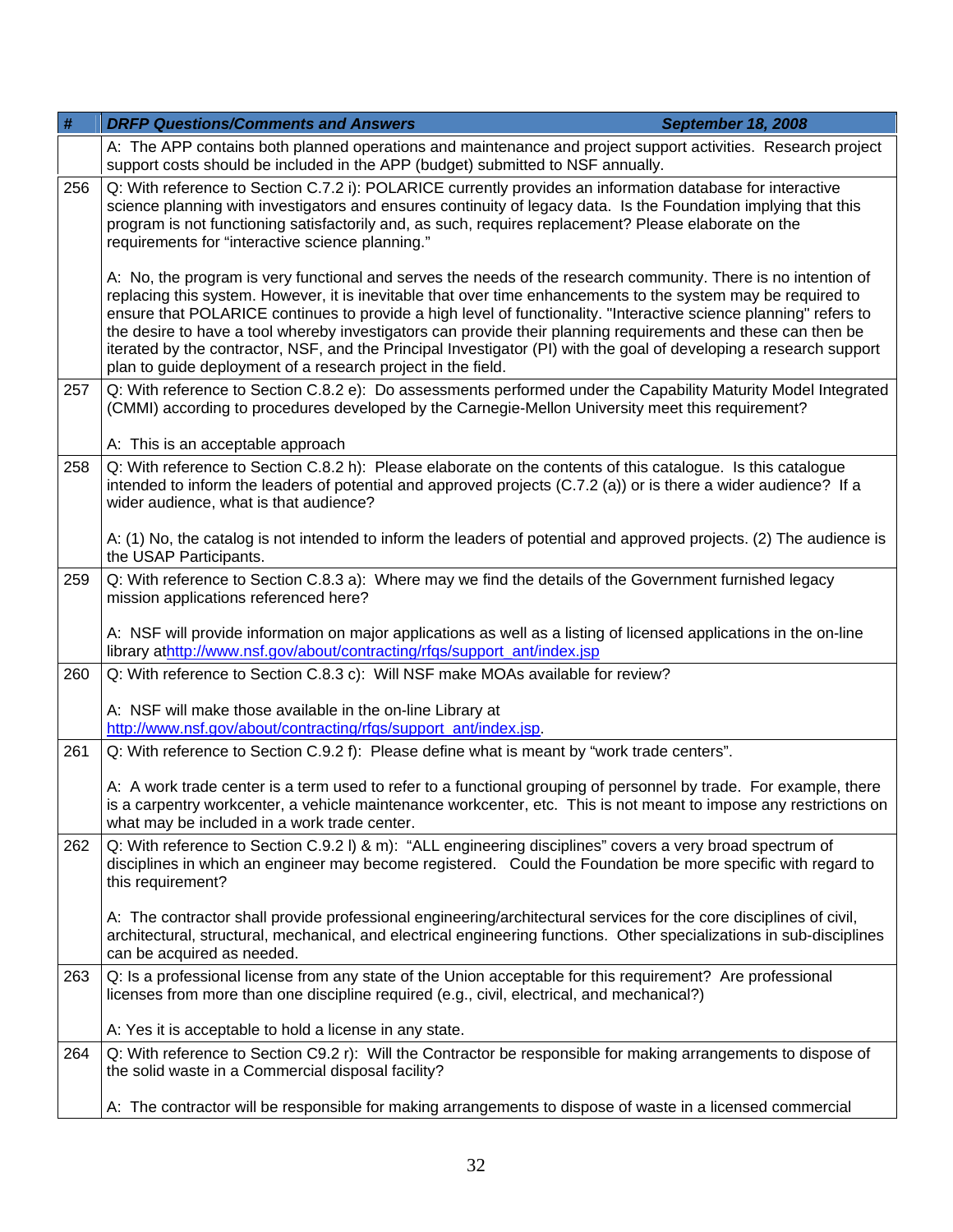| # | DRFP Questions/Comments and Answers September 18, 2008 |
|---|---|
| | A: The APP contains both planned operations and maintenance and project support activities. Research project support costs should be included in the APP (budget) submitted to NSF annually. |
| 256 | Q: With reference to Section C.7.2 i): POLARICE currently provides an information database for interactive science planning with investigators and ensures continuity of legacy data. Is the Foundation implying that this program is not functioning satisfactorily and, as such, requires replacement? Please elaborate on the requirements for “interactive science planning.”<br><br>A: No, the program is very functional and serves the needs of the research community. There is no intention of replacing this system. However, it is inevitable that over time enhancements to the system may be required to ensure that POLARICE continues to provide a high level of functionality. "Interactive science planning" refers to the desire to have a tool whereby investigators can provide their planning requirements and these can then be iterated by the contractor, NSF, and the Principal Investigator (PI) with the goal of developing a research support plan to guide deployment of a research project in the field. |
| 257 | Q: With reference to Section C.8.2 e): Do assessments performed under the Capability Maturity Model Integrated (CMMI) according to procedures developed by the Carnegie-Mellon University meet this requirement?<br><br>A: This is an acceptable approach |
| 258 | Q: With reference to Section C.8.2 h): Please elaborate on the contents of this catalogue. Is this catalogue intended to inform the leaders of potential and approved projects (C.7.2 (a)) or is there a wider audience? If a wider audience, what is that audience?<br><br>A: (1) No, the catalog is not intended to inform the leaders of potential and approved projects. (2) The audience is the USAP Participants. |
| 259 | Q: With reference to Section C.8.3 a): Where may we find the details of the Government furnished legacy mission applications referenced here?<br><br>A: NSF will provide information on major applications as well as a listing of licensed applications in the on-line library at http://www.nsf.gov/about/contracting/rfqs/support_ant/index.jsp |
| 260 | Q: With reference to Section C.8.3 c): Will NSF make MOAs available for review?<br><br>A: NSF will make those available in the on-line Library at http://www.nsf.gov/about/contracting/rfqs/support_ant/index.jsp. |
| 261 | Q: With reference to Section C.9.2 f): Please define what is meant by “work trade centers”.<br><br>A: A work trade center is a term used to refer to a functional grouping of personnel by trade. For example, there is a carpentry workcenter, a vehicle maintenance workcenter, etc. This is not meant to impose any restrictions on what may be included in a work trade center. |
| 262 | Q: With reference to Section C.9.2 l) & m): “ALL engineering disciplines” covers a very broad spectrum of disciplines in which an engineer may become registered. Could the Foundation be more specific with regard to this requirement?<br><br>A: The contractor shall provide professional engineering/architectural services for the core disciplines of civil, architectural, structural, mechanical, and electrical engineering functions. Other specializations in sub-disciplines can be acquired as needed. |
| 263 | Q: Is a professional license from any state of the Union acceptable for this requirement? Are professional licenses from more than one discipline required (e.g., civil, electrical, and mechanical?)<br><br>A: Yes it is acceptable to hold a license in any state. |
| 264 | Q: With reference to Section C9.2 r): Will the Contractor be responsible for making arrangements to dispose of the solid waste in a Commercial disposal facility?<br><br>A: The contractor will be responsible for making arrangements to dispose of waste in a licensed commercial |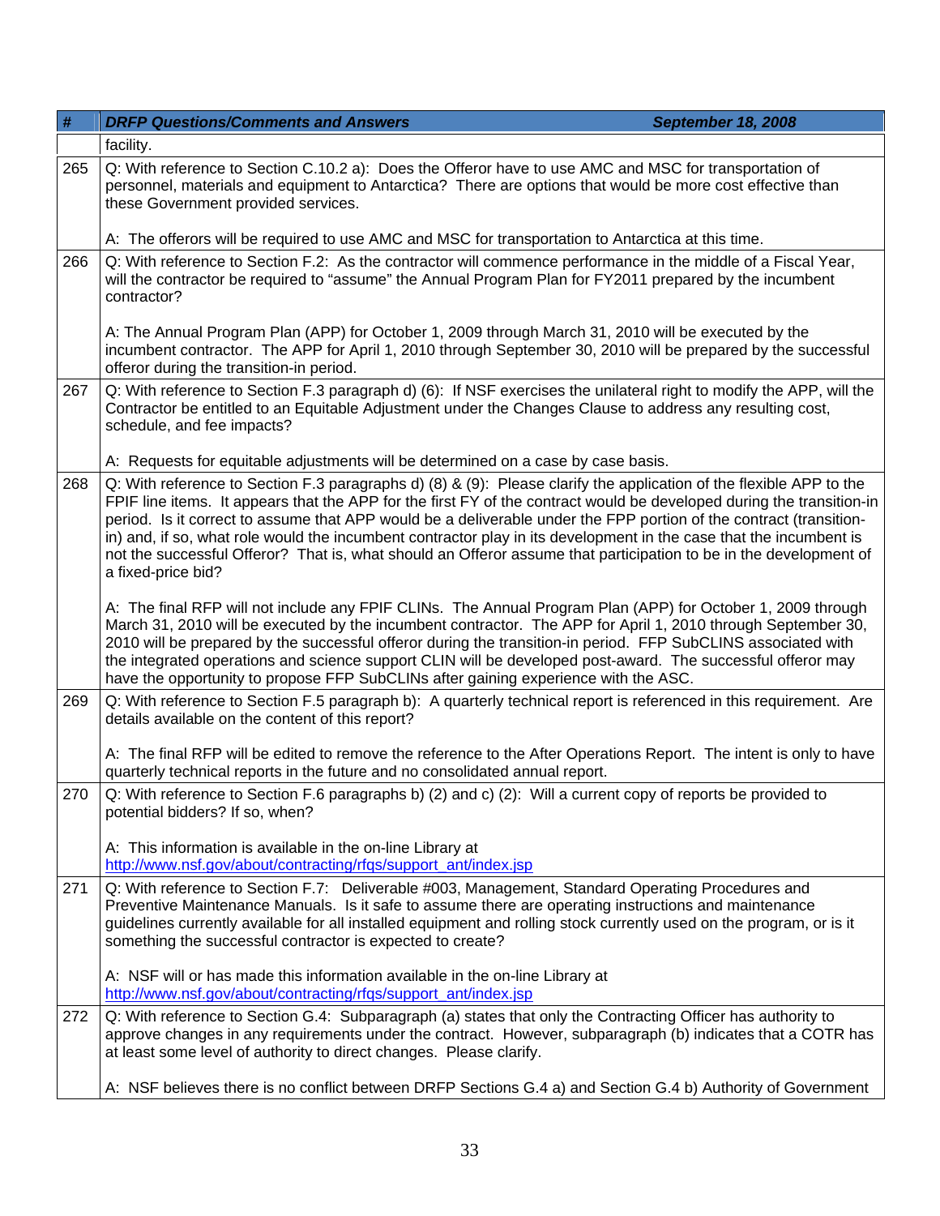| # | DRFP Questions/Comments and Answers September 18, 2008 |
|---|---|
| | facility. |
| 265 | Q: With reference to Section C.10.2 a): Does the Offeror have to use AMC and MSC for transportation of personnel, materials and equipment to Antarctica? There are options that would be more cost effective than these Government provided services.<br><br>A: The offerors will be required to use AMC and MSC for transportation to Antarctica at this time. |
| 266 | Q: With reference to Section F.2: As the contractor will commence performance in the middle of a Fiscal Year, will the contractor be required to "assume" the Annual Program Plan for FY2011 prepared by the incumbent contractor?<br><br>A: The Annual Program Plan (APP) for October 1, 2009 through March 31, 2010 will be executed by the incumbent contractor. The APP for April 1, 2010 through September 30, 2010 will be prepared by the successful offeror during the transition-in period. |
| 267 | Q: With reference to Section F.3 paragraph d) (6): If NSF exercises the unilateral right to modify the APP, will the Contractor be entitled to an Equitable Adjustment under the Changes Clause to address any resulting cost, schedule, and fee impacts?<br><br>A: Requests for equitable adjustments will be determined on a case by case basis. |
| 268 | Q: With reference to Section F.3 paragraphs d) (8) & (9): Please clarify the application of the flexible APP to the FPIF line items. It appears that the APP for the first FY of the contract would be developed during the transition-in period. Is it correct to assume that APP would be a deliverable under the FPP portion of the contract (transition-in) and, if so, what role would the incumbent contractor play in its development in the case that the incumbent is not the successful Offeror? That is, what should an Offeror assume that participation to be in the development of a fixed-price bid?<br><br>A: The final RFP will not include any FPIF CLINs. The Annual Program Plan (APP) for October 1, 2009 through March 31, 2010 will be executed by the incumbent contractor. The APP for April 1, 2010 through September 30, 2010 will be prepared by the successful offeror during the transition-in period. FFP SubCLINS associated with the integrated operations and science support CLIN will be developed post-award. The successful offeror may have the opportunity to propose FFP SubCLINs after gaining experience with the ASC. |
| 269 | Q: With reference to Section F.5 paragraph b): A quarterly technical report is referenced in this requirement. Are details available on the content of this report?<br><br>A: The final RFP will be edited to remove the reference to the After Operations Report. The intent is only to have quarterly technical reports in the future and no consolidated annual report. |
| 270 | Q: With reference to Section F.6 paragraphs b) (2) and c) (2): Will a current copy of reports be provided to potential bidders? If so, when?<br><br>A: This information is available in the on-line Library at http://www.nsf.gov/about/contracting/rfqs/support_ant/index.jsp |
| 271 | Q: With reference to Section F.7: Deliverable #003, Management, Standard Operating Procedures and Preventive Maintenance Manuals. Is it safe to assume there are operating instructions and maintenance guidelines currently available for all installed equipment and rolling stock currently used on the program, or is it something the successful contractor is expected to create?<br><br>A: NSF will or has made this information available in the on-line Library at http://www.nsf.gov/about/contracting/rfqs/support_ant/index.jsp |
| 272 | Q: With reference to Section G.4: Subparagraph (a) states that only the Contracting Officer has authority to approve changes in any requirements under the contract. However, subparagraph (b) indicates that a COTR has at least some level of authority to direct changes. Please clarify.<br><br>A: NSF believes there is no conflict between DRFP Sections G.4 a) and Section G.4 b) Authority of Government |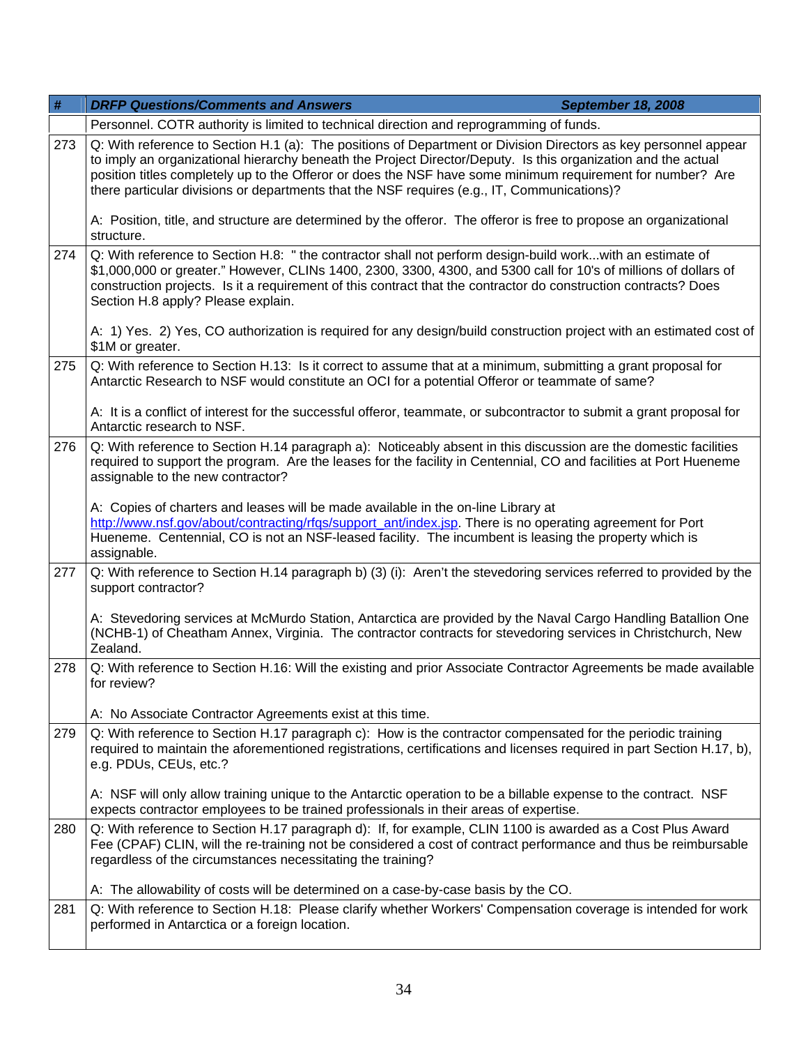| # | DRFP Questions/Comments and Answers September 18, 2008 |
|---|---|
| | Personnel. COTR authority is limited to technical direction and reprogramming of funds. |
| 273 | Q: With reference to Section H.1 (a): The positions of Department or Division Directors as key personnel appear to imply an organizational hierarchy beneath the Project Director/Deputy. Is this organization and the actual position titles completely up to the Offeror or does the NSF have some minimum requirement for number? Are there particular divisions or departments that the NSF requires (e.g., IT, Communications)?<br><br>A: Position, title, and structure are determined by the offeror. The offeror is free to propose an organizational structure. |
| 274 | Q: With reference to Section H.8: " the contractor shall not perform design-build work...with an estimate of $1,000,000 or greater." However, CLINs 1400, 2300, 3300, 4300, and 5300 call for 10's of millions of dollars of construction projects. Is it a requirement of this contract that the contractor do construction contracts? Does Section H.8 apply? Please explain.<br><br>A: 1) Yes. 2) Yes, CO authorization is required for any design/build construction project with an estimated cost of $1M or greater. |
| 275 | Q: With reference to Section H.13: Is it correct to assume that at a minimum, submitting a grant proposal for Antarctic Research to NSF would constitute an OCI for a potential Offeror or teammate of same?<br><br>A: It is a conflict of interest for the successful offeror, teammate, or subcontractor to submit a grant proposal for Antarctic research to NSF. |
| 276 | Q: With reference to Section H.14 paragraph a): Noticeably absent in this discussion are the domestic facilities required to support the program. Are the leases for the facility in Centennial, CO and facilities at Port Hueneme assignable to the new contractor?<br><br>A: Copies of charters and leases will be made available in the on-line Library at http://www.nsf.gov/about/contracting/rfqs/support_ant/index.jsp. There is no operating agreement for Port Hueneme. Centennial, CO is not an NSF-leased facility. The incumbent is leasing the property which is assignable. |
| 277 | Q: With reference to Section H.14 paragraph b) (3) (i): Aren't the stevedoring services referred to provided by the support contractor?<br><br>A: Stevedoring services at McMurdo Station, Antarctica are provided by the Naval Cargo Handling Batallion One (NCHB-1) of Cheatham Annex, Virginia. The contractor contracts for stevedoring services in Christchurch, New Zealand. |
| 278 | Q: With reference to Section H.16: Will the existing and prior Associate Contractor Agreements be made available for review?<br><br>A: No Associate Contractor Agreements exist at this time. |
| 279 | Q: With reference to Section H.17 paragraph c): How is the contractor compensated for the periodic training required to maintain the aforementioned registrations, certifications and licenses required in part Section H.17, b), e.g. PDUs, CEUs, etc.?<br><br>A: NSF will only allow training unique to the Antarctic operation to be a billable expense to the contract. NSF expects contractor employees to be trained professionals in their areas of expertise. |
| 280 | Q: With reference to Section H.17 paragraph d): If, for example, CLIN 1100 is awarded as a Cost Plus Award Fee (CPAF) CLIN, will the re-training not be considered a cost of contract performance and thus be reimbursable regardless of the circumstances necessitating the training?<br><br>A: The allowability of costs will be determined on a case-by-case basis by the CO. |
| 281 | Q: With reference to Section H.18: Please clarify whether Workers' Compensation coverage is intended for work performed in Antarctica or a foreign location. |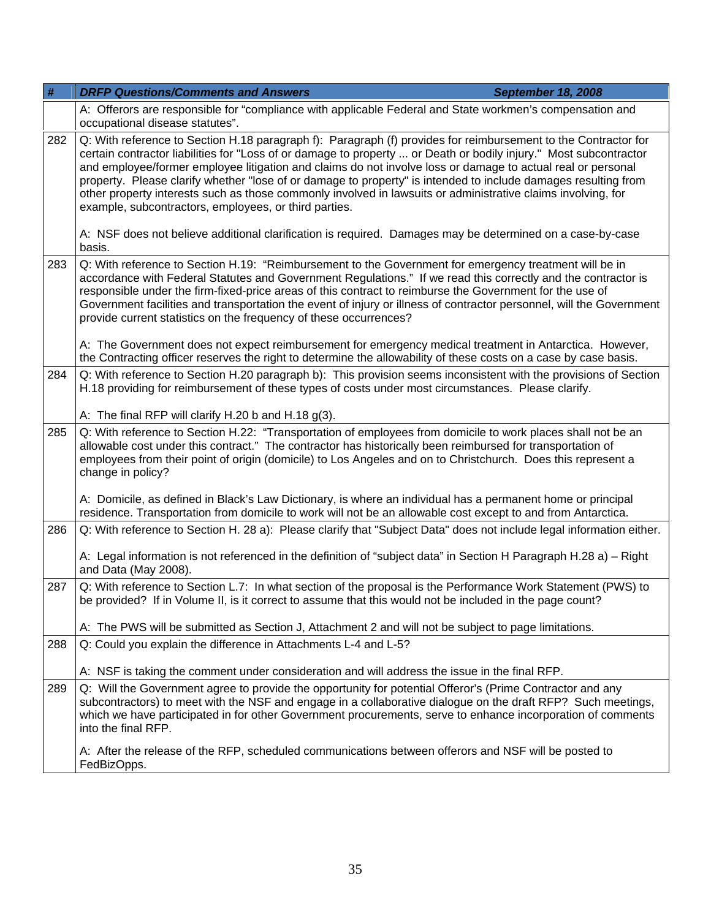| # | DRFP Questions/Comments and Answers September 18, 2008 |
|---|---|
| | A: Offerors are responsible for "compliance with applicable Federal and State workmen's compensation and occupational disease statutes". |
| 282 | Q: With reference to Section H.18 paragraph f): Paragraph (f) provides for reimbursement to the Contractor for certain contractor liabilities for "Loss of or damage to property ... or Death or bodily injury." Most subcontractor and employee/former employee litigation and claims do not involve loss or damage to actual real or personal property. Please clarify whether "lose of or damage to property" is intended to include damages resulting from other property interests such as those commonly involved in lawsuits or administrative claims involving, for example, subcontractors, employees, or third parties.<br><br>A: NSF does not believe additional clarification is required. Damages may be determined on a case-by-case basis. |
| 283 | Q: With reference to Section H.19: "Reimbursement to the Government for emergency treatment will be in accordance with Federal Statutes and Government Regulations." If we read this correctly and the contractor is responsible under the firm-fixed-price areas of this contract to reimburse the Government for the use of Government facilities and transportation the event of injury or illness of contractor personnel, will the Government provide current statistics on the frequency of these occurrences?<br><br>A: The Government does not expect reimbursement for emergency medical treatment in Antarctica. However, the Contracting officer reserves the right to determine the allowability of these costs on a case by case basis. |
| 284 | Q: With reference to Section H.20 paragraph b): This provision seems inconsistent with the provisions of Section H.18 providing for reimbursement of these types of costs under most circumstances. Please clarify.<br><br>A: The final RFP will clarify H.20 b and H.18 g(3). |
| 285 | Q: With reference to Section H.22: "Transportation of employees from domicile to work places shall not be an allowable cost under this contract." The contractor has historically been reimbursed for transportation of employees from their point of origin (domicile) to Los Angeles and on to Christchurch. Does this represent a change in policy?<br><br>A: Domicile, as defined in Black's Law Dictionary, is where an individual has a permanent home or principal residence. Transportation from domicile to work will not be an allowable cost except to and from Antarctica. |
| 286 | Q: With reference to Section H. 28 a): Please clarify that "Subject Data" does not include legal information either.<br><br>A: Legal information is not referenced in the definition of "subject data" in Section H Paragraph H.28 a) – Right and Data (May 2008). |
| 287 | Q: With reference to Section L.7: In what section of the proposal is the Performance Work Statement (PWS) to be provided? If in Volume II, is it correct to assume that this would not be included in the page count?<br><br>A: The PWS will be submitted as Section J, Attachment 2 and will not be subject to page limitations. |
| 288 | Q: Could you explain the difference in Attachments L-4 and L-5?<br><br>A: NSF is taking the comment under consideration and will address the issue in the final RFP. |
| 289 | Q: Will the Government agree to provide the opportunity for potential Offeror's (Prime Contractor and any subcontractors) to meet with the NSF and engage in a collaborative dialogue on the draft RFP? Such meetings, which we have participated in for other Government procurements, serve to enhance incorporation of comments into the final RFP.<br><br>A: After the release of the RFP, scheduled communications between offerors and NSF will be posted to FedBizOpps. |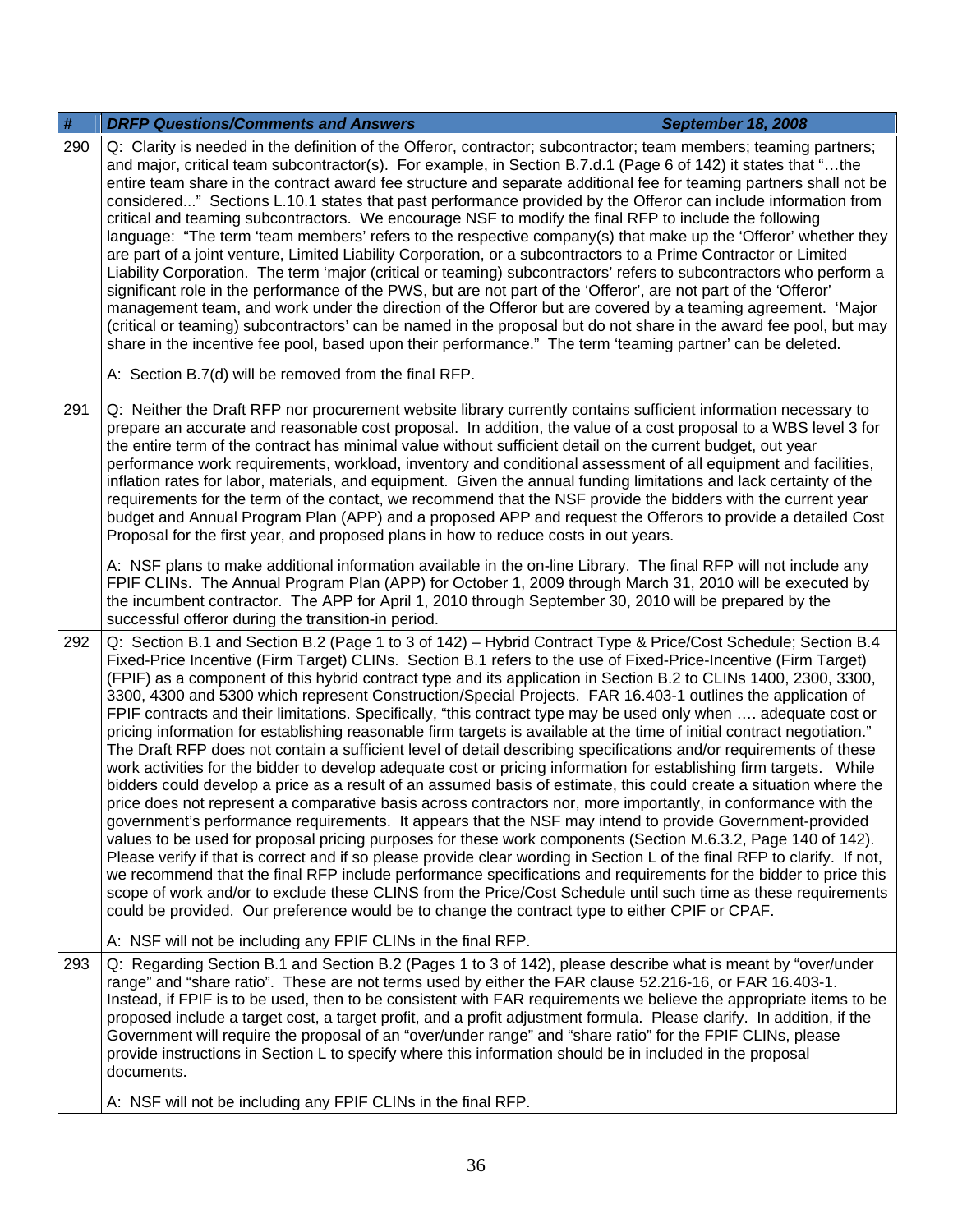| # | *DRFP Questions/Comments and Answers* *September 18, 2008* |
|---|---|
| 290 | Q: Clarity is needed in the definition of the Offeror, contractor; subcontractor; team members; teaming partners; and major, critical team subcontractor(s). For example, in Section B.7.d.1 (Page 6 of 142) it states that "…the entire team share in the contract award fee structure and separate additional fee for teaming partners shall not be considered..." Sections L.10.1 states that past performance provided by the Offeror can include information from critical and teaming subcontractors. We encourage NSF to modify the final RFP to include the following language: "The term 'team members' refers to the respective company(s) that make up the 'Offeror' whether they are part of a joint venture, Limited Liability Corporation, or a subcontractors to a Prime Contractor or Limited Liability Corporation. The term 'major (critical or teaming) subcontractors' refers to subcontractors who perform a significant role in the performance of the PWS, but are not part of the 'Offeror', are not part of the 'Offeror' management team, and work under the direction of the Offeror but are covered by a teaming agreement. 'Major (critical or teaming) subcontractors' can be named in the proposal but do not share in the award fee pool, but may share in the incentive fee pool, based upon their performance." The term 'teaming partner' can be deleted.<br><br>A: Section B.7(d) will be removed from the final RFP. |
| 291 | Q: Neither the Draft RFP nor procurement website library currently contains sufficient information necessary to prepare an accurate and reasonable cost proposal. In addition, the value of a cost proposal to a WBS level 3 for the entire term of the contract has minimal value without sufficient detail on the current budget, out year performance work requirements, workload, inventory and conditional assessment of all equipment and facilities, inflation rates for labor, materials, and equipment. Given the annual funding limitations and lack certainty of the requirements for the term of the contact, we recommend that the NSF provide the bidders with the current year budget and Annual Program Plan (APP) and a proposed APP and request the Offerors to provide a detailed Cost Proposal for the first year, and proposed plans in how to reduce costs in out years.<br><br>A: NSF plans to make additional information available in the on-line Library. The final RFP will not include any FPIF CLINs. The Annual Program Plan (APP) for October 1, 2009 through March 31, 2010 will be executed by the incumbent contractor. The APP for April 1, 2010 through September 30, 2010 will be prepared by the successful offeror during the transition-in period. |
| 292 | Q: Section B.1 and Section B.2 (Page 1 to 3 of 142) – Hybrid Contract Type & Price/Cost Schedule; Section B.4 Fixed-Price Incentive (Firm Target) CLINs. Section B.1 refers to the use of Fixed-Price-Incentive (Firm Target) (FPIF) as a component of this hybrid contract type and its application in Section B.2 to CLINs 1400, 2300, 3300, 3300, 4300 and 5300 which represent Construction/Special Projects. FAR 16.403-1 outlines the application of FPIF contracts and their limitations. Specifically, "this contract type may be used only when …. adequate cost or pricing information for establishing reasonable firm targets is available at the time of initial contract negotiation." The Draft RFP does not contain a sufficient level of detail describing specifications and/or requirements of these work activities for the bidder to develop adequate cost or pricing information for establishing firm targets. While bidders could develop a price as a result of an assumed basis of estimate, this could create a situation where the price does not represent a comparative basis across contractors nor, more importantly, in conformance with the government's performance requirements. It appears that the NSF may intend to provide Government-provided values to be used for proposal pricing purposes for these work components (Section M.6.3.2, Page 140 of 142). Please verify if that is correct and if so please provide clear wording in Section L of the final RFP to clarify. If not, we recommend that the final RFP include performance specifications and requirements for the bidder to price this scope of work and/or to exclude these CLINS from the Price/Cost Schedule until such time as these requirements could be provided. Our preference would be to change the contract type to either CPIF or CPAF.<br><br>A: NSF will not be including any FPIF CLINs in the final RFP. |
| 293 | Q: Regarding Section B.1 and Section B.2 (Pages 1 to 3 of 142), please describe what is meant by "over/under range" and "share ratio". These are not terms used by either the FAR clause 52.216-16, or FAR 16.403-1. Instead, if FPIF is to be used, then to be consistent with FAR requirements we believe the appropriate items to be proposed include a target cost, a target profit, and a profit adjustment formula. Please clarify. In addition, if the Government will require the proposal of an "over/under range" and "share ratio" for the FPIF CLINs, please provide instructions in Section L to specify where this information should be in included in the proposal documents.<br><br>A: NSF will not be including any FPIF CLINs in the final RFP. |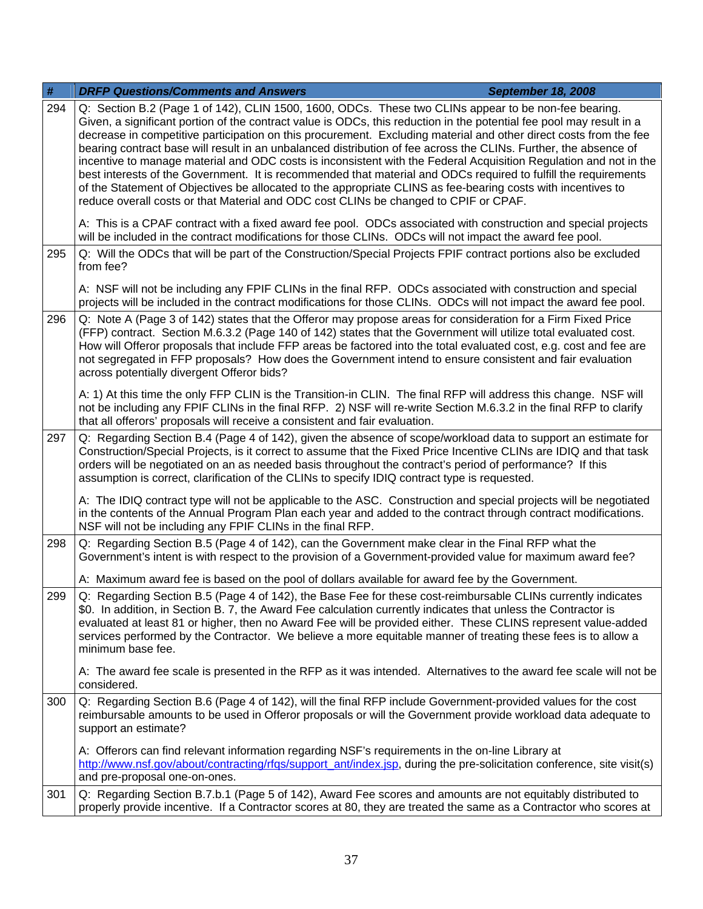| # | DRFP Questions/Comments and Answers September 18, 2008 |
|---|---|
| 294 | Q: Section B.2 (Page 1 of 142), CLIN 1500, 1600, ODCs. These two CLINs appear to be non-fee bearing. Given, a significant portion of the contract value is ODCs, this reduction in the potential fee pool may result in a decrease in competitive participation on this procurement. Excluding material and other direct costs from the fee bearing contract base will result in an unbalanced distribution of fee across the CLINs. Further, the absence of incentive to manage material and ODC costs is inconsistent with the Federal Acquisition Regulation and not in the best interests of the Government. It is recommended that material and ODCs required to fulfill the requirements of the Statement of Objectives be allocated to the appropriate CLINS as fee-bearing costs with incentives to reduce overall costs or that Material and ODC cost CLINs be changed to CPIF or CPAF.<br><br>A: This is a CPAF contract with a fixed award fee pool. ODCs associated with construction and special projects will be included in the contract modifications for those CLINs. ODCs will not impact the award fee pool. |
| 295 | Q: Will the ODCs that will be part of the Construction/Special Projects FPIF contract portions also be excluded from fee?<br><br>A: NSF will not be including any FPIF CLINs in the final RFP. ODCs associated with construction and special projects will be included in the contract modifications for those CLINs. ODCs will not impact the award fee pool. |
| 296 | Q: Note A (Page 3 of 142) states that the Offeror may propose areas for consideration for a Firm Fixed Price (FFP) contract. Section M.6.3.2 (Page 140 of 142) states that the Government will utilize total evaluated cost. How will Offeror proposals that include FFP areas be factored into the total evaluated cost, e.g. cost and fee are not segregated in FFP proposals? How does the Government intend to ensure consistent and fair evaluation across potentially divergent Offeror bids?<br><br>A: 1) At this time the only FFP CLIN is the Transition-in CLIN. The final RFP will address this change. NSF will not be including any FPIF CLINs in the final RFP. 2) NSF will re-write Section M.6.3.2 in the final RFP to clarify that all offerors' proposals will receive a consistent and fair evaluation. |
| 297 | Q: Regarding Section B.4 (Page 4 of 142), given the absence of scope/workload data to support an estimate for Construction/Special Projects, is it correct to assume that the Fixed Price Incentive CLINs are IDIQ and that task orders will be negotiated on an as needed basis throughout the contract's period of performance? If this assumption is correct, clarification of the CLINs to specify IDIQ contract type is requested.<br><br>A: The IDIQ contract type will not be applicable to the ASC. Construction and special projects will be negotiated in the contents of the Annual Program Plan each year and added to the contract through contract modifications. NSF will not be including any FPIF CLINs in the final RFP. |
| 298 | Q: Regarding Section B.5 (Page 4 of 142), can the Government make clear in the Final RFP what the Government's intent is with respect to the provision of a Government-provided value for maximum award fee?<br><br>A: Maximum award fee is based on the pool of dollars available for award fee by the Government. |
| 299 | Q: Regarding Section B.5 (Page 4 of 142), the Base Fee for these cost-reimbursable CLINs currently indicates $0. In addition, in Section B. 7, the Award Fee calculation currently indicates that unless the Contractor is evaluated at least 81 or higher, then no Award Fee will be provided either. These CLINS represent value-added services performed by the Contractor. We believe a more equitable manner of treating these fees is to allow a minimum base fee.<br><br>A: The award fee scale is presented in the RFP as it was intended. Alternatives to the award fee scale will not be considered. |
| 300 | Q: Regarding Section B.6 (Page 4 of 142), will the final RFP include Government-provided values for the cost reimbursable amounts to be used in Offeror proposals or will the Government provide workload data adequate to support an estimate?<br><br>A: Offerors can find relevant information regarding NSF's requirements in the on-line Library at http://www.nsf.gov/about/contracting/rfqs/support_ant/index.jsp, during the pre-solicitation conference, site visit(s) and pre-proposal one-on-ones. |
| 301 | Q: Regarding Section B.7.b.1 (Page 5 of 142), Award Fee scores and amounts are not equitably distributed to properly provide incentive. If a Contractor scores at 80, they are treated the same as a Contractor who scores at |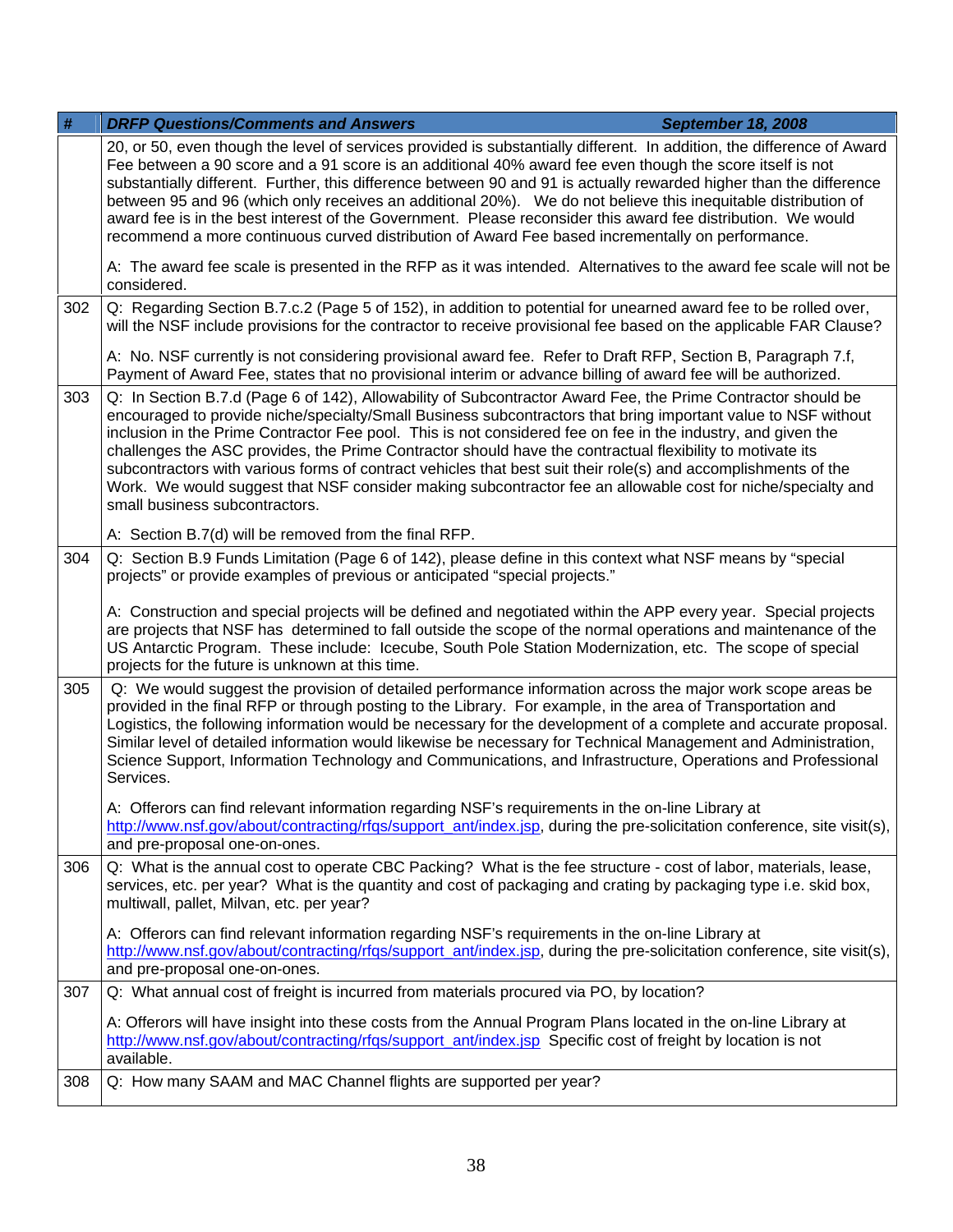| # | *DRFP Questions/Comments and Answers* September 18, 2008 |
|---|---|
| | 20, or 50, even though the level of services provided is substantially different. In addition, the difference of Award Fee between a 90 score and a 91 score is an additional 40% award fee even though the score itself is not substantially different. Further, this difference between 90 and 91 is actually rewarded higher than the difference between 95 and 96 (which only receives an additional 20%). We do not believe this inequitable distribution of award fee is in the best interest of the Government. Please reconsider this award fee distribution. We would recommend a more continuous curved distribution of Award Fee based incrementally on performance.<br><br>A: The award fee scale is presented in the RFP as it was intended. Alternatives to the award fee scale will not be considered. |
| 302 | Q: Regarding Section B.7.c.2 (Page 5 of 152), in addition to potential for unearned award fee to be rolled over, will the NSF include provisions for the contractor to receive provisional fee based on the applicable FAR Clause?<br><br>A: No. NSF currently is not considering provisional award fee. Refer to Draft RFP, Section B, Paragraph 7.f, Payment of Award Fee, states that no provisional interim or advance billing of award fee will be authorized. |
| 303 | Q: In Section B.7.d (Page 6 of 142), Allowability of Subcontractor Award Fee, the Prime Contractor should be encouraged to provide niche/specialty/Small Business subcontractors that bring important value to NSF without inclusion in the Prime Contractor Fee pool. This is not considered fee on fee in the industry, and given the challenges the ASC provides, the Prime Contractor should have the contractual flexibility to motivate its subcontractors with various forms of contract vehicles that best suit their role(s) and accomplishments of the Work. We would suggest that NSF consider making subcontractor fee an allowable cost for niche/specialty and small business subcontractors.<br><br>A: Section B.7(d) will be removed from the final RFP. |
| 304 | Q: Section B.9 Funds Limitation (Page 6 of 142), please define in this context what NSF means by "special projects" or provide examples of previous or anticipated "special projects."<br><br>A: Construction and special projects will be defined and negotiated within the APP every year. Special projects are projects that NSF has determined to fall outside the scope of the normal operations and maintenance of the US Antarctic Program. These include: Icecube, South Pole Station Modernization, etc. The scope of special projects for the future is unknown at this time. |
| 305 | Q: We would suggest the provision of detailed performance information across the major work scope areas be provided in the final RFP or through posting to the Library. For example, in the area of Transportation and Logistics, the following information would be necessary for the development of a complete and accurate proposal. Similar level of detailed information would likewise be necessary for Technical Management and Administration, Science Support, Information Technology and Communications, and Infrastructure, Operations and Professional Services.<br><br>A: Offerors can find relevant information regarding NSF's requirements in the on-line Library at http://www.nsf.gov/about/contracting/rfqs/support_ant/index.jsp, during the pre-solicitation conference, site visit(s), and pre-proposal one-on-ones. |
| 306 | Q: What is the annual cost to operate CBC Packing? What is the fee structure - cost of labor, materials, lease, services, etc. per year? What is the quantity and cost of packaging and crating by packaging type i.e. skid box, multiwall, pallet, Milvan, etc. per year?<br><br>A: Offerors can find relevant information regarding NSF's requirements in the on-line Library at http://www.nsf.gov/about/contracting/rfqs/support_ant/index.jsp, during the pre-solicitation conference, site visit(s), and pre-proposal one-on-ones. |
| 307 | Q: What annual cost of freight is incurred from materials procured via PO, by location?<br><br>A: Offerors will have insight into these costs from the Annual Program Plans located in the on-line Library at http://www.nsf.gov/about/contracting/rfqs/support_ant/index.jsp Specific cost of freight by location is not available. |
| 308 | Q: How many SAAM and MAC Channel flights are supported per year? |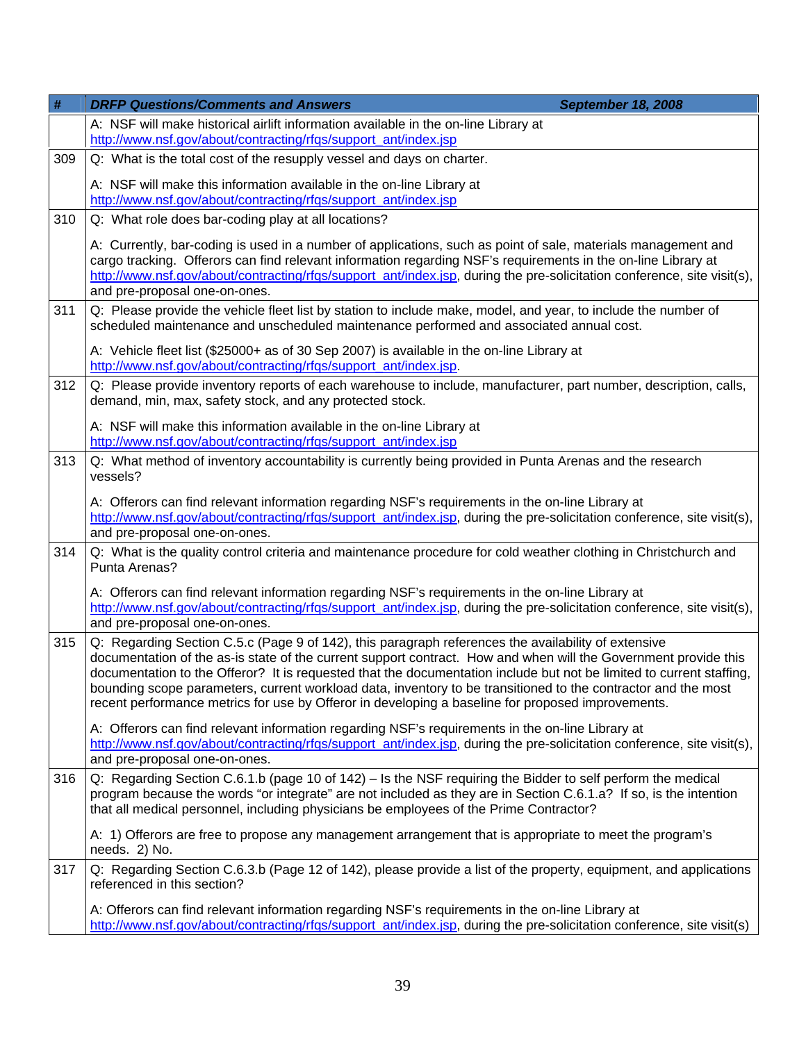| # | DRFP Questions/Comments and Answers September 18, 2008 |
|---|---|
| | A: NSF will make historical airlift information available in the on-line Library at http://www.nsf.gov/about/contracting/rfqs/support_ant/index.jsp |
| 309 | Q: What is the total cost of the resupply vessel and days on charter.<br><br>A: NSF will make this information available in the on-line Library at http://www.nsf.gov/about/contracting/rfqs/support_ant/index.jsp |
| 310 | Q: What role does bar-coding play at all locations?<br><br>A: Currently, bar-coding is used in a number of applications, such as point of sale, materials management and cargo tracking. Offerors can find relevant information regarding NSF's requirements in the on-line Library at http://www.nsf.gov/about/contracting/rfqs/support_ant/index.jsp, during the pre-solicitation conference, site visit(s), and pre-proposal one-on-ones. |
| 311 | Q: Please provide the vehicle fleet list by station to include make, model, and year, to include the number of scheduled maintenance and unscheduled maintenance performed and associated annual cost.<br><br>A: Vehicle fleet list ($25000+ as of 30 Sep 2007) is available in the on-line Library at http://www.nsf.gov/about/contracting/rfqs/support_ant/index.jsp. |
| 312 | Q: Please provide inventory reports of each warehouse to include, manufacturer, part number, description, calls, demand, min, max, safety stock, and any protected stock.<br><br>A: NSF will make this information available in the on-line Library at http://www.nsf.gov/about/contracting/rfqs/support_ant/index.jsp |
| 313 | Q: What method of inventory accountability is currently being provided in Punta Arenas and the research vessels?<br><br>A: Offerors can find relevant information regarding NSF's requirements in the on-line Library at http://www.nsf.gov/about/contracting/rfqs/support_ant/index.jsp, during the pre-solicitation conference, site visit(s), and pre-proposal one-on-ones. |
| 314 | Q: What is the quality control criteria and maintenance procedure for cold weather clothing in Christchurch and Punta Arenas?<br><br>A: Offerors can find relevant information regarding NSF's requirements in the on-line Library at http://www.nsf.gov/about/contracting/rfqs/support_ant/index.jsp, during the pre-solicitation conference, site visit(s), and pre-proposal one-on-ones. |
| 315 | Q: Regarding Section C.5.c (Page 9 of 142), this paragraph references the availability of extensive documentation of the as-is state of the current support contract. How and when will the Government provide this documentation to the Offeror? It is requested that the documentation include but not be limited to current staffing, bounding scope parameters, current workload data, inventory to be transitioned to the contractor and the most recent performance metrics for use by Offeror in developing a baseline for proposed improvements.<br><br>A: Offerors can find relevant information regarding NSF's requirements in the on-line Library at http://www.nsf.gov/about/contracting/rfqs/support_ant/index.jsp, during the pre-solicitation conference, site visit(s), and pre-proposal one-on-ones. |
| 316 | Q: Regarding Section C.6.1.b (page 10 of 142) – Is the NSF requiring the Bidder to self perform the medical program because the words "or integrate" are not included as they are in Section C.6.1.a? If so, is the intention that all medical personnel, including physicians be employees of the Prime Contractor?<br><br>A: 1) Offerors are free to propose any management arrangement that is appropriate to meet the program's needs. 2) No. |
| 317 | Q: Regarding Section C.6.3.b (Page 12 of 142), please provide a list of the property, equipment, and applications referenced in this section?<br><br>A: Offerors can find relevant information regarding NSF's requirements in the on-line Library at http://www.nsf.gov/about/contracting/rfqs/support_ant/index.jsp, during the pre-solicitation conference, site visit(s) |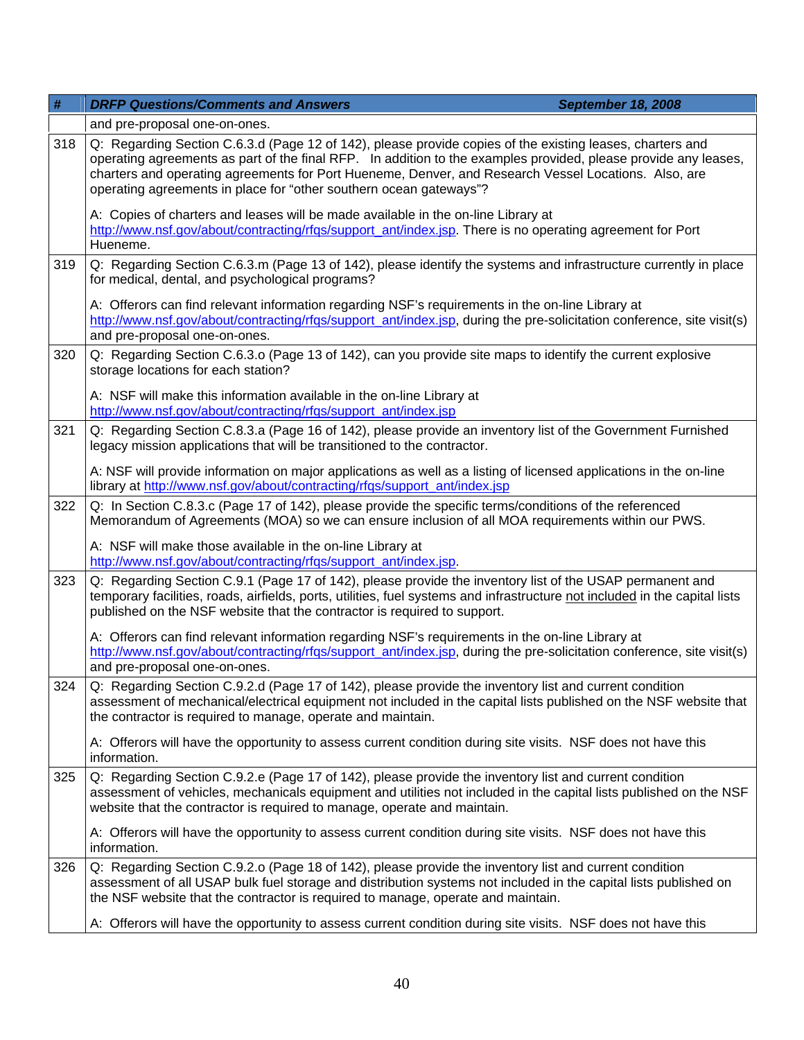| # | DRFP Questions/Comments and Answers September 18, 2008 |
|---|---|
| | and pre-proposal one-on-ones. |
| 318 | Q: Regarding Section C.6.3.d (Page 12 of 142), please provide copies of the existing leases, charters and operating agreements as part of the final RFP. In addition to the examples provided, please provide any leases, charters and operating agreements for Port Hueneme, Denver, and Research Vessel Locations. Also, are operating agreements in place for "other southern ocean gateways"?<br><br>A: Copies of charters and leases will be made available in the on-line Library at http://www.nsf.gov/about/contracting/rfqs/support_ant/index.jsp. There is no operating agreement for Port Hueneme. |
| 319 | Q: Regarding Section C.6.3.m (Page 13 of 142), please identify the systems and infrastructure currently in place for medical, dental, and psychological programs?<br><br>A: Offerors can find relevant information regarding NSF's requirements in the on-line Library at http://www.nsf.gov/about/contracting/rfqs/support_ant/index.jsp, during the pre-solicitation conference, site visit(s) and pre-proposal one-on-ones. |
| 320 | Q: Regarding Section C.6.3.o (Page 13 of 142), can you provide site maps to identify the current explosive storage locations for each station?<br><br>A: NSF will make this information available in the on-line Library at http://www.nsf.gov/about/contracting/rfqs/support_ant/index.jsp |
| 321 | Q: Regarding Section C.8.3.a (Page 16 of 142), please provide an inventory list of the Government Furnished legacy mission applications that will be transitioned to the contractor.<br><br>A: NSF will provide information on major applications as well as a listing of licensed applications in the on-line library at http://www.nsf.gov/about/contracting/rfqs/support_ant/index.jsp |
| 322 | Q: In Section C.8.3.c (Page 17 of 142), please provide the specific terms/conditions of the referenced Memorandum of Agreements (MOA) so we can ensure inclusion of all MOA requirements within our PWS.<br><br>A: NSF will make those available in the on-line Library at http://www.nsf.gov/about/contracting/rfqs/support_ant/index.jsp. |
| 323 | Q: Regarding Section C.9.1 (Page 17 of 142), please provide the inventory list of the USAP permanent and temporary facilities, roads, airfields, ports, utilities, fuel systems and infrastructure <u>not included</u> in the capital lists published on the NSF website that the contractor is required to support.<br><br>A: Offerors can find relevant information regarding NSF's requirements in the on-line Library at http://www.nsf.gov/about/contracting/rfqs/support_ant/index.jsp, during the pre-solicitation conference, site visit(s) and pre-proposal one-on-ones. |
| 324 | Q: Regarding Section C.9.2.d (Page 17 of 142), please provide the inventory list and current condition assessment of mechanical/electrical equipment not included in the capital lists published on the NSF website that the contractor is required to manage, operate and maintain.<br><br>A: Offerors will have the opportunity to assess current condition during site visits. NSF does not have this information. |
| 325 | Q: Regarding Section C.9.2.e (Page 17 of 142), please provide the inventory list and current condition assessment of vehicles, mechanicals equipment and utilities not included in the capital lists published on the NSF website that the contractor is required to manage, operate and maintain.<br><br>A: Offerors will have the opportunity to assess current condition during site visits. NSF does not have this information. |
| 326 | Q: Regarding Section C.9.2.o (Page 18 of 142), please provide the inventory list and current condition assessment of all USAP bulk fuel storage and distribution systems not included in the capital lists published on the NSF website that the contractor is required to manage, operate and maintain.<br><br>A: Offerors will have the opportunity to assess current condition during site visits. NSF does not have this |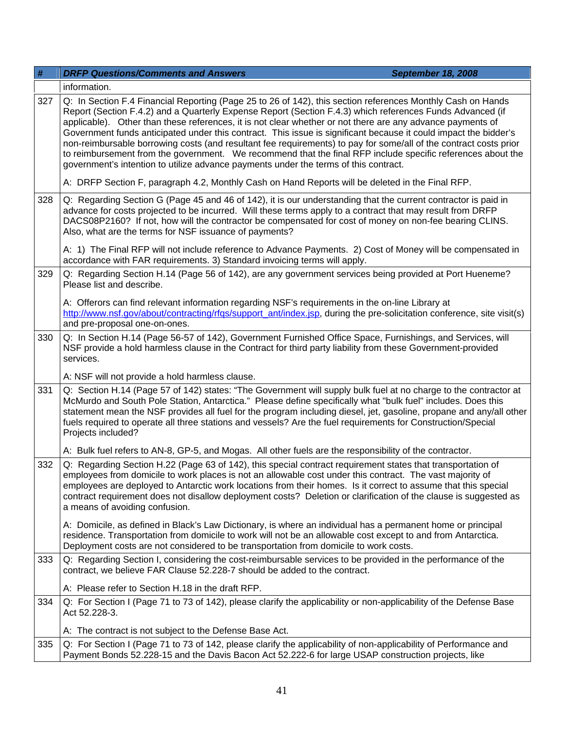| # | DRFP Questions/Comments and Answers September 18, 2008 |
|---|---|
| | information. |
| 327 | Q: In Section F.4 Financial Reporting (Page 25 to 26 of 142), this section references Monthly Cash on Hands Report (Section F.4.2) and a Quarterly Expense Report (Section F.4.3) which references Funds Advanced (if applicable). Other than these references, it is not clear whether or not there are any advance payments of Government funds anticipated under this contract. This issue is significant because it could impact the bidder's non-reimbursable borrowing costs (and resultant fee requirements) to pay for some/all of the contract costs prior to reimbursement from the government. We recommend that the final RFP include specific references about the government's intention to utilize advance payments under the terms of this contract.<br><br>A: DRFP Section F, paragraph 4.2, Monthly Cash on Hand Reports will be deleted in the Final RFP. |
| 328 | Q: Regarding Section G (Page 45 and 46 of 142), it is our understanding that the current contractor is paid in advance for costs projected to be incurred. Will these terms apply to a contract that may result from DRFP DACS08P2160? If not, how will the contractor be compensated for cost of money on non-fee bearing CLINS. Also, what are the terms for NSF issuance of payments?<br><br>A: 1) The Final RFP will not include reference to Advance Payments. 2) Cost of Money will be compensated in accordance with FAR requirements. 3) Standard invoicing terms will apply. |
| 329 | Q: Regarding Section H.14 (Page 56 of 142), are any government services being provided at Port Hueneme? Please list and describe.<br><br>A: Offerors can find relevant information regarding NSF's requirements in the on-line Library at http://www.nsf.gov/about/contracting/rfqs/support_ant/index.jsp, during the pre-solicitation conference, site visit(s) and pre-proposal one-on-ones. |
| 330 | Q: In Section H.14 (Page 56-57 of 142), Government Furnished Office Space, Furnishings, and Services, will NSF provide a hold harmless clause in the Contract for third party liability from these Government-provided services.<br><br>A: NSF will not provide a hold harmless clause. |
| 331 | Q: Section H.14 (Page 57 of 142) states: "The Government will supply bulk fuel at no charge to the contractor at McMurdo and South Pole Station, Antarctica." Please define specifically what "bulk fuel" includes. Does this statement mean the NSF provides all fuel for the program including diesel, jet, gasoline, propane and any/all other fuels required to operate all three stations and vessels? Are the fuel requirements for Construction/Special Projects included?<br><br>A: Bulk fuel refers to AN-8, GP-5, and Mogas. All other fuels are the responsibility of the contractor. |
| 332 | Q: Regarding Section H.22 (Page 63 of 142), this special contract requirement states that transportation of employees from domicile to work places is not an allowable cost under this contract. The vast majority of employees are deployed to Antarctic work locations from their homes. Is it correct to assume that this special contract requirement does not disallow deployment costs? Deletion or clarification of the clause is suggested as a means of avoiding confusion.<br><br>A: Domicile, as defined in Black's Law Dictionary, is where an individual has a permanent home or principal residence. Transportation from domicile to work will not be an allowable cost except to and from Antarctica. Deployment costs are not considered to be transportation from domicile to work costs. |
| 333 | Q: Regarding Section I, considering the cost-reimbursable services to be provided in the performance of the contract, we believe FAR Clause 52.228-7 should be added to the contract.<br><br>A: Please refer to Section H.18 in the draft RFP. |
| 334 | Q: For Section I (Page 71 to 73 of 142), please clarify the applicability or non-applicability of the Defense Base Act 52.228-3.<br><br>A: The contract is not subject to the Defense Base Act. |
| 335 | Q: For Section I (Page 71 to 73 of 142, please clarify the applicability of non-applicability of Performance and Payment Bonds 52.228-15 and the Davis Bacon Act 52.222-6 for large USAP construction projects, like |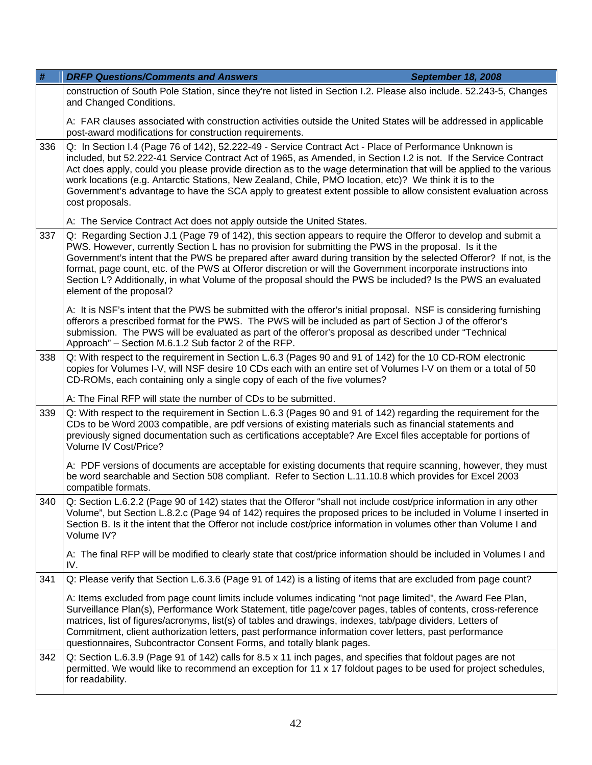| # | DRFP Questions/Comments and Answers September 18, 2008 |
|---|---|
| | construction of South Pole Station, since they're not listed in Section I.2. Please also include. 52.243-5, Changes and Changed Conditions.<br><br>A: FAR clauses associated with construction activities outside the United States will be addressed in applicable post-award modifications for construction requirements. |
| 336 | Q: In Section I.4 (Page 76 of 142), 52.222-49 - Service Contract Act - Place of Performance Unknown is included, but 52.222-41 Service Contract Act of 1965, as Amended, in Section I.2 is not. If the Service Contract Act does apply, could you please provide direction as to the wage determination that will be applied to the various work locations (e.g. Antarctic Stations, New Zealand, Chile, PMO location, etc)? We think it is to the Government's advantage to have the SCA apply to greatest extent possible to allow consistent evaluation across cost proposals.<br><br>A: The Service Contract Act does not apply outside the United States. |
| 337 | Q: Regarding Section J.1 (Page 79 of 142), this section appears to require the Offeror to develop and submit a PWS. However, currently Section L has no provision for submitting the PWS in the proposal. Is it the Government's intent that the PWS be prepared after award during transition by the selected Offeror? If not, is the format, page count, etc. of the PWS at Offeror discretion or will the Government incorporate instructions into Section L? Additionally, in what Volume of the proposal should the PWS be included? Is the PWS an evaluated element of the proposal?<br><br>A: It is NSF's intent that the PWS be submitted with the offeror's initial proposal. NSF is considering furnishing offerors a prescribed format for the PWS. The PWS will be included as part of Section J of the offeror's submission. The PWS will be evaluated as part of the offeror's proposal as described under "Technical Approach" – Section M.6.1.2 Sub factor 2 of the RFP. |
| 338 | Q: With respect to the requirement in Section L.6.3 (Pages 90 and 91 of 142) for the 10 CD-ROM electronic copies for Volumes I-V, will NSF desire 10 CDs each with an entire set of Volumes I-V on them or a total of 50 CD-ROMs, each containing only a single copy of each of the five volumes?<br><br>A: The Final RFP will state the number of CDs to be submitted. |
| 339 | Q: With respect to the requirement in Section L.6.3 (Pages 90 and 91 of 142) regarding the requirement for the CDs to be Word 2003 compatible, are pdf versions of existing materials such as financial statements and previously signed documentation such as certifications acceptable? Are Excel files acceptable for portions of Volume IV Cost/Price?<br><br>A: PDF versions of documents are acceptable for existing documents that require scanning, however, they must be word searchable and Section 508 compliant. Refer to Section L.11.10.8 which provides for Excel 2003 compatible formats. |
| 340 | Q: Section L.6.2.2 (Page 90 of 142) states that the Offeror "shall not include cost/price information in any other Volume", but Section L.8.2.c (Page 94 of 142) requires the proposed prices to be included in Volume I inserted in Section B. Is it the intent that the Offeror not include cost/price information in volumes other than Volume I and Volume IV?<br><br>A: The final RFP will be modified to clearly state that cost/price information should be included in Volumes I and IV. |
| 341 | Q: Please verify that Section L.6.3.6 (Page 91 of 142) is a listing of items that are excluded from page count?<br><br>A: Items excluded from page count limits include volumes indicating "not page limited", the Award Fee Plan, Surveillance Plan(s), Performance Work Statement, title page/cover pages, tables of contents, cross-reference matrices, list of figures/acronyms, list(s) of tables and drawings, indexes, tab/page dividers, Letters of Commitment, client authorization letters, past performance information cover letters, past performance questionnaires, Subcontractor Consent Forms, and totally blank pages. |
| 342 | Q: Section L.6.3.9 (Page 91 of 142) calls for 8.5 x 11 inch pages, and specifies that foldout pages are not permitted. We would like to recommend an exception for 11 x 17 foldout pages to be used for project schedules, for readability. |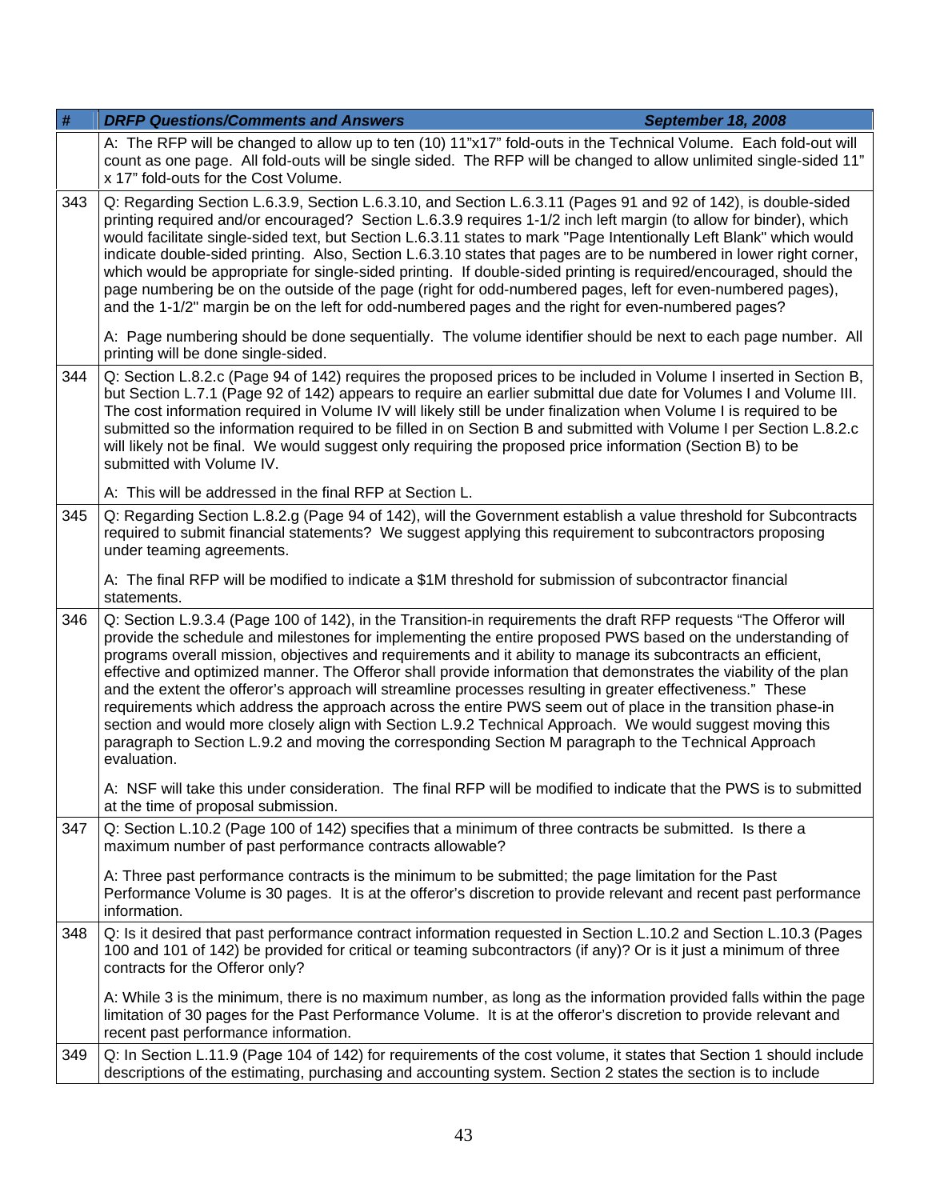| # | *DRFP Questions/Comments and Answers* *September 18, 2008* |
|---|---|
| | A: The RFP will be changed to allow up to ten (10) 11"x17" fold-outs in the Technical Volume. Each fold-out will count as one page. All fold-outs will be single sided. The RFP will be changed to allow unlimited single-sided 11" x 17" fold-outs for the Cost Volume. |
| 343 | Q: Regarding Section L.6.3.9, Section L.6.3.10, and Section L.6.3.11 (Pages 91 and 92 of 142), is double-sided printing required and/or encouraged? Section L.6.3.9 requires 1-1/2 inch left margin (to allow for binder), which would facilitate single-sided text, but Section L.6.3.11 states to mark "Page Intentionally Left Blank" which would indicate double-sided printing. Also, Section L.6.3.10 states that pages are to be numbered in lower right corner, which would be appropriate for single-sided printing. If double-sided printing is required/encouraged, should the page numbering be on the outside of the page (right for odd-numbered pages, left for even-numbered pages), and the 1-1/2" margin be on the left for odd-numbered pages and the right for even-numbered pages?<br><br>A: Page numbering should be done sequentially. The volume identifier should be next to each page number. All printing will be done single-sided. |
| 344 | Q: Section L.8.2.c (Page 94 of 142) requires the proposed prices to be included in Volume I inserted in Section B, but Section L.7.1 (Page 92 of 142) appears to require an earlier submittal due date for Volumes I and Volume III. The cost information required in Volume IV will likely still be under finalization when Volume I is required to be submitted so the information required to be filled in on Section B and submitted with Volume I per Section L.8.2.c will likely not be final. We would suggest only requiring the proposed price information (Section B) to be submitted with Volume IV.<br><br>A: This will be addressed in the final RFP at Section L. |
| 345 | Q: Regarding Section L.8.2.g (Page 94 of 142), will the Government establish a value threshold for Subcontracts required to submit financial statements? We suggest applying this requirement to subcontractors proposing under teaming agreements.<br><br>A: The final RFP will be modified to indicate a $1M threshold for submission of subcontractor financial statements. |
| 346 | Q: Section L.9.3.4 (Page 100 of 142), in the Transition-in requirements the draft RFP requests "The Offeror will provide the schedule and milestones for implementing the entire proposed PWS based on the understanding of programs overall mission, objectives and requirements and it ability to manage its subcontracts in an efficient, effective and optimized manner. The Offeror shall provide information that demonstrates the viability of the plan and the extent the offeror's approach will streamline processes resulting in greater effectiveness." These requirements which address the approach across the entire PWS seem out of place in the transition phase-in section and would more closely align with Section L.9.2 Technical Approach. We would suggest moving this paragraph to Section L.9.2 and moving the corresponding Section M paragraph to the Technical Approach evaluation.<br><br>A: NSF will take this under consideration. The final RFP will be modified to indicate that the PWS is to submitted at the time of proposal submission. |
| 347 | Q: Section L.10.2 (Page 100 of 142) specifies that a minimum of three contracts be submitted. Is there a maximum number of past performance contracts allowable?<br><br>A: Three past performance contracts is the minimum to be submitted; the page limitation for the Past Performance Volume is 30 pages. It is at the offeror's discretion to provide relevant and recent past performance information. |
| 348 | Q: Is it desired that past performance contract information requested in Section L.10.2 and Section L.10.3 (Pages 100 and 101 of 142) be provided for critical or teaming subcontractors (if any)? Or is it just a minimum of three contracts for the Offeror only?<br><br>A: While 3 is the minimum, there is no maximum number, as long as the information provided falls within the page limitation of 30 pages for the Past Performance Volume. It is at the offeror's discretion to provide relevant and recent past performance information. |
| 349 | Q: In Section L.11.9 (Page 104 of 142) for requirements of the cost volume, it states that Section 1 should include descriptions of the estimating, purchasing and accounting system. Section 2 states the section is to include |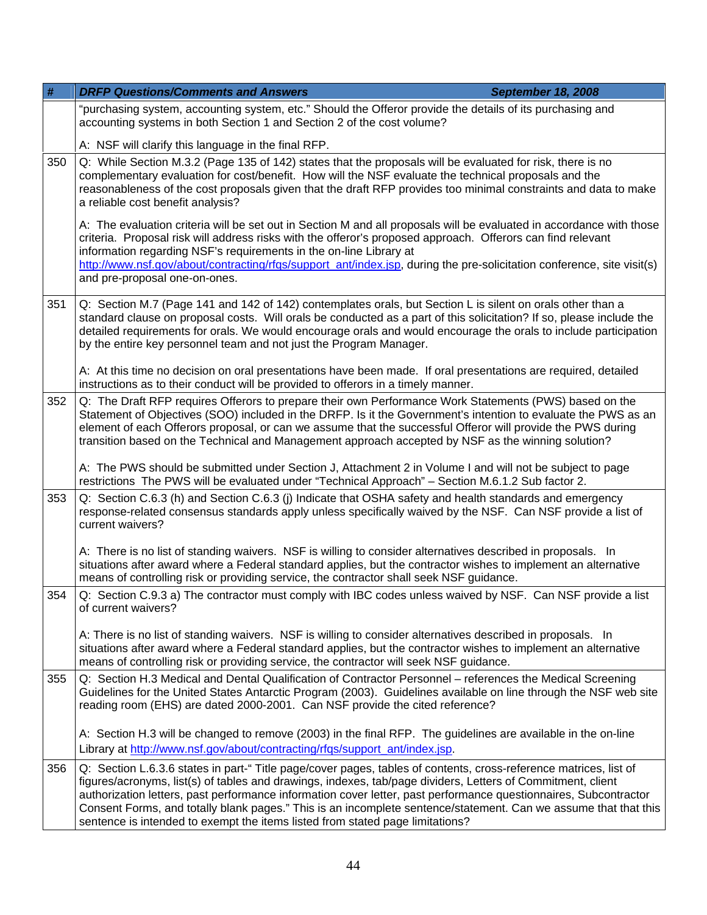| # | DRFP Questions/Comments and Answers September 18, 2008 |
|---|---|
| | "purchasing system, accounting system, etc." Should the Offeror provide the details of its purchasing and accounting systems in both Section 1 and Section 2 of the cost volume?<br><br>A: NSF will clarify this language in the final RFP. |
| 350 | Q: While Section M.3.2 (Page 135 of 142) states that the proposals will be evaluated for risk, there is no complementary evaluation for cost/benefit. How will the NSF evaluate the technical proposals and the reasonableness of the cost proposals given that the draft RFP provides too minimal constraints and data to make a reliable cost benefit analysis?<br><br>A: The evaluation criteria will be set out in Section M and all proposals will be evaluated in accordance with those criteria. Proposal risk will address risks with the offeror's proposed approach. Offerors can find relevant information regarding NSF's requirements in the on-line Library at http://www.nsf.gov/about/contracting/rfqs/support_ant/index.jsp, during the pre-solicitation conference, site visit(s) and pre-proposal one-on-ones. |
| 351 | Q: Section M.7 (Page 141 and 142 of 142) contemplates orals, but Section L is silent on orals other than a standard clause on proposal costs. Will orals be conducted as a part of this solicitation? If so, please include the detailed requirements for orals. We would encourage orals and would encourage the orals to include participation by the entire key personnel team and not just the Program Manager.<br><br>A: At this time no decision on oral presentations have been made. If oral presentations are required, detailed instructions as to their conduct will be provided to offerors in a timely manner. |
| 352 | Q: The Draft RFP requires Offerors to prepare their own Performance Work Statements (PWS) based on the Statement of Objectives (SOO) included in the DRFP. Is it the Government's intention to evaluate the PWS as an element of each Offerors proposal, or can we assume that the successful Offeror will provide the PWS during transition based on the Technical and Management approach accepted by NSF as the winning solution?<br><br>A: The PWS should be submitted under Section J, Attachment 2 in Volume I and will not be subject to page restrictions The PWS will be evaluated under "Technical Approach" – Section M.6.1.2 Sub factor 2. |
| 353 | Q: Section C.6.3 (h) and Section C.6.3 (j) Indicate that OSHA safety and health standards and emergency response-related consensus standards apply unless specifically waived by the NSF. Can NSF provide a list of current waivers?<br><br>A: There is no list of standing waivers. NSF is willing to consider alternatives described in proposals. In situations after award where a Federal standard applies, but the contractor wishes to implement an alternative means of controlling risk or providing service, the contractor shall seek NSF guidance. |
| 354 | Q: Section C.9.3 a) The contractor must comply with IBC codes unless waived by NSF. Can NSF provide a list of current waivers?<br><br>A: There is no list of standing waivers. NSF is willing to consider alternatives described in proposals. In situations after award where a Federal standard applies, but the contractor wishes to implement an alternative means of controlling risk or providing service, the contractor will seek NSF guidance. |
| 355 | Q: Section H.3 Medical and Dental Qualification of Contractor Personnel – references the Medical Screening Guidelines for the United States Antarctic Program (2003). Guidelines available on line through the NSF web site reading room (EHS) are dated 2000-2001. Can NSF provide the cited reference?<br><br>A: Section H.3 will be changed to remove (2003) in the final RFP. The guidelines are available in the on-line Library at http://www.nsf.gov/about/contracting/rfqs/support_ant/index.jsp. |
| 356 | Q: Section L.6.3.6 states in part-" Title page/cover pages, tables of contents, cross-reference matrices, list of figures/acronyms, list(s) of tables and drawings, indexes, tab/page dividers, Letters of Commitment, client authorization letters, past performance information cover letter, past performance questionnaires, Subcontractor Consent Forms, and totally blank pages." This is an incomplete sentence/statement. Can we assume that that this sentence is intended to exempt the items listed from stated page limitations? |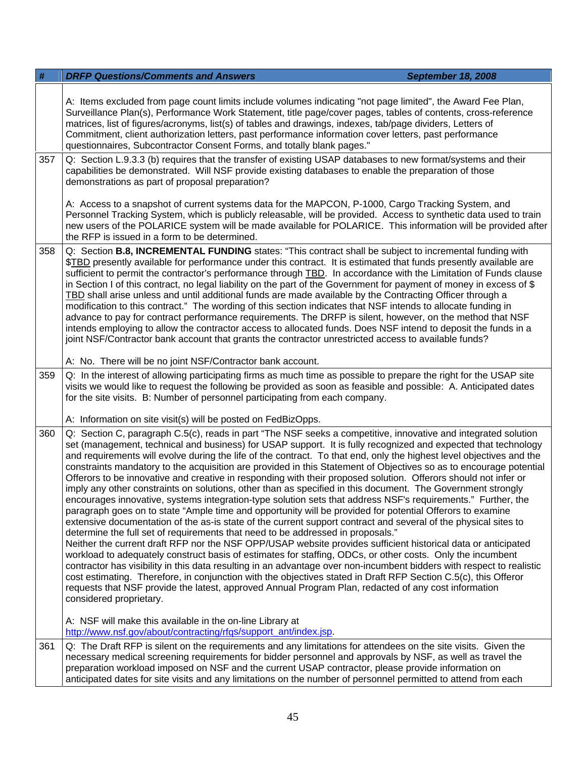| # | DRFP Questions/Comments and Answers September 18, 2008 |
|---|---|
| | A: Items excluded from page count limits include volumes indicating "not page limited", the Award Fee Plan, Surveillance Plan(s), Performance Work Statement, title page/cover pages, tables of contents, cross-reference matrices, list of figures/acronyms, list(s) of tables and drawings, indexes, tab/page dividers, Letters of Commitment, client authorization letters, past performance information cover letters, past performance questionnaires, Subcontractor Consent Forms, and totally blank pages." |
| 357 | Q: Section L.9.3.3 (b) requires that the transfer of existing USAP databases to new format/systems and their capabilities be demonstrated. Will NSF provide existing databases to enable the preparation of those demonstrations as part of proposal preparation?<br><br>A: Access to a snapshot of current systems data for the MAPCON, P-1000, Cargo Tracking System, and Personnel Tracking System, which is publicly releasable, will be provided. Access to synthetic data used to train new users of the POLARICE system will be made available for POLARICE. This information will be provided after the RFP is issued in a form to be determined. |
| 358 | Q: Section **B.8, INCREMENTAL FUNDING** states: "This contract shall be subject to incremental funding with $TBD presently available for performance under this contract. It is estimated that funds presently available are sufficient to permit the contractor's performance through TBD. In accordance with the Limitation of Funds clause in Section I of this contract, no legal liability on the part of the Government for payment of money in excess of $ TBD shall arise unless and until additional funds are made available by the Contracting Officer through a modification to this contract." The wording of this section indicates that NSF intends to allocate funding in advance to pay for contract performance requirements. The DRFP is silent, however, on the method that NSF intends employing to allow the contractor access to allocated funds. Does NSF intend to deposit the funds in a joint NSF/Contractor bank account that grants the contractor unrestricted access to available funds?<br><br>A: No. There will be no joint NSF/Contractor bank account. |
| 359 | Q: In the interest of allowing participating firms as much time as possible to prepare the right for the USAP site visits we would like to request the following be provided as soon as feasible and possible: A. Anticipated dates for the site visits. B: Number of personnel participating from each company.<br><br>A: Information on site visit(s) will be posted on FedBizOpps. |
| 360 | Q: Section C, paragraph C.5(c), reads in part "The NSF seeks a competitive, innovative and integrated solution set (management, technical and business) for USAP support. It is fully recognized and expected that technology and requirements will evolve during the life of the contract. To that end, only the highest level objectives and the constraints mandatory to the acquisition are provided in this Statement of Objectives so as to encourage potential Offerors to be innovative and creative in responding with their proposed solution. Offerors should not infer or imply any other constraints on solutions, other than as specified in this document. The Government strongly encourages innovative, systems integration-type solution sets that address NSF's requirements." Further, the paragraph goes on to state "Ample time and opportunity will be provided for potential Offerors to examine extensive documentation of the as-is state of the current support contract and several of the physical sites to determine the full set of requirements that need to be addressed in proposals."<br>Neither the current draft RFP nor the NSF OPP/USAP website provides sufficient historical data or anticipated workload to adequately construct basis of estimates for staffing, ODCs, or other costs. Only the incumbent contractor has visibility in this data resulting in an advantage over non-incumbent bidders with respect to realistic cost estimating. Therefore, in conjunction with the objectives stated in Draft RFP Section C.5(c), this Offeror requests that NSF provide the latest, approved Annual Program Plan, redacted of any cost information considered proprietary.<br><br>A: NSF will make this available in the on-line Library at http://www.nsf.gov/about/contracting/rfqs/support_ant/index.jsp. |
| 361 | Q: The Draft RFP is silent on the requirements and any limitations for attendees on the site visits. Given the necessary medical screening requirements for bidder personnel and approvals by NSF, as well as travel the preparation workload imposed on NSF and the current USAP contractor, please provide information on anticipated dates for site visits and any limitations on the number of personnel permitted to attend from each |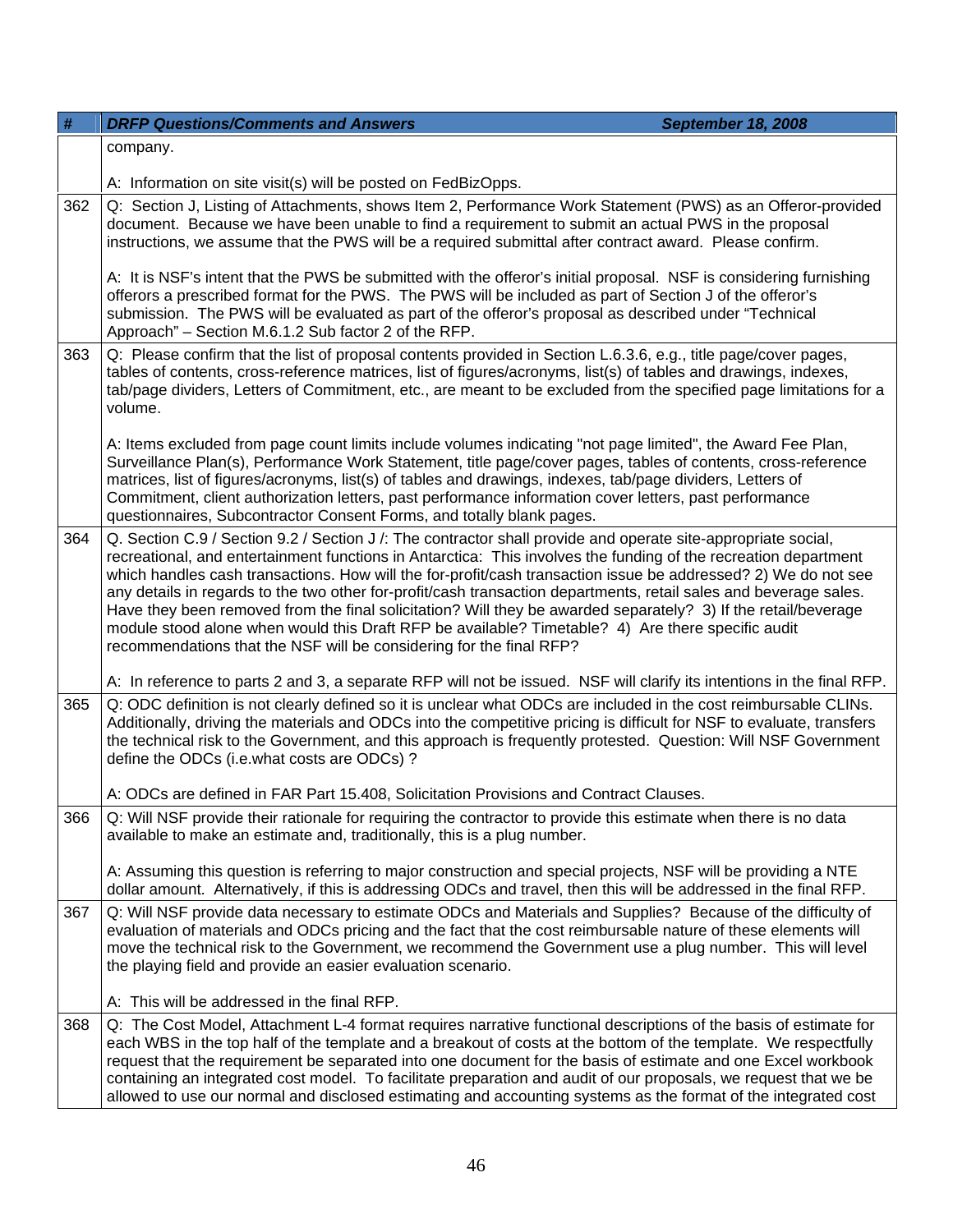| # | DRFP Questions/Comments and Answers September 18, 2008 |
|---|---|
| | company.<br><br>A: Information on site visit(s) will be posted on FedBizOpps. |
| 362 | Q: Section J, Listing of Attachments, shows Item 2, Performance Work Statement (PWS) as an Offeror-provided document. Because we have been unable to find a requirement to submit an actual PWS in the proposal instructions, we assume that the PWS will be a required submittal after contract award. Please confirm.<br><br>A: It is NSF's intent that the PWS be submitted with the offeror's initial proposal. NSF is considering furnishing offerors a prescribed format for the PWS. The PWS will be included as part of Section J of the offeror's submission. The PWS will be evaluated as part of the offeror's proposal as described under "Technical Approach" – Section M.6.1.2 Sub factor 2 of the RFP. |
| 363 | Q: Please confirm that the list of proposal contents provided in Section L.6.3.6, e.g., title page/cover pages, tables of contents, cross-reference matrices, list of figures/acronyms, list(s) of tables and drawings, indexes, tab/page dividers, Letters of Commitment, etc., are meant to be excluded from the specified page limitations for a volume.<br><br>A: Items excluded from page count limits include volumes indicating "not page limited", the Award Fee Plan, Surveillance Plan(s), Performance Work Statement, title page/cover pages, tables of contents, cross-reference matrices, list of figures/acronyms, list(s) of tables and drawings, indexes, tab/page dividers, Letters of Commitment, client authorization letters, past performance information cover letters, past performance questionnaires, Subcontractor Consent Forms, and totally blank pages. |
| 364 | Q. Section C.9 / Section 9.2 / Section J /: The contractor shall provide and operate site-appropriate social, recreational, and entertainment functions in Antarctica: This involves the funding of the recreation department which handles cash transactions. How will the for-profit/cash transaction issue be addressed? 2) We do not see any details in regards to the two other for-profit/cash transaction departments, retail sales and beverage sales. Have they been removed from the final solicitation? Will they be awarded separately? 3) If the retail/beverage module stood alone when would this Draft RFP be available? Timetable? 4) Are there specific audit recommendations that the NSF will be considering for the final RFP?<br><br>A: In reference to parts 2 and 3, a separate RFP will not be issued. NSF will clarify its intentions in the final RFP. |
| 365 | Q: ODC definition is not clearly defined so it is unclear what ODCs are included in the cost reimbursable CLINs. Additionally, driving the materials and ODCs into the competitive pricing is difficult for NSF to evaluate, transfers the technical risk to the Government, and this approach is frequently protested. Question: Will NSF Government define the ODCs (i.e.what costs are ODCs) ?<br><br>A: ODCs are defined in FAR Part 15.408, Solicitation Provisions and Contract Clauses. |
| 366 | Q: Will NSF provide their rationale for requiring the contractor to provide this estimate when there is no data available to make an estimate and, traditionally, this is a plug number.<br><br>A: Assuming this question is referring to major construction and special projects, NSF will be providing a NTE dollar amount. Alternatively, if this is addressing ODCs and travel, then this will be addressed in the final RFP. |
| 367 | Q: Will NSF provide data necessary to estimate ODCs and Materials and Supplies? Because of the difficulty of evaluation of materials and ODCs pricing and the fact that the cost reimbursable nature of these elements will move the technical risk to the Government, we recommend the Government use a plug number. This will level the playing field and provide an easier evaluation scenario.<br><br>A: This will be addressed in the final RFP. |
| 368 | Q: The Cost Model, Attachment L-4 format requires narrative functional descriptions of the basis of estimate for each WBS in the top half of the template and a breakout of costs at the bottom of the template. We respectfully request that the requirement be separated into one document for the basis of estimate and one Excel workbook containing an integrated cost model. To facilitate preparation and audit of our proposals, we request that we be allowed to use our normal and disclosed estimating and accounting systems as the format of the integrated cost |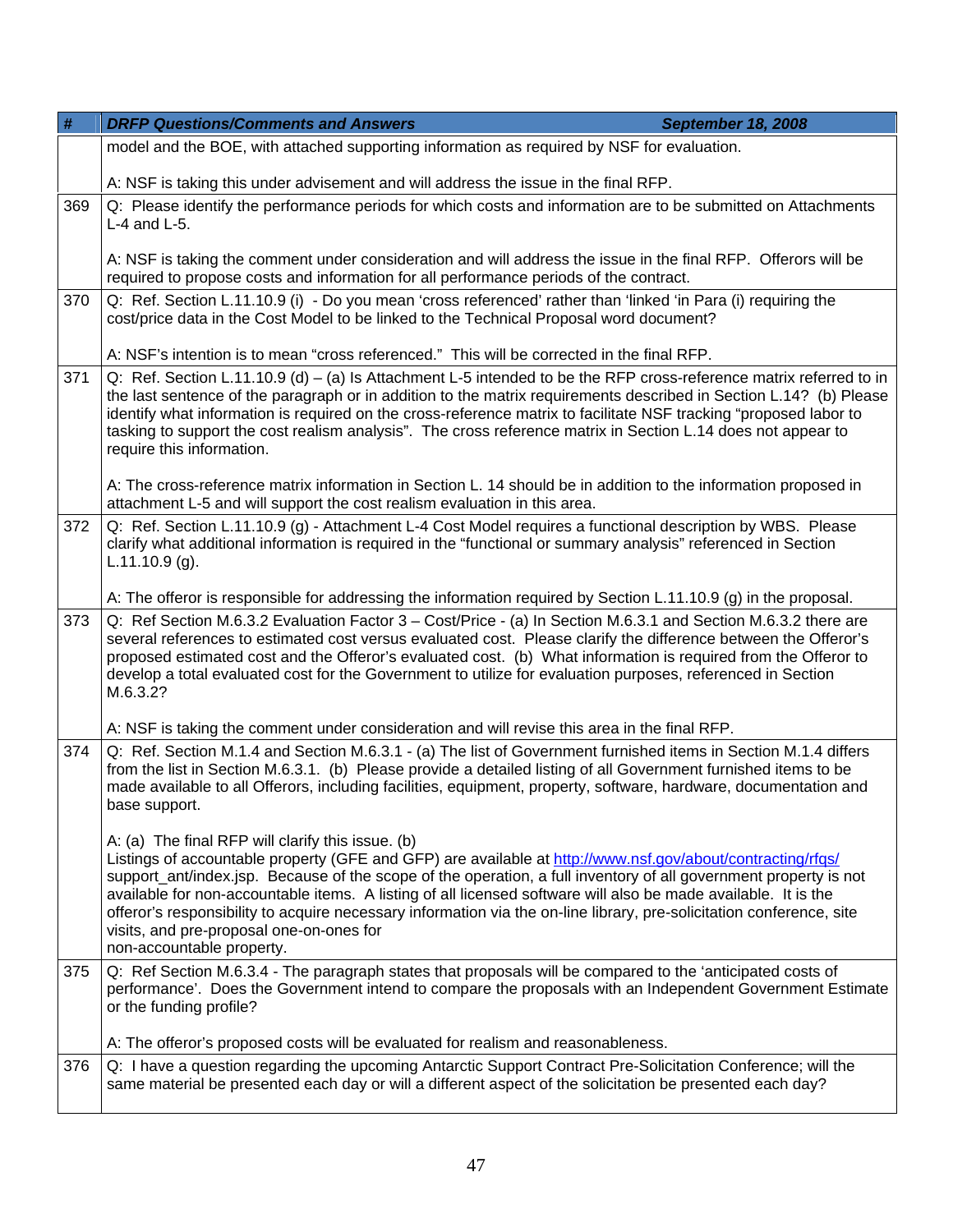| # | DRFP Questions/Comments and Answers September 18, 2008 |
|---|---|
| | model and the BOE, with attached supporting information as required by NSF for evaluation.<br><br>A: NSF is taking this under advisement and will address the issue in the final RFP. |
| 369 | Q: Please identify the performance periods for which costs and information are to be submitted on Attachments L-4 and L-5.<br><br>A: NSF is taking the comment under consideration and will address the issue in the final RFP. Offerors will be required to propose costs and information for all performance periods of the contract. |
| 370 | Q: Ref. Section L.11.10.9 (i) - Do you mean 'cross referenced' rather than 'linked 'in Para (i) requiring the cost/price data in the Cost Model to be linked to the Technical Proposal word document?<br><br>A: NSF's intention is to mean "cross referenced." This will be corrected in the final RFP. |
| 371 | Q: Ref. Section L.11.10.9 (d) – (a) Is Attachment L-5 intended to be the RFP cross-reference matrix referred to in the last sentence of the paragraph or in addition to the matrix requirements described in Section L.14? (b) Please identify what information is required on the cross-reference matrix to facilitate NSF tracking "proposed labor to tasking to support the cost realism analysis". The cross reference matrix in Section L.14 does not appear to require this information.<br><br>A: The cross-reference matrix information in Section L. 14 should be in addition to the information proposed in attachment L-5 and will support the cost realism evaluation in this area. |
| 372 | Q: Ref. Section L.11.10.9 (g) - Attachment L-4 Cost Model requires a functional description by WBS. Please clarify what additional information is required in the "functional or summary analysis" referenced in Section L.11.10.9 (g).<br><br>A: The offeror is responsible for addressing the information required by Section L.11.10.9 (g) in the proposal. |
| 373 | Q: Ref Section M.6.3.2 Evaluation Factor 3 – Cost/Price - (a) In Section M.6.3.1 and Section M.6.3.2 there are several references to estimated cost versus evaluated cost. Please clarify the difference between the Offeror's proposed estimated cost and the Offeror's evaluated cost. (b) What information is required from the Offeror to develop a total evaluated cost for the Government to utilize for evaluation purposes, referenced in Section M.6.3.2?<br><br>A: NSF is taking the comment under consideration and will revise this area in the final RFP. |
| 374 | Q: Ref. Section M.1.4 and Section M.6.3.1 - (a) The list of Government furnished items in Section M.1.4 differs from the list in Section M.6.3.1. (b) Please provide a detailed listing of all Government furnished items to be made available to all Offerors, including facilities, equipment, property, software, hardware, documentation and base support.<br><br>A: (a) The final RFP will clarify this issue. (b)<br>Listings of accountable property (GFE and GFP) are available at http://www.nsf.gov/about/contracting/rfqs/support_ant/index.jsp. Because of the scope of the operation, a full inventory of all government property is not available for non-accountable items. A listing of all licensed software will also be made available. It is the offeror's responsibility to acquire necessary information via the on-line library, pre-solicitation conference, site visits, and pre-proposal one-on-ones for<br>non-accountable property. |
| 375 | Q: Ref Section M.6.3.4 - The paragraph states that proposals will be compared to the 'anticipated costs of performance'. Does the Government intend to compare the proposals with an Independent Government Estimate or the funding profile?<br><br>A: The offeror's proposed costs will be evaluated for realism and reasonableness. |
| 376 | Q: I have a question regarding the upcoming Antarctic Support Contract Pre-Solicitation Conference; will the same material be presented each day or will a different aspect of the solicitation be presented each day? |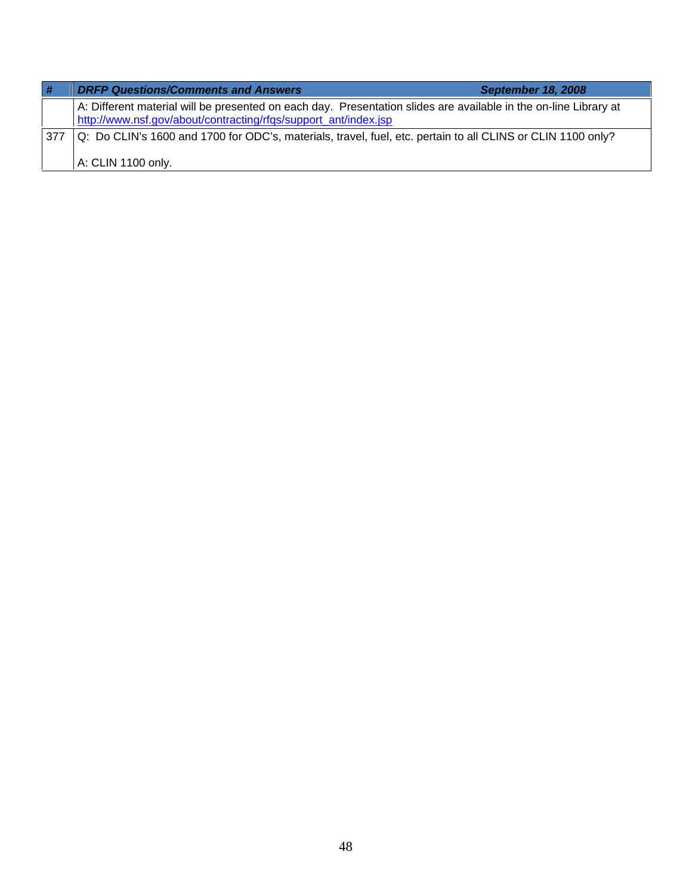| # | DRFP Questions/Comments and Answers September 18, 2008 |
|---|---|
| | A: Different material will be presented on each day. Presentation slides are available in the on-line Library at http://www.nsf.gov/about/contracting/rfqs/support_ant/index.jsp |
| 377 | Q: Do CLIN's 1600 and 1700 for ODC's, materials, travel, fuel, etc. pertain to all CLINS or CLIN 1100 only?<br><br>A: CLIN 1100 only. |